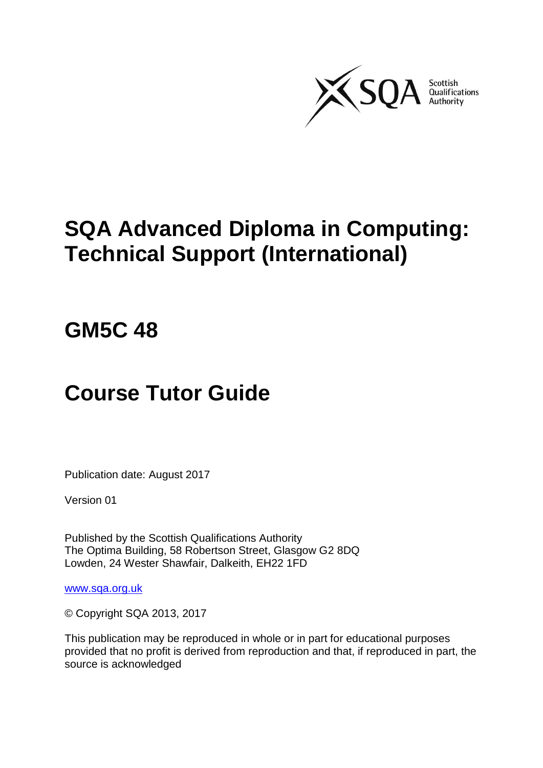# SQA Advanced Diploma in Computing: Technical Support (International)

# GM5C 48

# Course Tutor Guide

Publication date: August 2017

Version 01

Published by the Scottish Qualifications Authority
The Optima Building, 58 Robertson Street, Glasgow G2 8DQ
Lowden, 24 Wester Shawfair, Dalkeith, EH22 1FD

www.sqa.org.uk

© Copyright SQA 2013, 2017

This publication may be reproduced in whole or in part for educational purposes provided that no profit is derived from reproduction and that, if reproduced in part, the source is acknowledged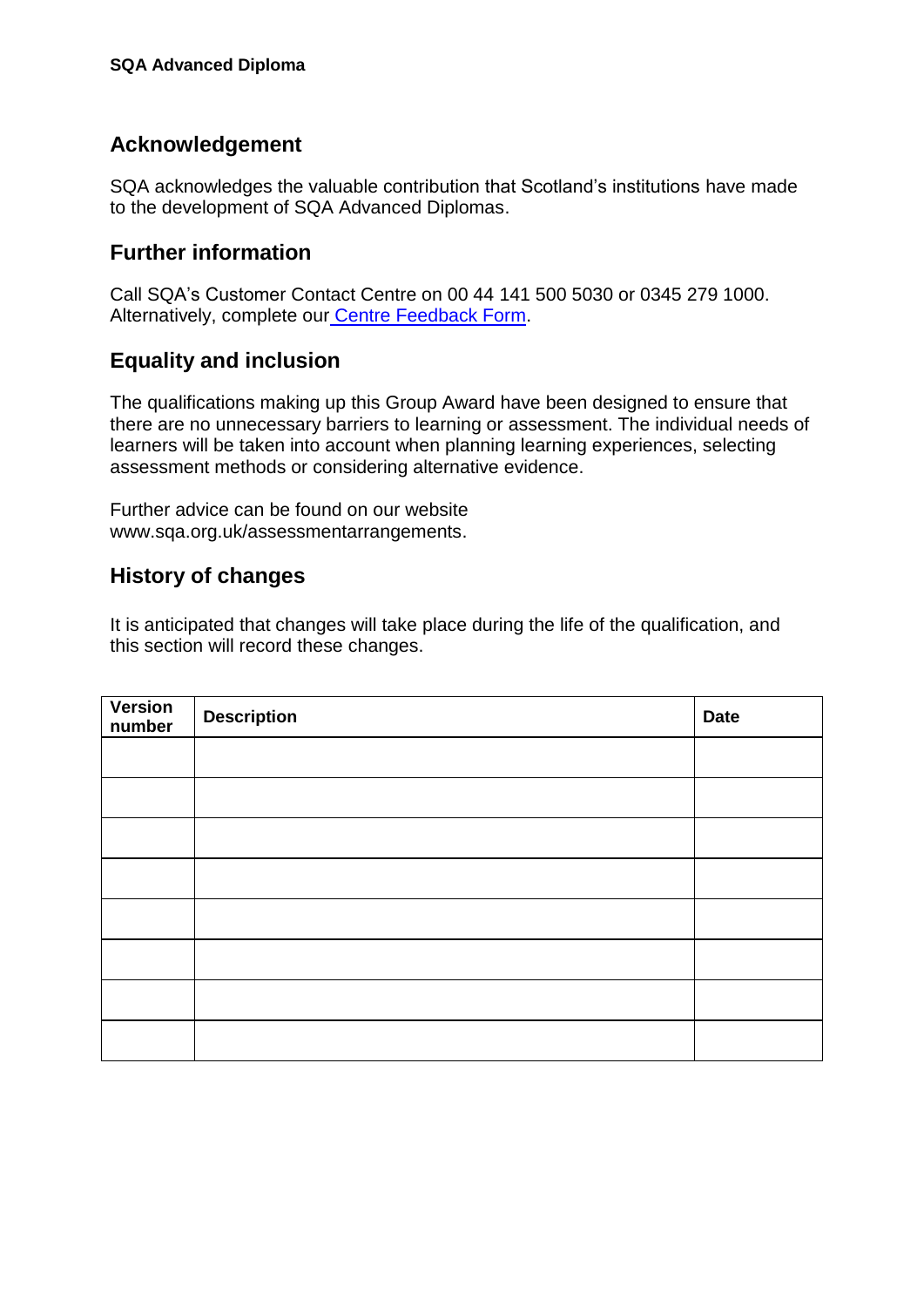## Acknowledgement

SQA acknowledges the valuable contribution that Scotland's institutions have made to the development of SQA Advanced Diplomas.

## Further information

Call SQA's Customer Contact Centre on 00 44 141 500 5030 or 0345 279 1000. Alternatively, complete our Centre Feedback Form.

## Equality and inclusion

The qualifications making up this Group Award have been designed to ensure that there are no unnecessary barriers to learning or assessment. The individual needs of learners will be taken into account when planning learning experiences, selecting assessment methods or considering alternative evidence.

Further advice can be found on our website www.sqa.org.uk/assessmentarrangements.

## History of changes

It is anticipated that changes will take place during the life of the qualification, and this section will record these changes.

| Version number | Description | Date |
|---|---|---|
| | | |
| | | |
| | | |
| | | |
| | | |
| | | |
| | | |
| | | |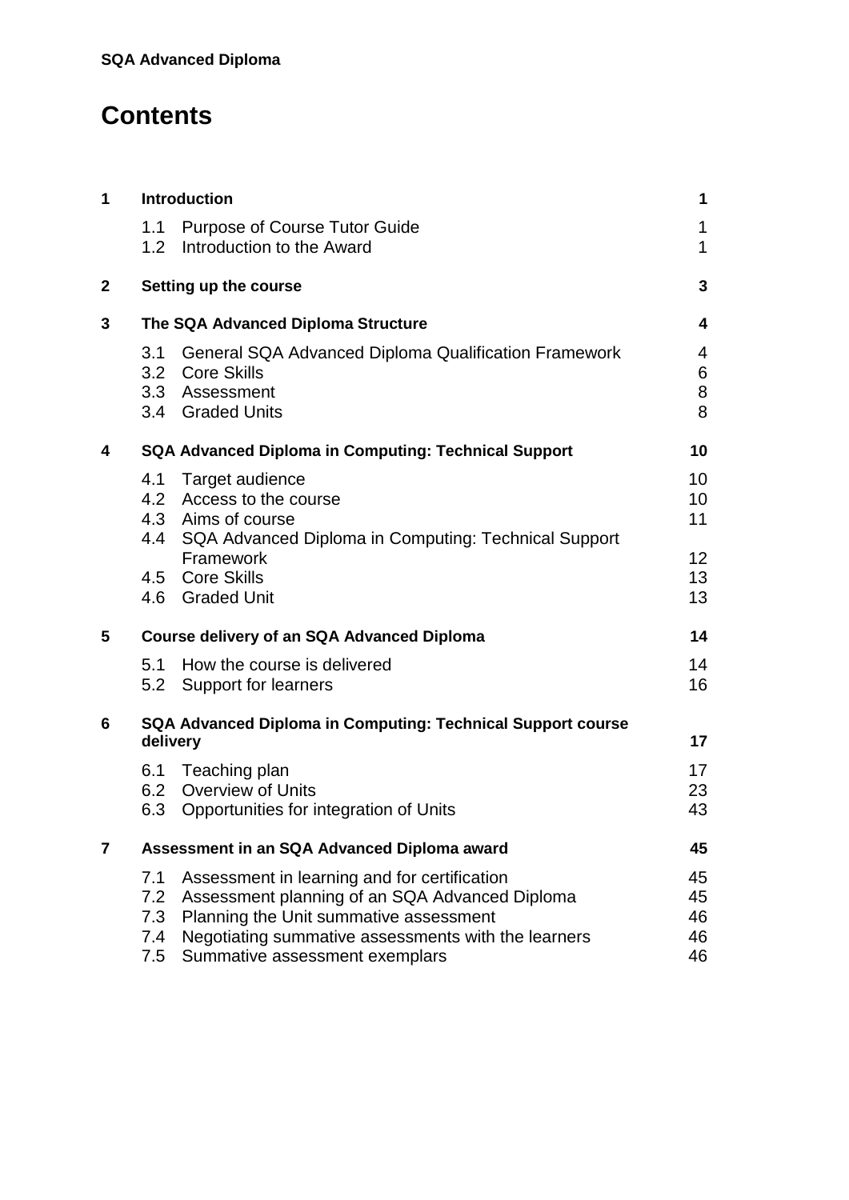# Contents

| | | |
|---|---|---|
| **1** | **Introduction** | **1** |
| | 1.1 Purpose of Course Tutor Guide | 1 |
| | 1.2 Introduction to the Award | 1 |
| **2** | **Setting up the course** | **3** |
| **3** | **The SQA Advanced Diploma Structure** | **4** |
| | 3.1 General SQA Advanced Diploma Qualification Framework | 4 |
| | 3.2 Core Skills | 6 |
| | 3.3 Assessment | 8 |
| | 3.4 Graded Units | 8 |
| **4** | **SQA Advanced Diploma in Computing: Technical Support** | **10** |
| | 4.1 Target audience | 10 |
| | 4.2 Access to the course | 10 |
| | 4.3 Aims of course | 11 |
| | 4.4 SQA Advanced Diploma in Computing: Technical Support Framework | 12 |
| | 4.5 Core Skills | 13 |
| | 4.6 Graded Unit | 13 |
| **5** | **Course delivery of an SQA Advanced Diploma** | **14** |
| | 5.1 How the course is delivered | 14 |
| | 5.2 Support for learners | 16 |
| **6** | **SQA Advanced Diploma in Computing: Technical Support course delivery** | **17** |
| | 6.1 Teaching plan | 17 |
| | 6.2 Overview of Units | 23 |
| | 6.3 Opportunities for integration of Units | 43 |
| **7** | **Assessment in an SQA Advanced Diploma award** | **45** |
| | 7.1 Assessment in learning and for certification | 45 |
| | 7.2 Assessment planning of an SQA Advanced Diploma | 45 |
| | 7.3 Planning the Unit summative assessment | 46 |
| | 7.4 Negotiating summative assessments with the learners | 46 |
| | 7.5 Summative assessment exemplars | 46 |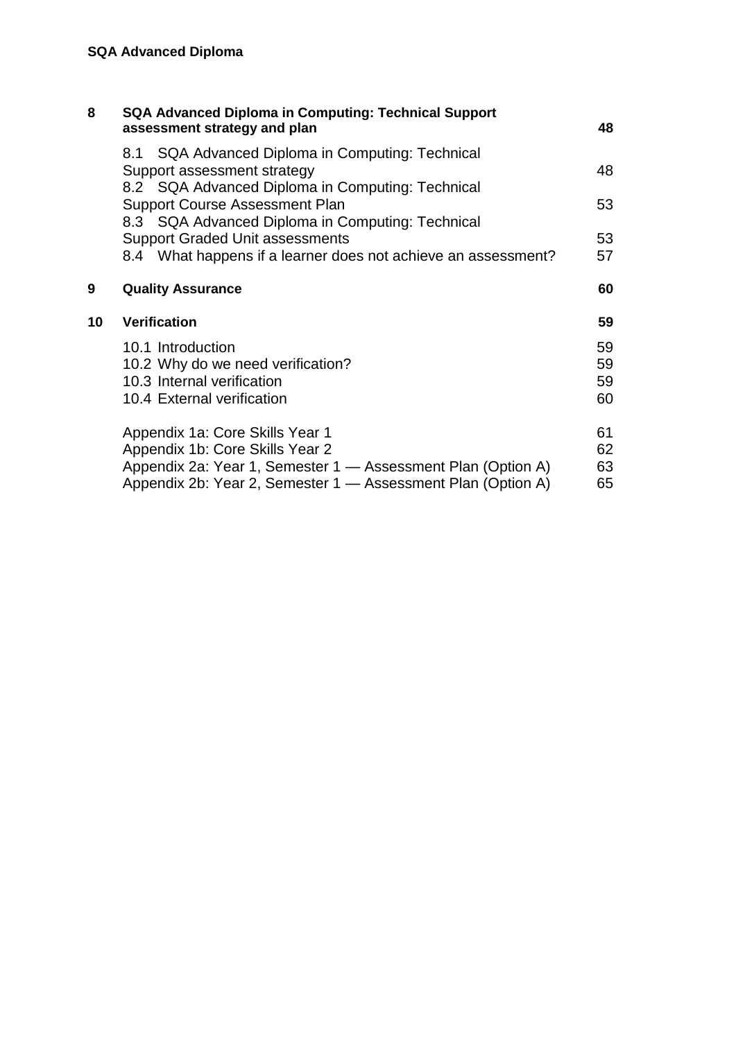| | | |
|---|---|---|
| **8** | **SQA Advanced Diploma in Computing: Technical Support assessment strategy and plan** | **48** |
| | 8.1 SQA Advanced Diploma in Computing: Technical Support assessment strategy | 48 |
| | 8.2 SQA Advanced Diploma in Computing: Technical Support Course Assessment Plan | 53 |
| | 8.3 SQA Advanced Diploma in Computing: Technical Support Graded Unit assessments | 53 |
| | 8.4 What happens if a learner does not achieve an assessment? | 57 |
| **9** | **Quality Assurance** | **60** |
| **10** | **Verification** | **59** |
| | 10.1 Introduction | 59 |
| | 10.2 Why do we need verification? | 59 |
| | 10.3 Internal verification | 59 |
| | 10.4 External verification | 60 |
| | Appendix 1a: Core Skills Year 1 | 61 |
| | Appendix 1b: Core Skills Year 2 | 62 |
| | Appendix 2a: Year 1, Semester 1 — Assessment Plan (Option A) | 63 |
| | Appendix 2b: Year 2, Semester 1 — Assessment Plan (Option A) | 65 |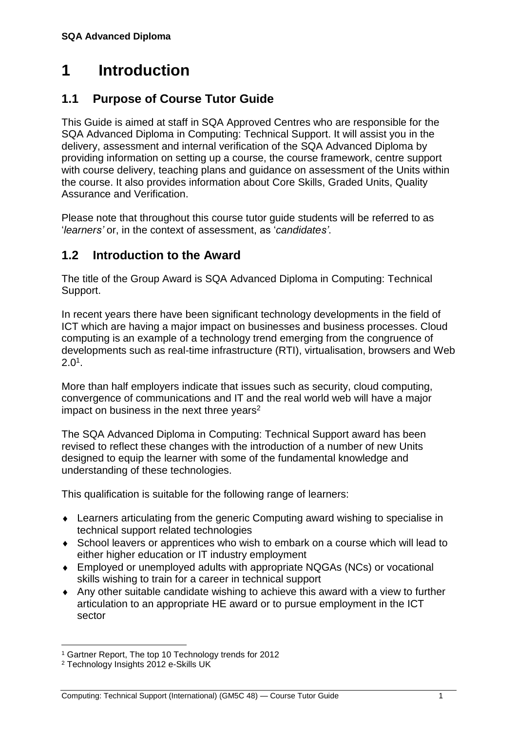# 1 Introduction

## 1.1 Purpose of Course Tutor Guide

This Guide is aimed at staff in SQA Approved Centres who are responsible for the SQA Advanced Diploma in Computing: Technical Support. It will assist you in the delivery, assessment and internal verification of the SQA Advanced Diploma by providing information on setting up a course, the course framework, centre support with course delivery, teaching plans and guidance on assessment of the Units within the course. It also provides information about Core Skills, Graded Units, Quality Assurance and Verification.

Please note that throughout this course tutor guide students will be referred to as '*learners*' or, in the context of assessment, as '*candidates*'.

## 1.2 Introduction to the Award

The title of the Group Award is SQA Advanced Diploma in Computing: Technical Support.

In recent years there have been significant technology developments in the field of ICT which are having a major impact on businesses and business processes. Cloud computing is an example of a technology trend emerging from the congruence of developments such as real-time infrastructure (RTI), virtualisation, browsers and Web 2.0[1].

More than half employers indicate that issues such as security, cloud computing, convergence of communications and IT and the real world web will have a major impact on business in the next three years[2]

The SQA Advanced Diploma in Computing: Technical Support award has been revised to reflect these changes with the introduction of a number of new Units designed to equip the learner with some of the fundamental knowledge and understanding of these technologies.

This qualification is suitable for the following range of learners:

- Learners articulating from the generic Computing award wishing to specialise in technical support related technologies
- School leavers or apprentices who wish to embark on a course which will lead to either higher education or IT industry employment
- Employed or unemployed adults with appropriate NQGAs (NCs) or vocational skills wishing to train for a career in technical support
- Any other suitable candidate wishing to achieve this award with a view to further articulation to an appropriate HE award or to pursue employment in the ICT sector

---

[1] Gartner Report, The top 10 Technology trends for 2012

[2] Technology Insights 2012 e-Skills UK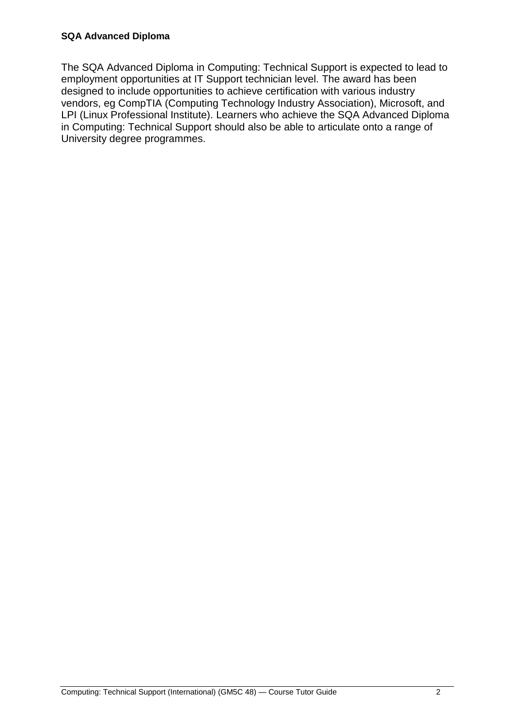**SQA Advanced Diploma**

The SQA Advanced Diploma in Computing: Technical Support is expected to lead to employment opportunities at IT Support technician level. The award has been designed to include opportunities to achieve certification with various industry vendors, eg CompTIA (Computing Technology Industry Association), Microsoft, and LPI (Linux Professional Institute). Learners who achieve the SQA Advanced Diploma in Computing: Technical Support should also be able to articulate onto a range of University degree programmes.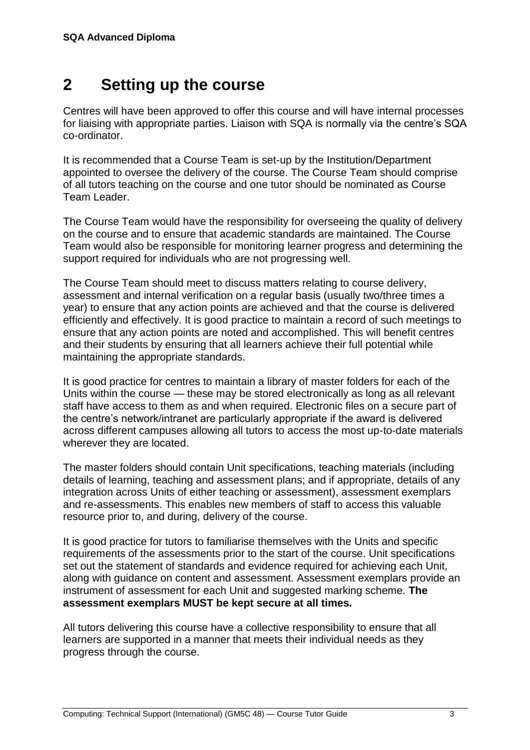## 2 Setting up the course

Centres will have been approved to offer this course and will have internal processes for liaising with appropriate parties. Liaison with SQA is normally via the centre's SQA co-ordinator.

It is recommended that a Course Team is set-up by the Institution/Department appointed to oversee the delivery of the course. The Course Team should comprise of all tutors teaching on the course and one tutor should be nominated as Course Team Leader.

The Course Team would have the responsibility for overseeing the quality of delivery on the course and to ensure that academic standards are maintained. The Course Team would also be responsible for monitoring learner progress and determining the support required for individuals who are not progressing well.

The Course Team should meet to discuss matters relating to course delivery, assessment and internal verification on a regular basis (usually two/three times a year) to ensure that any action points are achieved and that the course is delivered efficiently and effectively. It is good practice to maintain a record of such meetings to ensure that any action points are noted and accomplished. This will benefit centres and their students by ensuring that all learners achieve their full potential while maintaining the appropriate standards.

It is good practice for centres to maintain a library of master folders for each of the Units within the course — these may be stored electronically as long as all relevant staff have access to them as and when required. Electronic files on a secure part of the centre's network/intranet are particularly appropriate if the award is delivered across different campuses allowing all tutors to access the most up-to-date materials wherever they are located.

The master folders should contain Unit specifications, teaching materials (including details of learning, teaching and assessment plans; and if appropriate, details of any integration across Units of either teaching or assessment), assessment exemplars and re-assessments. This enables new members of staff to access this valuable resource prior to, and during, delivery of the course.

It is good practice for tutors to familiarise themselves with the Units and specific requirements of the assessments prior to the start of the course. Unit specifications set out the statement of standards and evidence required for achieving each Unit, along with guidance on content and assessment. Assessment exemplars provide an instrument of assessment for each Unit and suggested marking scheme. **The assessment exemplars MUST be kept secure at all times.**

All tutors delivering this course have a collective responsibility to ensure that all learners are supported in a manner that meets their individual needs as they progress through the course.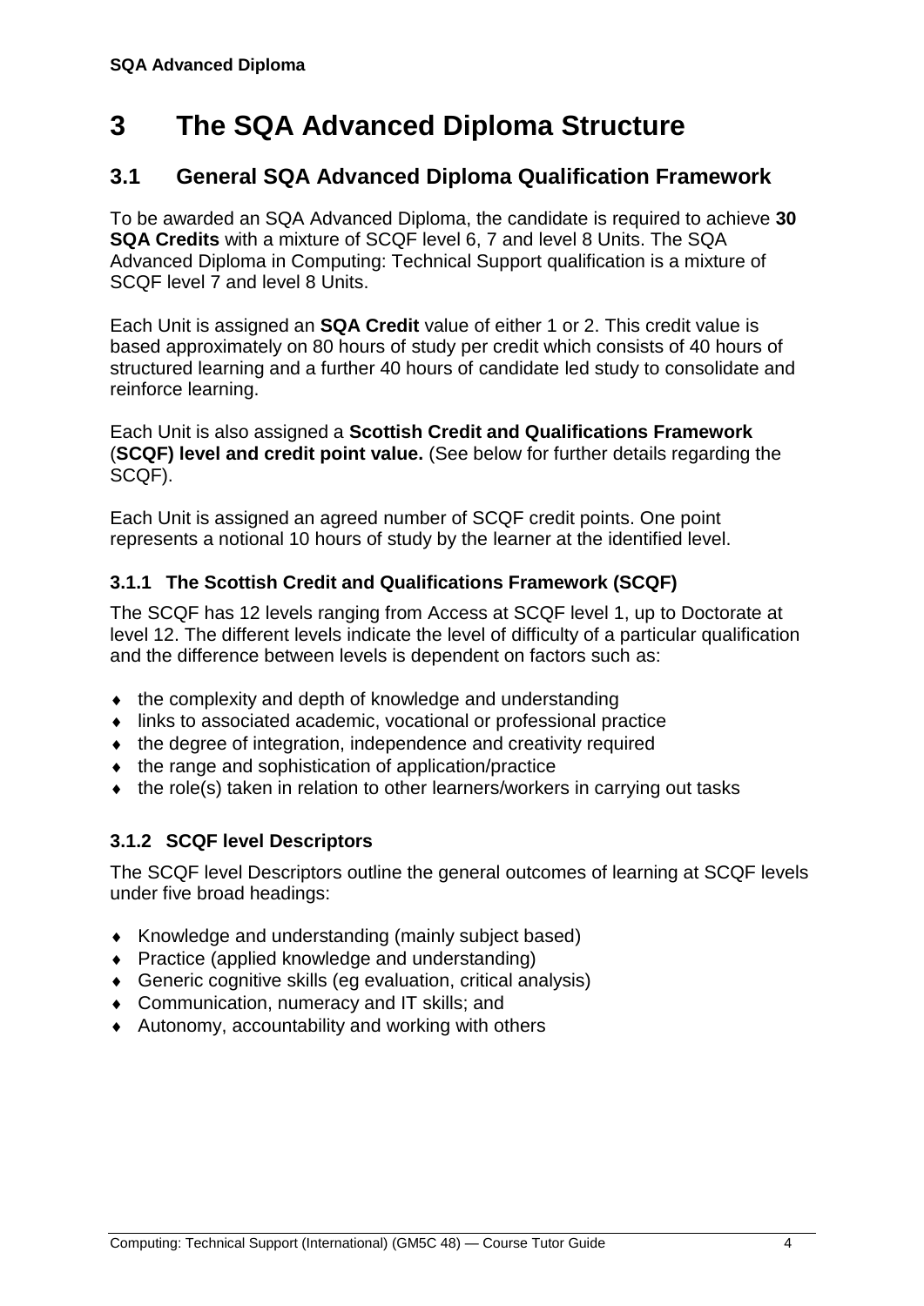# 3 The SQA Advanced Diploma Structure

## 3.1 General SQA Advanced Diploma Qualification Framework

To be awarded an SQA Advanced Diploma, the candidate is required to achieve **30 SQA Credits** with a mixture of SCQF level 6, 7 and level 8 Units. The SQA Advanced Diploma in Computing: Technical Support qualification is a mixture of SCQF level 7 and level 8 Units.

Each Unit is assigned an **SQA Credit** value of either 1 or 2. This credit value is based approximately on 80 hours of study per credit which consists of 40 hours of structured learning and a further 40 hours of candidate led study to consolidate and reinforce learning.

Each Unit is also assigned a **Scottish Credit and Qualifications Framework** (**SCQF) level and credit point value.** (See below for further details regarding the SCQF).

Each Unit is assigned an agreed number of SCQF credit points. One point represents a notional 10 hours of study by the learner at the identified level.

### 3.1.1 The Scottish Credit and Qualifications Framework (SCQF)

The SCQF has 12 levels ranging from Access at SCQF level 1, up to Doctorate at level 12. The different levels indicate the level of difficulty of a particular qualification and the difference between levels is dependent on factors such as:

- the complexity and depth of knowledge and understanding
- links to associated academic, vocational or professional practice
- the degree of integration, independence and creativity required
- the range and sophistication of application/practice
- the role(s) taken in relation to other learners/workers in carrying out tasks

### 3.1.2 SCQF level Descriptors

The SCQF level Descriptors outline the general outcomes of learning at SCQF levels under five broad headings:

- Knowledge and understanding (mainly subject based)
- Practice (applied knowledge and understanding)
- Generic cognitive skills (eg evaluation, critical analysis)
- Communication, numeracy and IT skills; and
- Autonomy, accountability and working with others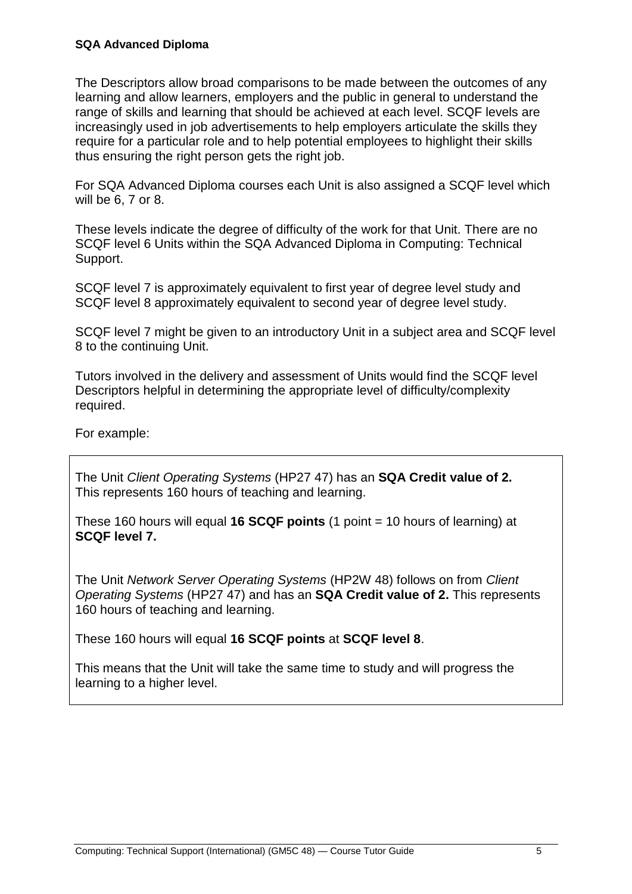**SQA Advanced Diploma**

The Descriptors allow broad comparisons to be made between the outcomes of any learning and allow learners, employers and the public in general to understand the range of skills and learning that should be achieved at each level. SCQF levels are increasingly used in job advertisements to help employers articulate the skills they require for a particular role and to help potential employees to highlight their skills thus ensuring the right person gets the right job.

For SQA Advanced Diploma courses each Unit is also assigned a SCQF level which will be 6, 7 or 8.

These levels indicate the degree of difficulty of the work for that Unit. There are no SCQF level 6 Units within the SQA Advanced Diploma in Computing: Technical Support.

SCQF level 7 is approximately equivalent to first year of degree level study and SCQF level 8 approximately equivalent to second year of degree level study.

SCQF level 7 might be given to an introductory Unit in a subject area and SCQF level 8 to the continuing Unit.

Tutors involved in the delivery and assessment of Units would find the SCQF level Descriptors helpful in determining the appropriate level of difficulty/complexity required.

For example:

The Unit *Client Operating Systems* (HP27 47) has an **SQA Credit value of 2.** This represents 160 hours of teaching and learning.

These 160 hours will equal **16 SCQF points** (1 point = 10 hours of learning) at **SCQF level 7.**

The Unit *Network Server Operating Systems* (HP2W 48) follows on from *Client Operating Systems* (HP27 47) and has an **SQA Credit value of 2.** This represents 160 hours of teaching and learning.

These 160 hours will equal **16 SCQF points** at **SCQF level 8**.

This means that the Unit will take the same time to study and will progress the learning to a higher level.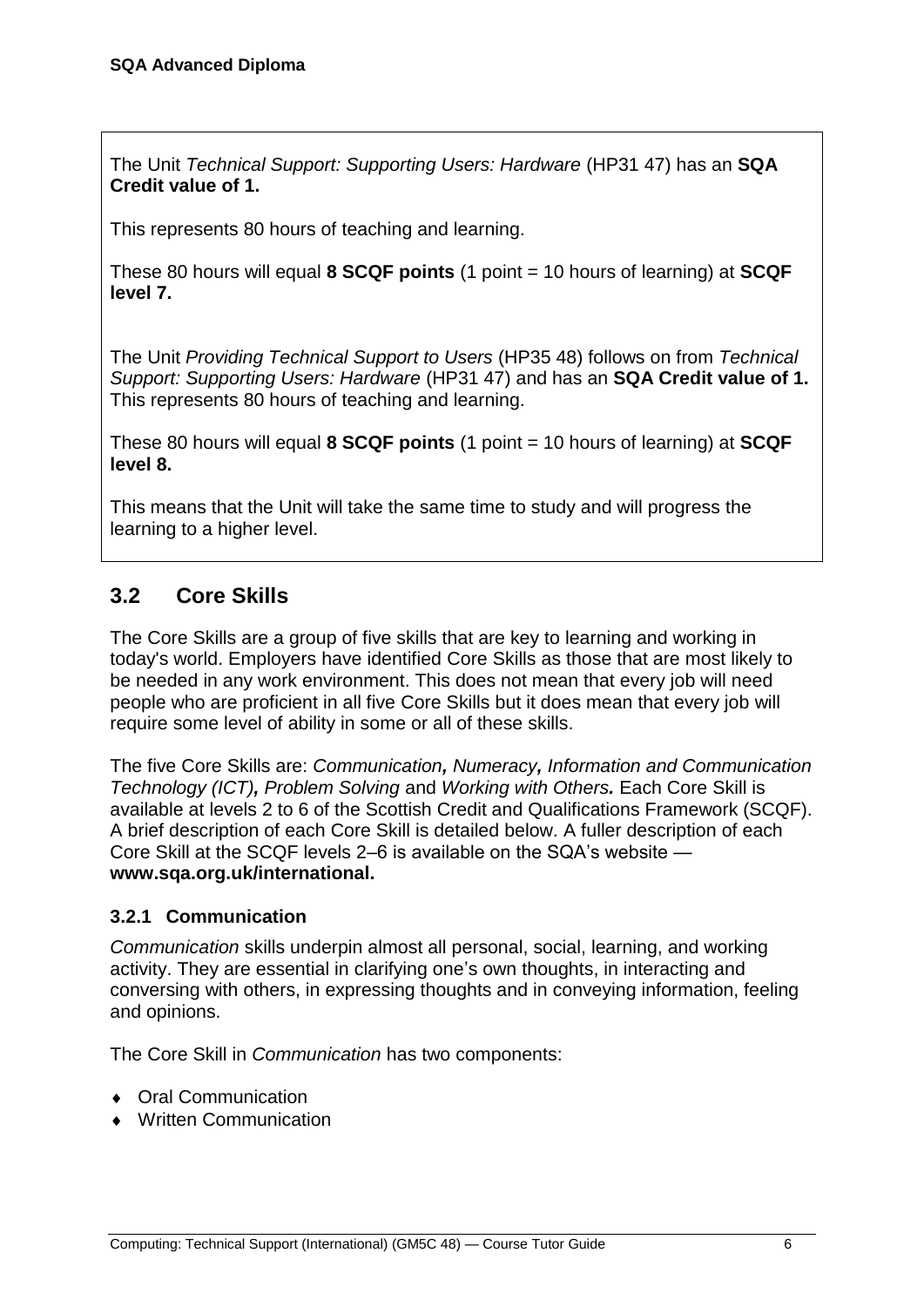The Unit *Technical Support: Supporting Users: Hardware* (HP31 47) has an **SQA Credit value of 1.**

This represents 80 hours of teaching and learning.

These 80 hours will equal **8 SCQF points** (1 point = 10 hours of learning) at **SCQF level 7.**

The Unit *Providing Technical Support to Users* (HP35 48) follows on from *Technical Support: Supporting Users: Hardware* (HP31 47) and has an **SQA Credit value of 1.** This represents 80 hours of teaching and learning.

These 80 hours will equal **8 SCQF points** (1 point = 10 hours of learning) at **SCQF level 8.**

This means that the Unit will take the same time to study and will progress the learning to a higher level.

## 3.2 Core Skills

The Core Skills are a group of five skills that are key to learning and working in today's world. Employers have identified Core Skills as those that are most likely to be needed in any work environment. This does not mean that every job will need people who are proficient in all five Core Skills but it does mean that every job will require some level of ability in some or all of these skills.

The five Core Skills are: *Communication, Numeracy, Information and Communication Technology (ICT), Problem Solving* and *Working with Others.* Each Core Skill is available at levels 2 to 6 of the Scottish Credit and Qualifications Framework (SCQF). A brief description of each Core Skill is detailed below. A fuller description of each Core Skill at the SCQF levels 2–6 is available on the SQA's website — **www.sqa.org.uk/international.**

### 3.2.1 Communication

*Communication* skills underpin almost all personal, social, learning, and working activity. They are essential in clarifying one's own thoughts, in interacting and conversing with others, in expressing thoughts and in conveying information, feeling and opinions.

The Core Skill in *Communication* has two components:

- Oral Communication
- Written Communication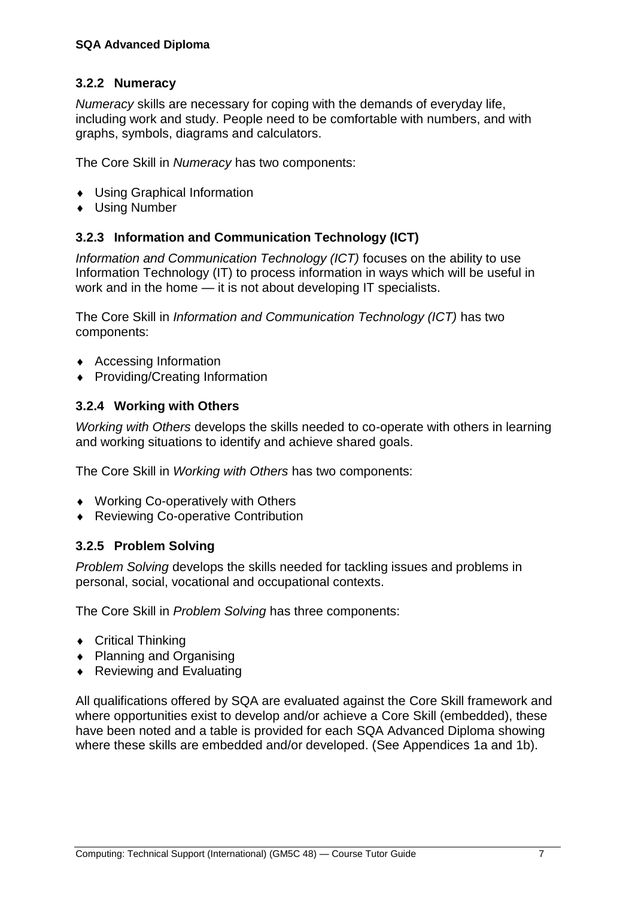### 3.2.2 Numeracy

*Numeracy* skills are necessary for coping with the demands of everyday life, including work and study. People need to be comfortable with numbers, and with graphs, symbols, diagrams and calculators.

The Core Skill in *Numeracy* has two components:

- Using Graphical Information
- Using Number

### 3.2.3 Information and Communication Technology (ICT)

*Information and Communication Technology (ICT)* focuses on the ability to use Information Technology (IT) to process information in ways which will be useful in work and in the home — it is not about developing IT specialists.

The Core Skill in *Information and Communication Technology (ICT)* has two components:

- Accessing Information
- Providing/Creating Information

### 3.2.4 Working with Others

*Working with Others* develops the skills needed to co-operate with others in learning and working situations to identify and achieve shared goals.

The Core Skill in *Working with Others* has two components:

- Working Co-operatively with Others
- Reviewing Co-operative Contribution

### 3.2.5 Problem Solving

*Problem Solving* develops the skills needed for tackling issues and problems in personal, social, vocational and occupational contexts.

The Core Skill in *Problem Solving* has three components:

- Critical Thinking
- Planning and Organising
- Reviewing and Evaluating

All qualifications offered by SQA are evaluated against the Core Skill framework and where opportunities exist to develop and/or achieve a Core Skill (embedded), these have been noted and a table is provided for each SQA Advanced Diploma showing where these skills are embedded and/or developed. (See Appendices 1a and 1b).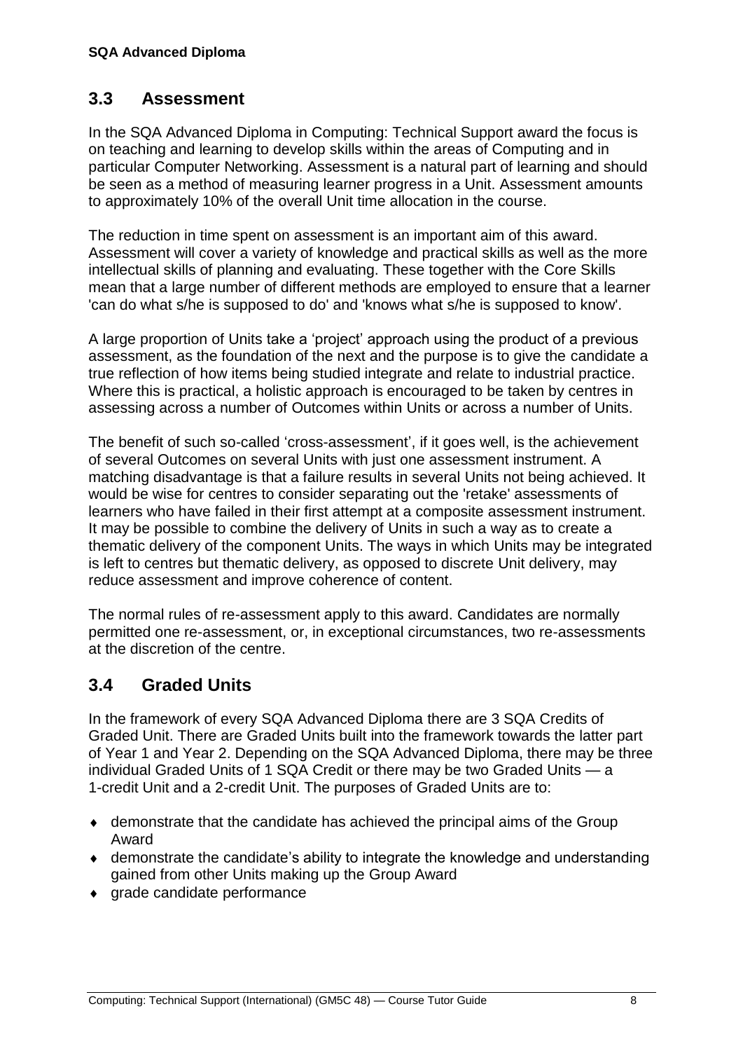## 3.3 Assessment

In the SQA Advanced Diploma in Computing: Technical Support award the focus is on teaching and learning to develop skills within the areas of Computing and in particular Computer Networking. Assessment is a natural part of learning and should be seen as a method of measuring learner progress in a Unit. Assessment amounts to approximately 10% of the overall Unit time allocation in the course.

The reduction in time spent on assessment is an important aim of this award. Assessment will cover a variety of knowledge and practical skills as well as the more intellectual skills of planning and evaluating. These together with the Core Skills mean that a large number of different methods are employed to ensure that a learner 'can do what s/he is supposed to do' and 'knows what s/he is supposed to know'.

A large proportion of Units take a 'project' approach using the product of a previous assessment, as the foundation of the next and the purpose is to give the candidate a true reflection of how items being studied integrate and relate to industrial practice. Where this is practical, a holistic approach is encouraged to be taken by centres in assessing across a number of Outcomes within Units or across a number of Units.

The benefit of such so-called 'cross-assessment', if it goes well, is the achievement of several Outcomes on several Units with just one assessment instrument. A matching disadvantage is that a failure results in several Units not being achieved. It would be wise for centres to consider separating out the 'retake' assessments of learners who have failed in their first attempt at a composite assessment instrument. It may be possible to combine the delivery of Units in such a way as to create a thematic delivery of the component Units. The ways in which Units may be integrated is left to centres but thematic delivery, as opposed to discrete Unit delivery, may reduce assessment and improve coherence of content.

The normal rules of re-assessment apply to this award. Candidates are normally permitted one re-assessment, or, in exceptional circumstances, two re-assessments at the discretion of the centre.

## 3.4 Graded Units

In the framework of every SQA Advanced Diploma there are 3 SQA Credits of Graded Unit. There are Graded Units built into the framework towards the latter part of Year 1 and Year 2. Depending on the SQA Advanced Diploma, there may be three individual Graded Units of 1 SQA Credit or there may be two Graded Units — a 1-credit Unit and a 2-credit Unit. The purposes of Graded Units are to:

- demonstrate that the candidate has achieved the principal aims of the Group Award
- demonstrate the candidate's ability to integrate the knowledge and understanding gained from other Units making up the Group Award
- grade candidate performance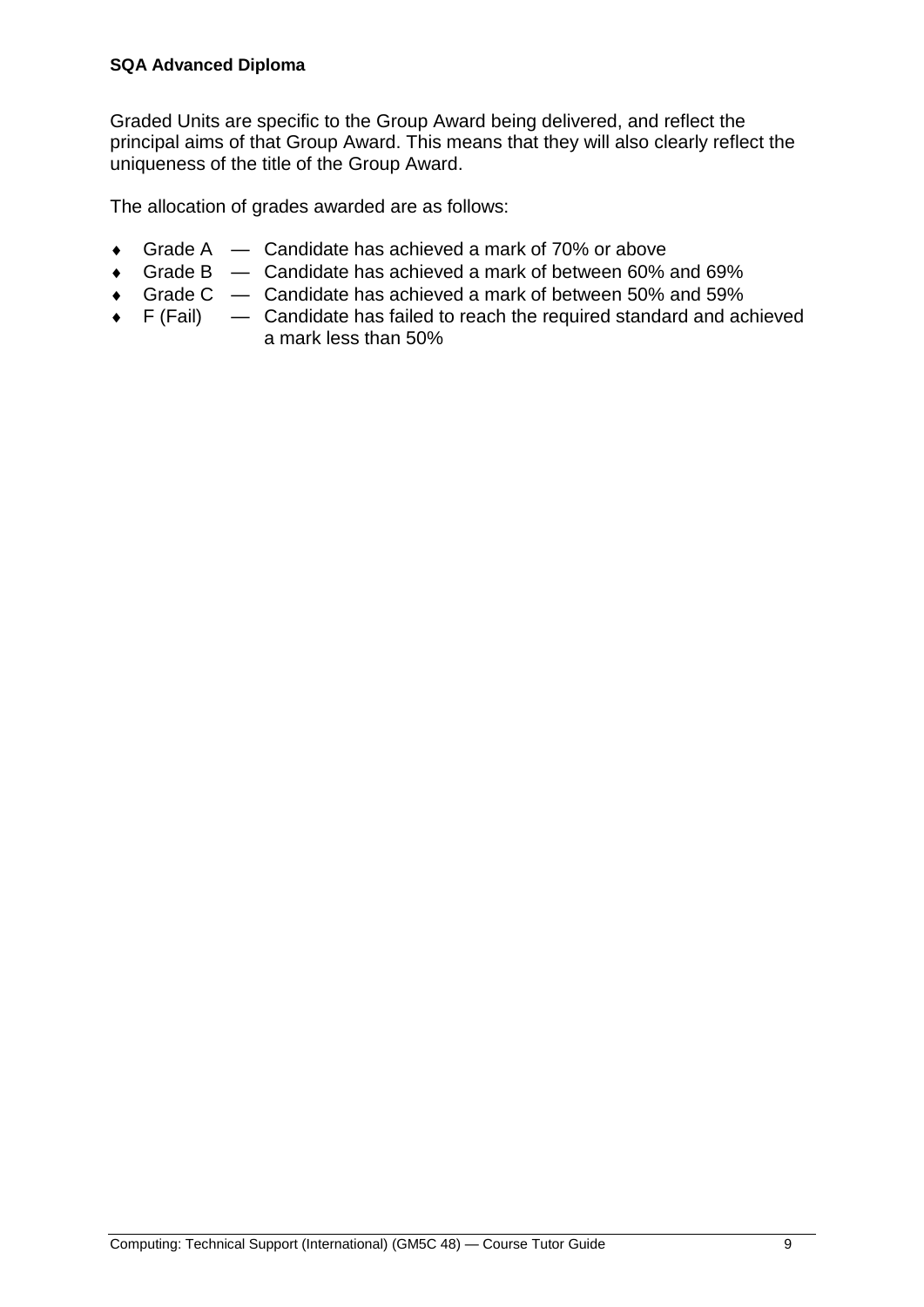Graded Units are specific to the Group Award being delivered, and reflect the principal aims of that Group Award. This means that they will also clearly reflect the uniqueness of the title of the Group Award.

The allocation of grades awarded are as follows:

- Grade A — Candidate has achieved a mark of 70% or above
- Grade B — Candidate has achieved a mark of between 60% and 69%
- Grade C — Candidate has achieved a mark of between 50% and 59%
- F (Fail) — Candidate has failed to reach the required standard and achieved a mark less than 50%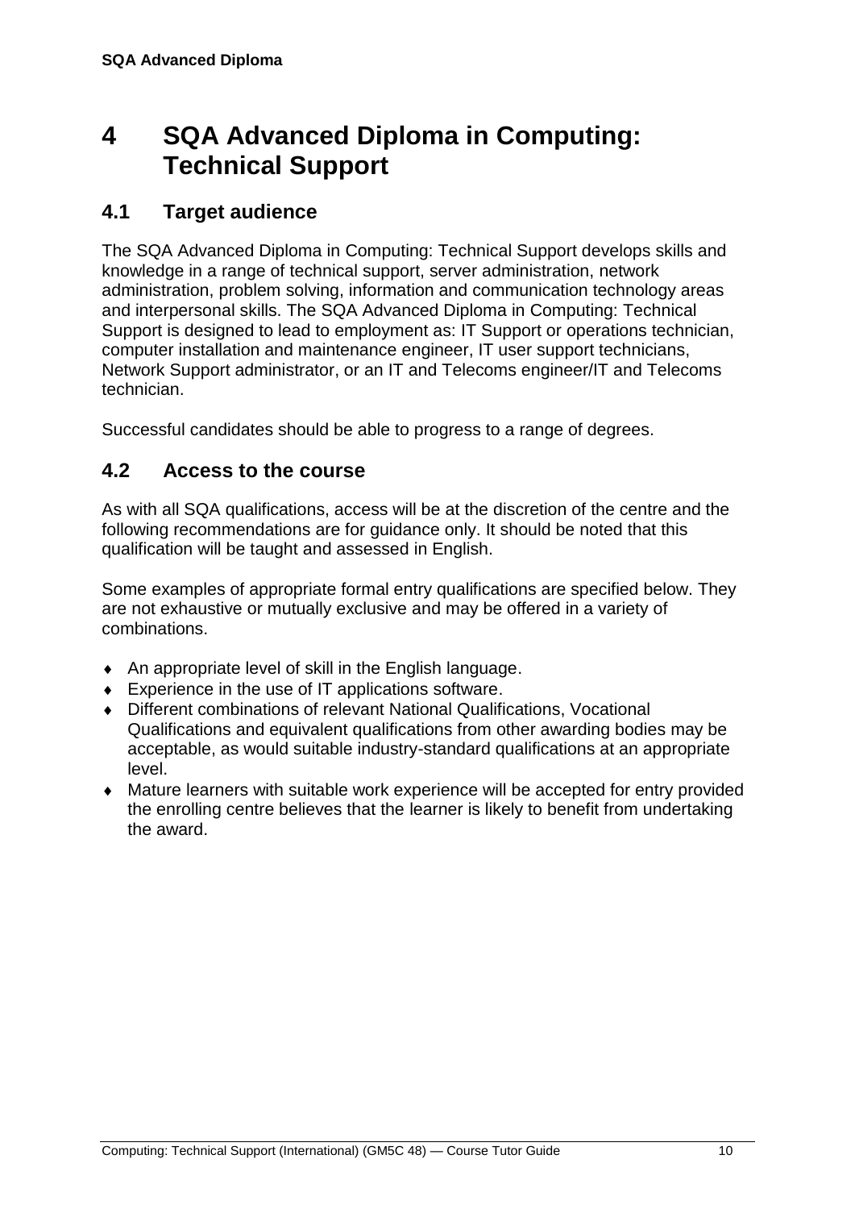# 4 SQA Advanced Diploma in Computing: Technical Support

## 4.1 Target audience

The SQA Advanced Diploma in Computing: Technical Support develops skills and knowledge in a range of technical support, server administration, network administration, problem solving, information and communication technology areas and interpersonal skills. The SQA Advanced Diploma in Computing: Technical Support is designed to lead to employment as: IT Support or operations technician, computer installation and maintenance engineer, IT user support technicians, Network Support administrator, or an IT and Telecoms engineer/IT and Telecoms technician.

Successful candidates should be able to progress to a range of degrees.

## 4.2 Access to the course

As with all SQA qualifications, access will be at the discretion of the centre and the following recommendations are for guidance only. It should be noted that this qualification will be taught and assessed in English.

Some examples of appropriate formal entry qualifications are specified below. They are not exhaustive or mutually exclusive and may be offered in a variety of combinations.

- An appropriate level of skill in the English language.
- Experience in the use of IT applications software.
- Different combinations of relevant National Qualifications, Vocational Qualifications and equivalent qualifications from other awarding bodies may be acceptable, as would suitable industry-standard qualifications at an appropriate level.
- Mature learners with suitable work experience will be accepted for entry provided the enrolling centre believes that the learner is likely to benefit from undertaking the award.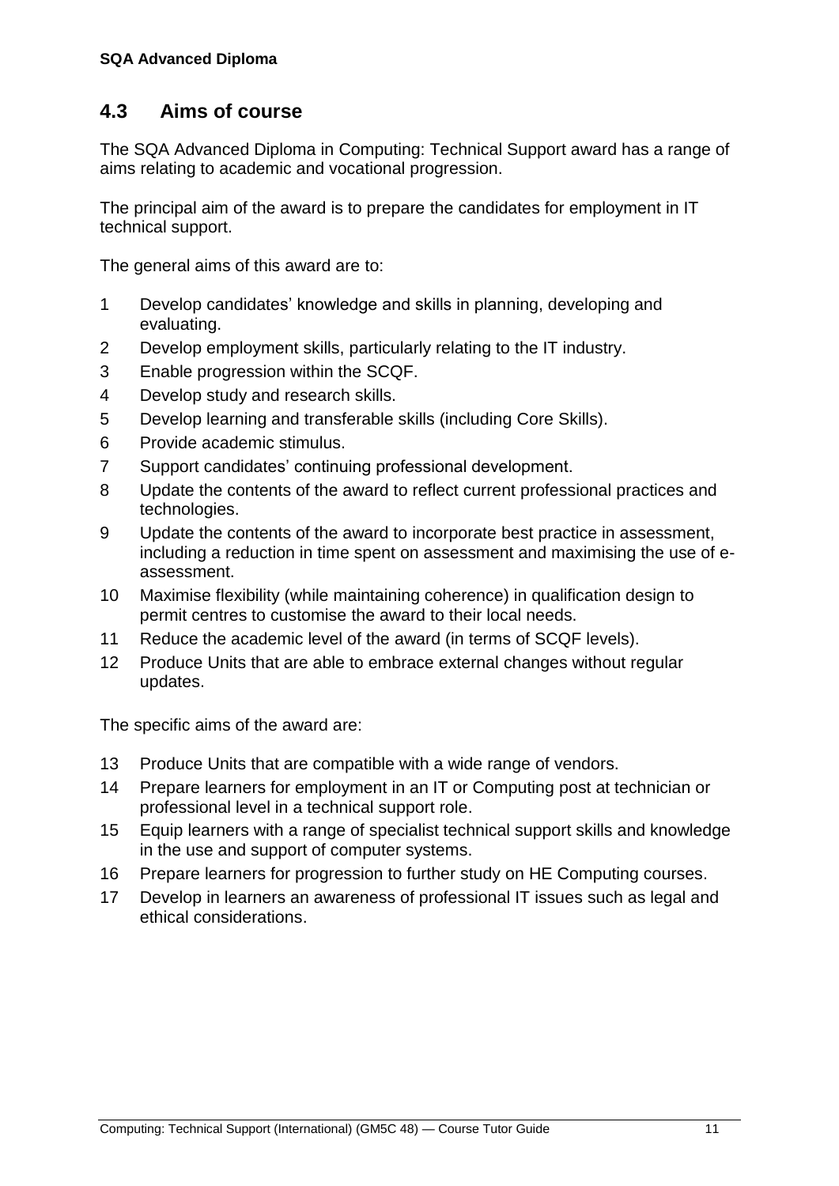## 4.3 Aims of course

The SQA Advanced Diploma in Computing: Technical Support award has a range of aims relating to academic and vocational progression.

The principal aim of the award is to prepare the candidates for employment in IT technical support.

The general aims of this award are to:

1. Develop candidates' knowledge and skills in planning, developing and evaluating.
2. Develop employment skills, particularly relating to the IT industry.
3. Enable progression within the SCQF.
4. Develop study and research skills.
5. Develop learning and transferable skills (including Core Skills).
6. Provide academic stimulus.
7. Support candidates' continuing professional development.
8. Update the contents of the award to reflect current professional practices and technologies.
9. Update the contents of the award to incorporate best practice in assessment, including a reduction in time spent on assessment and maximising the use of e-assessment.
10. Maximise flexibility (while maintaining coherence) in qualification design to permit centres to customise the award to their local needs.
11. Reduce the academic level of the award (in terms of SCQF levels).
12. Produce Units that are able to embrace external changes without regular updates.

The specific aims of the award are:

13. Produce Units that are compatible with a wide range of vendors.
14. Prepare learners for employment in an IT or Computing post at technician or professional level in a technical support role.
15. Equip learners with a range of specialist technical support skills and knowledge in the use and support of computer systems.
16. Prepare learners for progression to further study on HE Computing courses.
17. Develop in learners an awareness of professional IT issues such as legal and ethical considerations.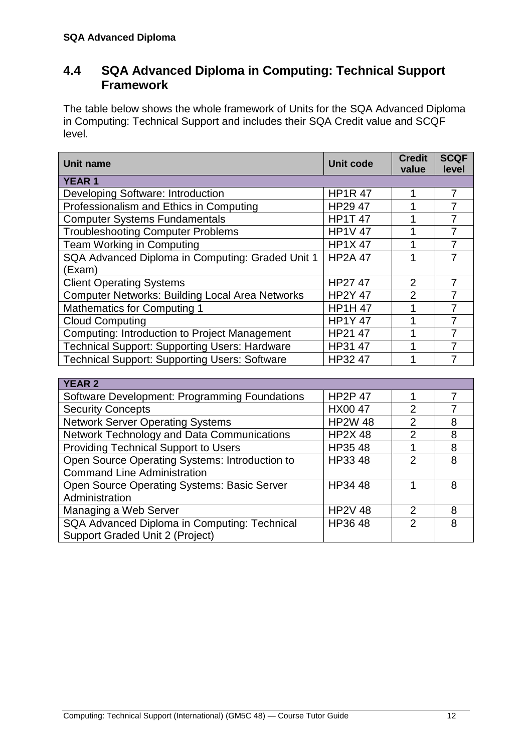## 4.4 SQA Advanced Diploma in Computing: Technical Support Framework

The table below shows the whole framework of Units for the SQA Advanced Diploma in Computing: Technical Support and includes their SQA Credit value and SCQF level.

| Unit name | Unit code | Credit value | SCQF level |
|---|---|---|---|
| **YEAR 1** | | | |
| Developing Software: Introduction | HP1R 47 | 1 | 7 |
| Professionalism and Ethics in Computing | HP29 47 | 1 | 7 |
| Computer Systems Fundamentals | HP1T 47 | 1 | 7 |
| Troubleshooting Computer Problems | HP1V 47 | 1 | 7 |
| Team Working in Computing | HP1X 47 | 1 | 7 |
| SQA Advanced Diploma in Computing: Graded Unit 1 (Exam) | HP2A 47 | 1 | 7 |
| Client Operating Systems | HP27 47 | 2 | 7 |
| Computer Networks: Building Local Area Networks | HP2Y 47 | 2 | 7 |
| Mathematics for Computing 1 | HP1H 47 | 1 | 7 |
| Cloud Computing | HP1Y 47 | 1 | 7 |
| Computing: Introduction to Project Management | HP21 47 | 1 | 7 |
| Technical Support: Supporting Users: Hardware | HP31 47 | 1 | 7 |
| Technical Support: Supporting Users: Software | HP32 47 | 1 | 7 |
| **YEAR 2** | | | |
| Software Development: Programming Foundations | HP2P 47 | 1 | 7 |
| Security Concepts | HX00 47 | 2 | 7 |
| Network Server Operating Systems | HP2W 48 | 2 | 8 |
| Network Technology and Data Communications | HP2X 48 | 2 | 8 |
| Providing Technical Support to Users | HP35 48 | 1 | 8 |
| Open Source Operating Systems: Introduction to Command Line Administration | HP33 48 | 2 | 8 |
| Open Source Operating Systems: Basic Server Administration | HP34 48 | 1 | 8 |
| Managing a Web Server | HP2V 48 | 2 | 8 |
| SQA Advanced Diploma in Computing: Technical Support Graded Unit 2 (Project) | HP36 48 | 2 | 8 |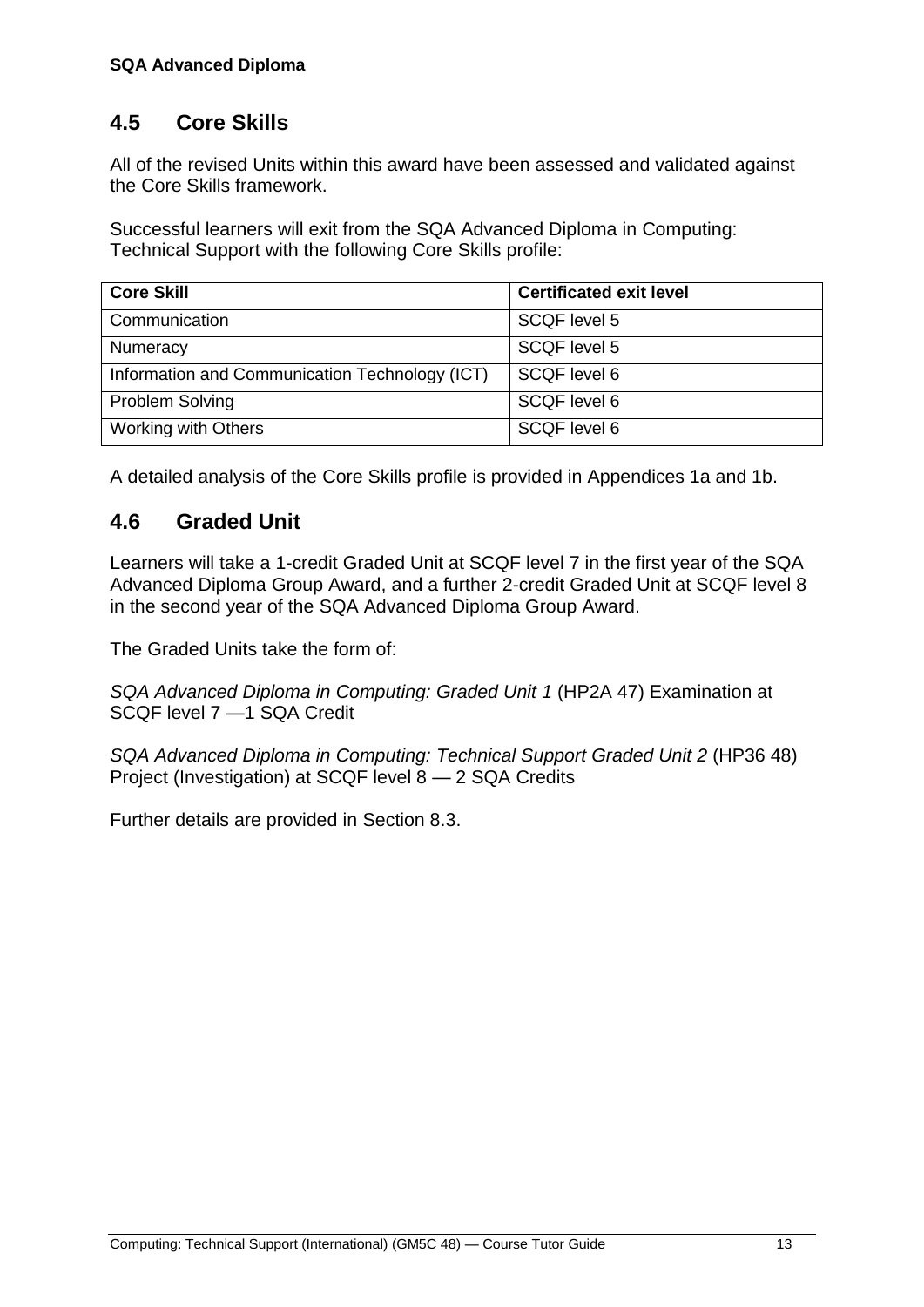## 4.5 Core Skills

All of the revised Units within this award have been assessed and validated against the Core Skills framework.

Successful learners will exit from the SQA Advanced Diploma in Computing: Technical Support with the following Core Skills profile:

| Core Skill | Certificated exit level |
|---|---|
| Communication | SCQF level 5 |
| Numeracy | SCQF level 5 |
| Information and Communication Technology (ICT) | SCQF level 6 |
| Problem Solving | SCQF level 6 |
| Working with Others | SCQF level 6 |

A detailed analysis of the Core Skills profile is provided in Appendices 1a and 1b.

## 4.6 Graded Unit

Learners will take a 1-credit Graded Unit at SCQF level 7 in the first year of the SQA Advanced Diploma Group Award, and a further 2-credit Graded Unit at SCQF level 8 in the second year of the SQA Advanced Diploma Group Award.

The Graded Units take the form of:

*SQA Advanced Diploma in Computing: Graded Unit 1* (HP2A 47) Examination at SCQF level 7 —1 SQA Credit

*SQA Advanced Diploma in Computing: Technical Support Graded Unit 2* (HP36 48) Project (Investigation) at SCQF level 8 — 2 SQA Credits

Further details are provided in Section 8.3.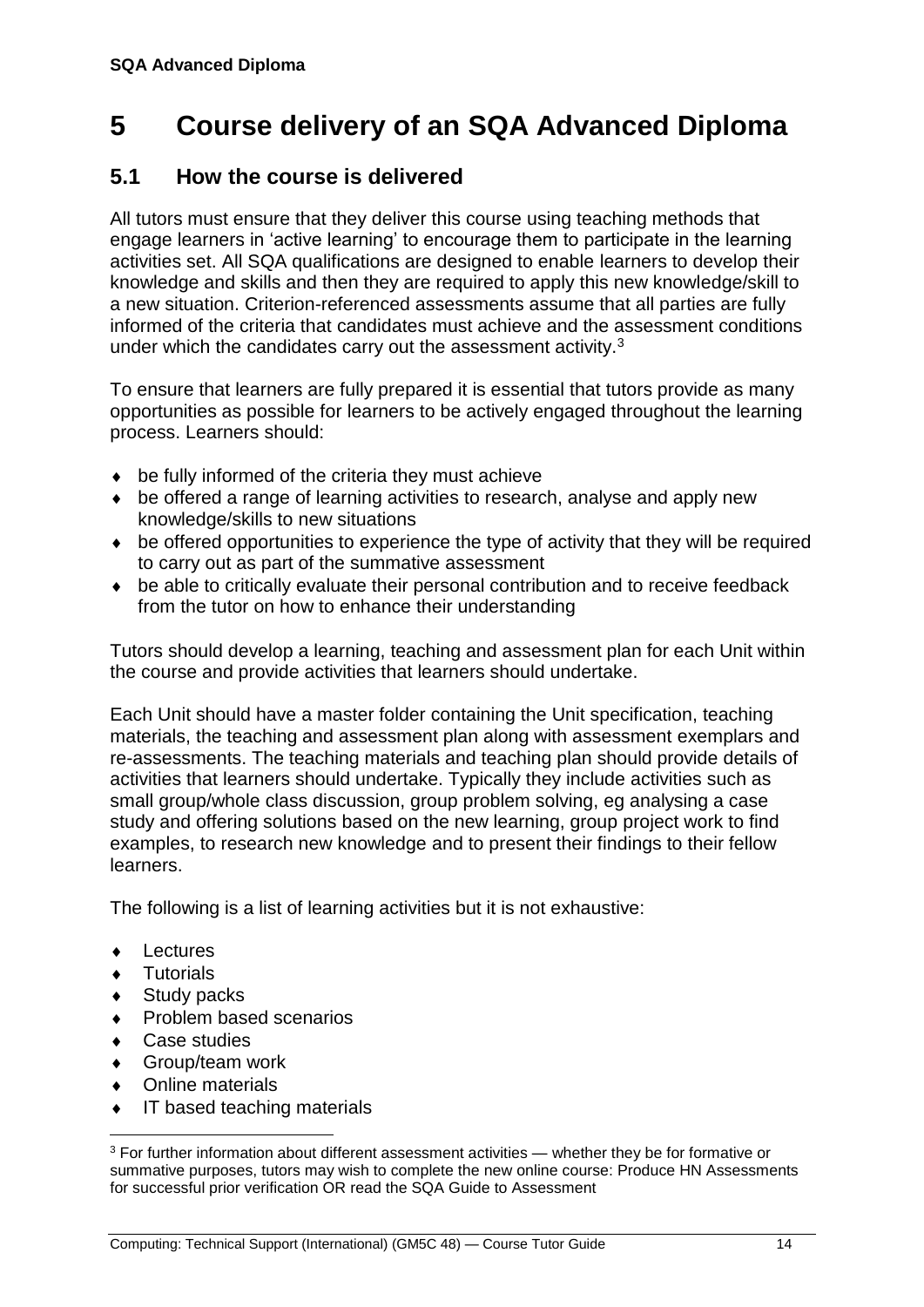# 5 Course delivery of an SQA Advanced Diploma

## 5.1 How the course is delivered

All tutors must ensure that they deliver this course using teaching methods that engage learners in 'active learning' to encourage them to participate in the learning activities set. All SQA qualifications are designed to enable learners to develop their knowledge and skills and then they are required to apply this new knowledge/skill to a new situation. Criterion-referenced assessments assume that all parties are fully informed of the criteria that candidates must achieve and the assessment conditions under which the candidates carry out the assessment activity.[3]

To ensure that learners are fully prepared it is essential that tutors provide as many opportunities as possible for learners to be actively engaged throughout the learning process. Learners should:

- be fully informed of the criteria they must achieve
- be offered a range of learning activities to research, analyse and apply new knowledge/skills to new situations
- be offered opportunities to experience the type of activity that they will be required to carry out as part of the summative assessment
- be able to critically evaluate their personal contribution and to receive feedback from the tutor on how to enhance their understanding

Tutors should develop a learning, teaching and assessment plan for each Unit within the course and provide activities that learners should undertake.

Each Unit should have a master folder containing the Unit specification, teaching materials, the teaching and assessment plan along with assessment exemplars and re-assessments. The teaching materials and teaching plan should provide details of activities that learners should undertake. Typically they include activities such as small group/whole class discussion, group problem solving, eg analysing a case study and offering solutions based on the new learning, group project work to find examples, to research new knowledge and to present their findings to their fellow learners.

The following is a list of learning activities but it is not exhaustive:

- Lectures
- Tutorials
- Study packs
- Problem based scenarios
- Case studies
- Group/team work
- Online materials
- IT based teaching materials

[3] For further information about different assessment activities — whether they be for formative or summative purposes, tutors may wish to complete the new online course: Produce HN Assessments for successful prior verification OR read the SQA Guide to Assessment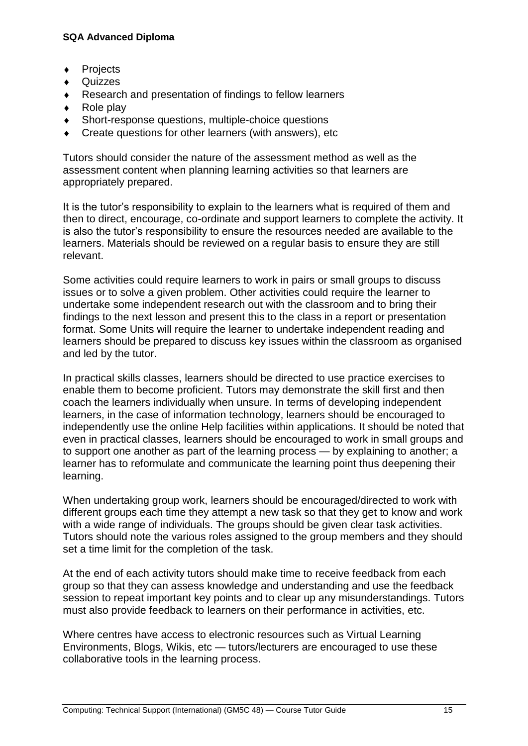- Projects
- Quizzes
- Research and presentation of findings to fellow learners
- Role play
- Short-response questions, multiple-choice questions
- Create questions for other learners (with answers), etc

Tutors should consider the nature of the assessment method as well as the assessment content when planning learning activities so that learners are appropriately prepared.

It is the tutor's responsibility to explain to the learners what is required of them and then to direct, encourage, co-ordinate and support learners to complete the activity. It is also the tutor's responsibility to ensure the resources needed are available to the learners. Materials should be reviewed on a regular basis to ensure they are still relevant.

Some activities could require learners to work in pairs or small groups to discuss issues or to solve a given problem. Other activities could require the learner to undertake some independent research out with the classroom and to bring their findings to the next lesson and present this to the class in a report or presentation format. Some Units will require the learner to undertake independent reading and learners should be prepared to discuss key issues within the classroom as organised and led by the tutor.

In practical skills classes, learners should be directed to use practice exercises to enable them to become proficient. Tutors may demonstrate the skill first and then coach the learners individually when unsure. In terms of developing independent learners, in the case of information technology, learners should be encouraged to independently use the online Help facilities within applications. It should be noted that even in practical classes, learners should be encouraged to work in small groups and to support one another as part of the learning process — by explaining to another; a learner has to reformulate and communicate the learning point thus deepening their learning.

When undertaking group work, learners should be encouraged/directed to work with different groups each time they attempt a new task so that they get to know and work with a wide range of individuals. The groups should be given clear task activities. Tutors should note the various roles assigned to the group members and they should set a time limit for the completion of the task.

At the end of each activity tutors should make time to receive feedback from each group so that they can assess knowledge and understanding and use the feedback session to repeat important key points and to clear up any misunderstandings. Tutors must also provide feedback to learners on their performance in activities, etc.

Where centres have access to electronic resources such as Virtual Learning Environments, Blogs, Wikis, etc — tutors/lecturers are encouraged to use these collaborative tools in the learning process.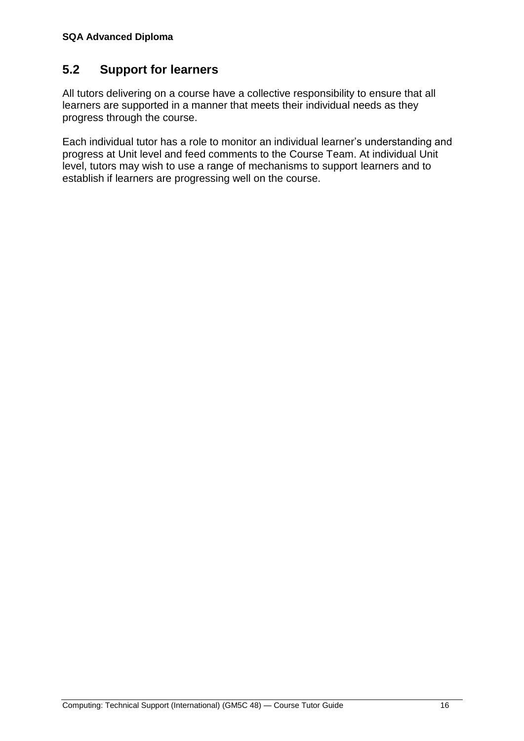## 5.2 Support for learners

All tutors delivering on a course have a collective responsibility to ensure that all learners are supported in a manner that meets their individual needs as they progress through the course.

Each individual tutor has a role to monitor an individual learner's understanding and progress at Unit level and feed comments to the Course Team. At individual Unit level, tutors may wish to use a range of mechanisms to support learners and to establish if learners are progressing well on the course.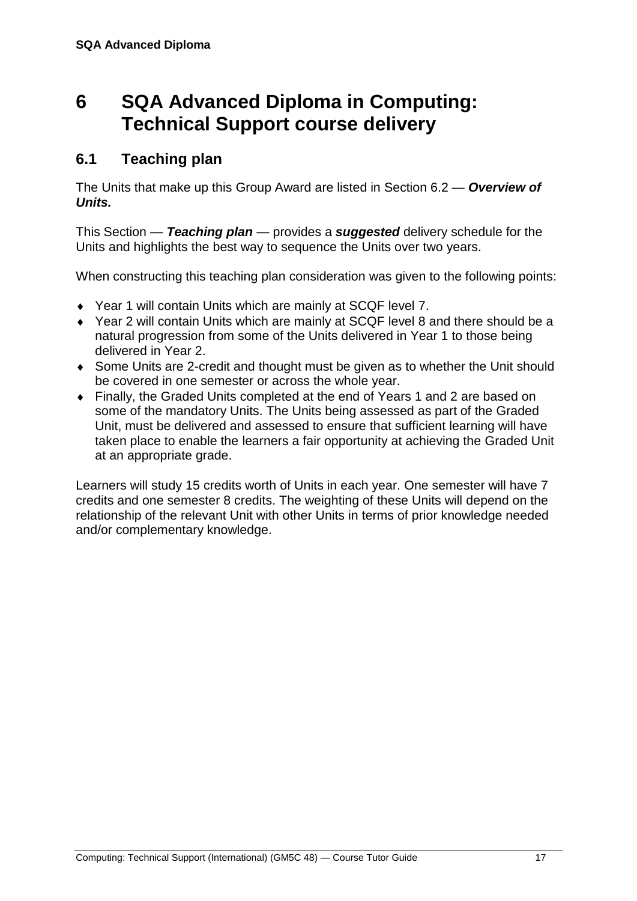# 6 SQA Advanced Diploma in Computing: Technical Support course delivery

## 6.1 Teaching plan

The Units that make up this Group Award are listed in Section 6.2 — ***Overview of Units.***

This Section — ***Teaching plan*** — provides a ***suggested*** delivery schedule for the Units and highlights the best way to sequence the Units over two years.

When constructing this teaching plan consideration was given to the following points:

- Year 1 will contain Units which are mainly at SCQF level 7.
- Year 2 will contain Units which are mainly at SCQF level 8 and there should be a natural progression from some of the Units delivered in Year 1 to those being delivered in Year 2.
- Some Units are 2-credit and thought must be given as to whether the Unit should be covered in one semester or across the whole year.
- Finally, the Graded Units completed at the end of Years 1 and 2 are based on some of the mandatory Units. The Units being assessed as part of the Graded Unit, must be delivered and assessed to ensure that sufficient learning will have taken place to enable the learners a fair opportunity at achieving the Graded Unit at an appropriate grade.

Learners will study 15 credits worth of Units in each year. One semester will have 7 credits and one semester 8 credits. The weighting of these Units will depend on the relationship of the relevant Unit with other Units in terms of prior knowledge needed and/or complementary knowledge.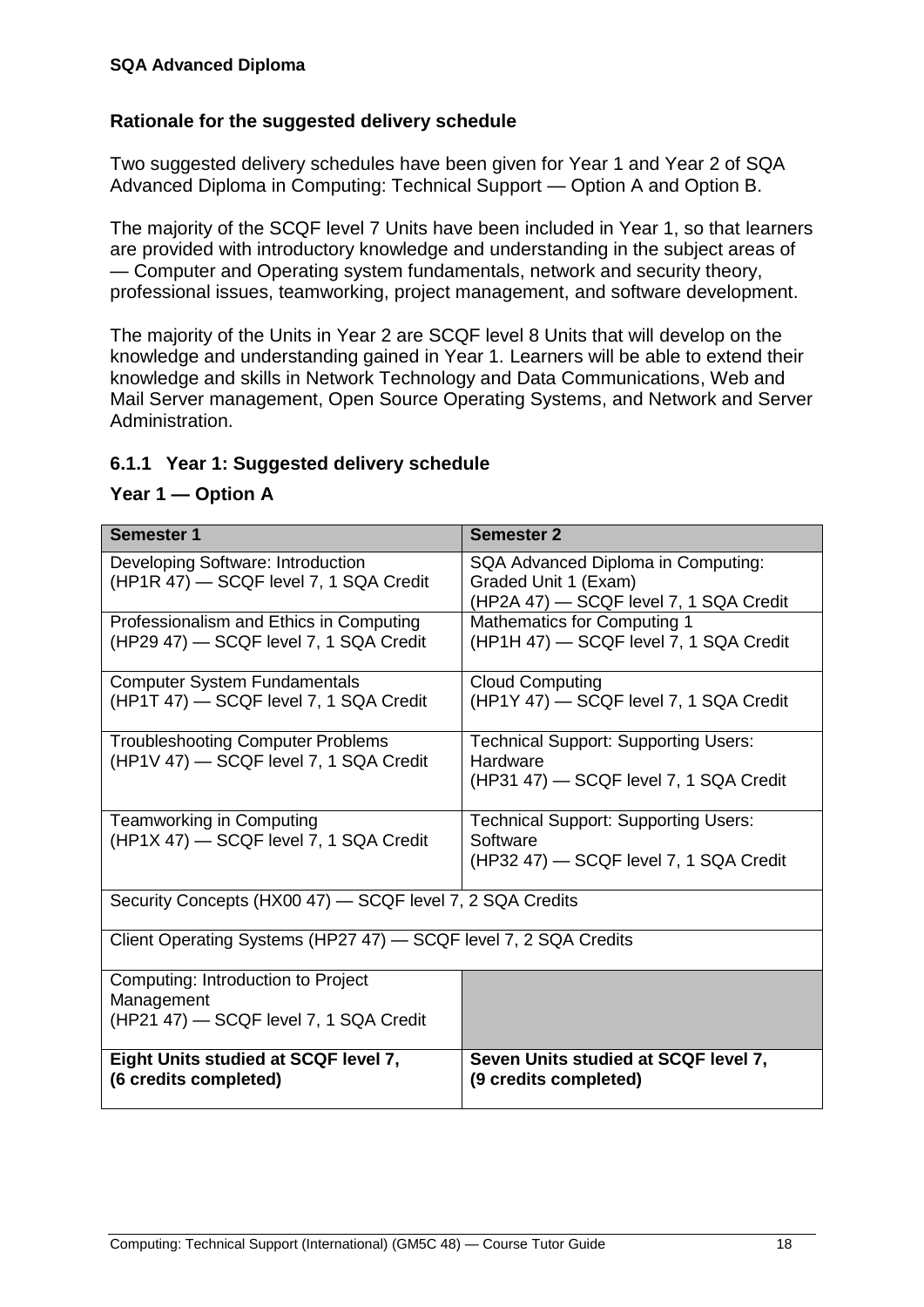## Rationale for the suggested delivery schedule

Two suggested delivery schedules have been given for Year 1 and Year 2 of SQA Advanced Diploma in Computing: Technical Support — Option A and Option B.

The majority of the SCQF level 7 Units have been included in Year 1, so that learners are provided with introductory knowledge and understanding in the subject areas of — Computer and Operating system fundamentals, network and security theory, professional issues, teamworking, project management, and software development.

The majority of the Units in Year 2 are SCQF level 8 Units that will develop on the knowledge and understanding gained in Year 1. Learners will be able to extend their knowledge and skills in Network Technology and Data Communications, Web and Mail Server management, Open Source Operating Systems, and Network and Server Administration.

### 6.1.1 Year 1: Suggested delivery schedule

### Year 1 — Option A

| Semester 1 | Semester 2 |
|---|---|
| Developing Software: Introduction (HP1R 47) — SCQF level 7, 1 SQA Credit | SQA Advanced Diploma in Computing: Graded Unit 1 (Exam) (HP2A 47) — SCQF level 7, 1 SQA Credit |
| Professionalism and Ethics in Computing (HP29 47) — SCQF level 7, 1 SQA Credit | Mathematics for Computing 1 (HP1H 47) — SCQF level 7, 1 SQA Credit |
| Computer System Fundamentals (HP1T 47) — SCQF level 7, 1 SQA Credit | Cloud Computing (HP1Y 47) — SCQF level 7, 1 SQA Credit |
| Troubleshooting Computer Problems (HP1V 47) — SCQF level 7, 1 SQA Credit | Technical Support: Supporting Users: Hardware (HP31 47) — SCQF level 7, 1 SQA Credit |
| Teamworking in Computing (HP1X 47) — SCQF level 7, 1 SQA Credit | Technical Support: Supporting Users: Software (HP32 47) — SCQF level 7, 1 SQA Credit |
| Security Concepts (HX00 47) — SCQF level 7, 2 SQA Credits | |
| Client Operating Systems (HP27 47) — SCQF level 7, 2 SQA Credits | |
| Computing: Introduction to Project Management (HP21 47) — SCQF level 7, 1 SQA Credit | |
| **Eight Units studied at SCQF level 7, (6 credits completed)** | **Seven Units studied at SCQF level 7, (9 credits completed)** |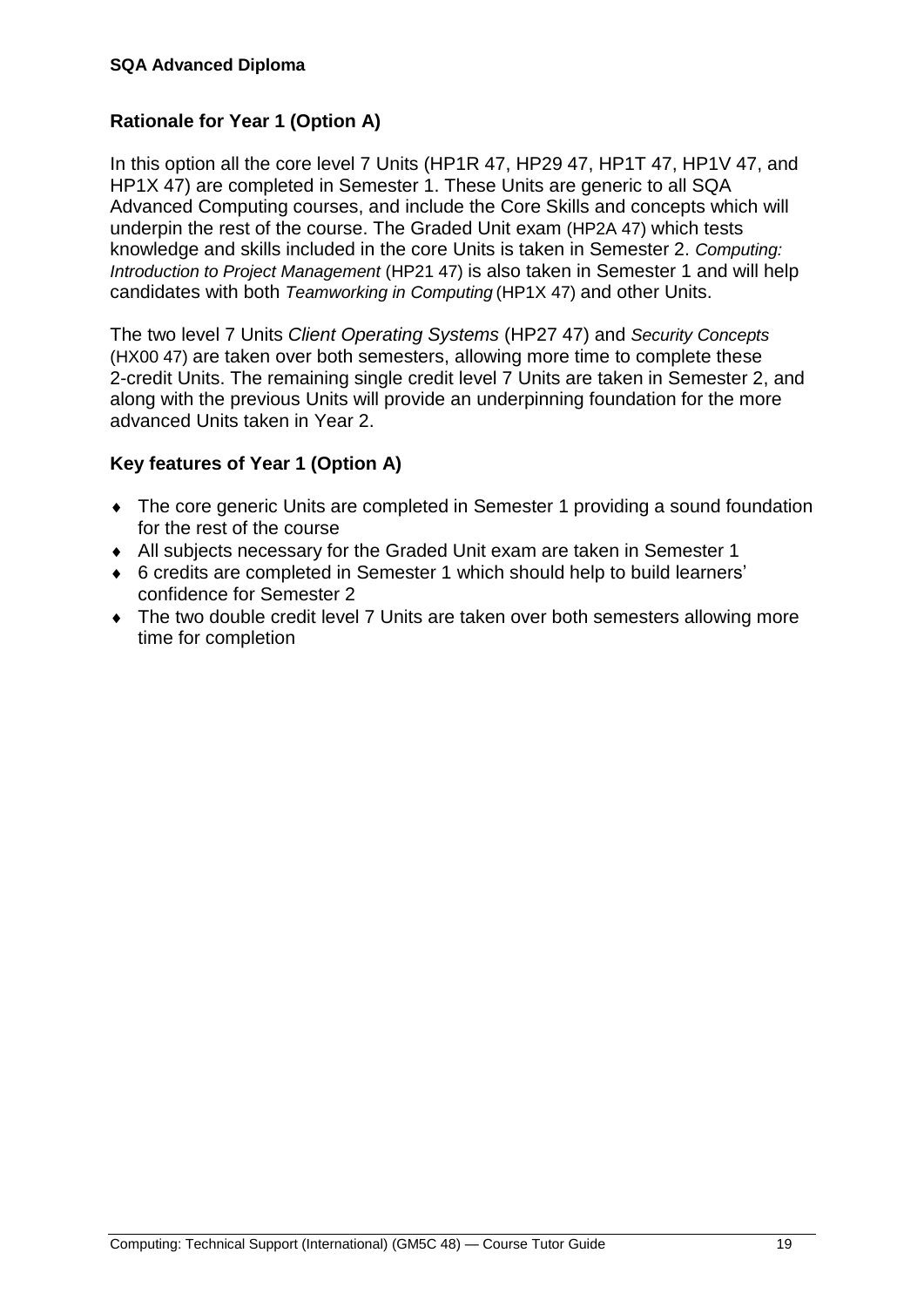## Rationale for Year 1 (Option A)

In this option all the core level 7 Units (HP1R 47, HP29 47, HP1T 47, HP1V 47, and HP1X 47) are completed in Semester 1. These Units are generic to all SQA Advanced Computing courses, and include the Core Skills and concepts which will underpin the rest of the course. The Graded Unit exam (HP2A 47) which tests knowledge and skills included in the core Units is taken in Semester 2. *Computing: Introduction to Project Management* (HP21 47) is also taken in Semester 1 and will help candidates with both *Teamworking in Computing* (HP1X 47) and other Units.

The two level 7 Units *Client Operating Systems* (HP27 47) and *Security Concepts* (HX00 47) are taken over both semesters, allowing more time to complete these 2-credit Units. The remaining single credit level 7 Units are taken in Semester 2, and along with the previous Units will provide an underpinning foundation for the more advanced Units taken in Year 2.

## Key features of Year 1 (Option A)

- The core generic Units are completed in Semester 1 providing a sound foundation for the rest of the course
- All subjects necessary for the Graded Unit exam are taken in Semester 1
- 6 credits are completed in Semester 1 which should help to build learners' confidence for Semester 2
- The two double credit level 7 Units are taken over both semesters allowing more time for completion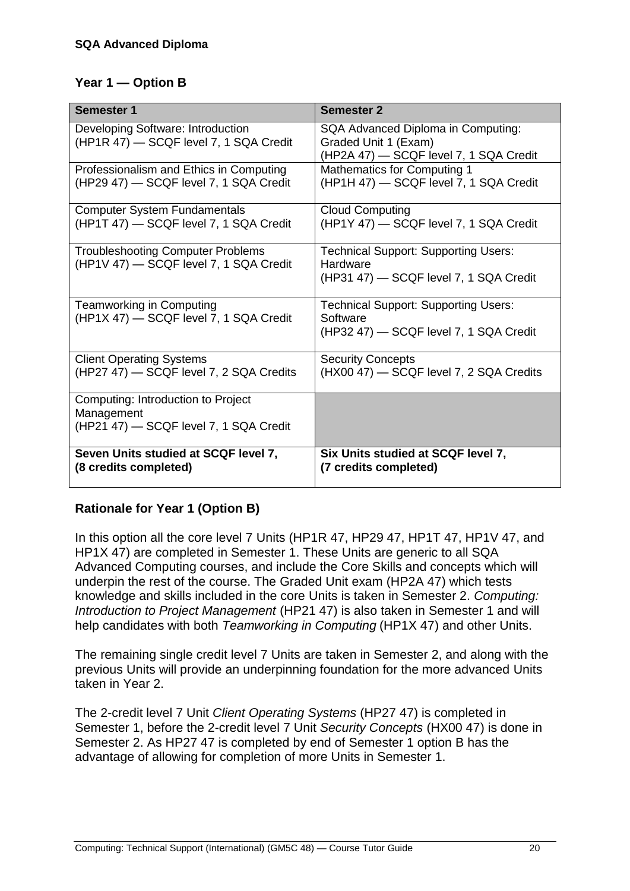**SQA Advanced Diploma**

### Year 1 — Option B

| Semester 1 | Semester 2 |
| --- | --- |
| Developing Software: Introduction (HP1R 47) — SCQF level 7, 1 SQA Credit | SQA Advanced Diploma in Computing: Graded Unit 1 (Exam) (HP2A 47) — SCQF level 7, 1 SQA Credit |
| Professionalism and Ethics in Computing (HP29 47) — SCQF level 7, 1 SQA Credit | Mathematics for Computing 1 (HP1H 47) — SCQF level 7, 1 SQA Credit |
| Computer System Fundamentals (HP1T 47) — SCQF level 7, 1 SQA Credit | Cloud Computing (HP1Y 47) — SCQF level 7, 1 SQA Credit |
| Troubleshooting Computer Problems (HP1V 47) — SCQF level 7, 1 SQA Credit | Technical Support: Supporting Users: Hardware (HP31 47) — SCQF level 7, 1 SQA Credit |
| Teamworking in Computing (HP1X 47) — SCQF level 7, 1 SQA Credit | Technical Support: Supporting Users: Software (HP32 47) — SCQF level 7, 1 SQA Credit |
| Client Operating Systems (HP27 47) — SCQF level 7, 2 SQA Credits | Security Concepts (HX00 47) — SCQF level 7, 2 SQA Credits |
| Computing: Introduction to Project Management (HP21 47) — SCQF level 7, 1 SQA Credit | |
| **Seven Units studied at SCQF level 7, (8 credits completed)** | **Six Units studied at SCQF level 7, (7 credits completed)** |

### Rationale for Year 1 (Option B)

In this option all the core level 7 Units (HP1R 47, HP29 47, HP1T 47, HP1V 47, and HP1X 47) are completed in Semester 1. These Units are generic to all SQA Advanced Computing courses, and include the Core Skills and concepts which will underpin the rest of the course. The Graded Unit exam (HP2A 47) which tests knowledge and skills included in the core Units is taken in Semester 2. *Computing: Introduction to Project Management* (HP21 47) is also taken in Semester 1 and will help candidates with both *Teamworking in Computing* (HP1X 47) and other Units.

The remaining single credit level 7 Units are taken in Semester 2, and along with the previous Units will provide an underpinning foundation for the more advanced Units taken in Year 2.

The 2-credit level 7 Unit *Client Operating Systems* (HP27 47) is completed in Semester 1, before the 2-credit level 7 Unit *Security Concepts* (HX00 47) is done in Semester 2. As HP27 47 is completed by end of Semester 1 option B has the advantage of allowing for completion of more Units in Semester 1.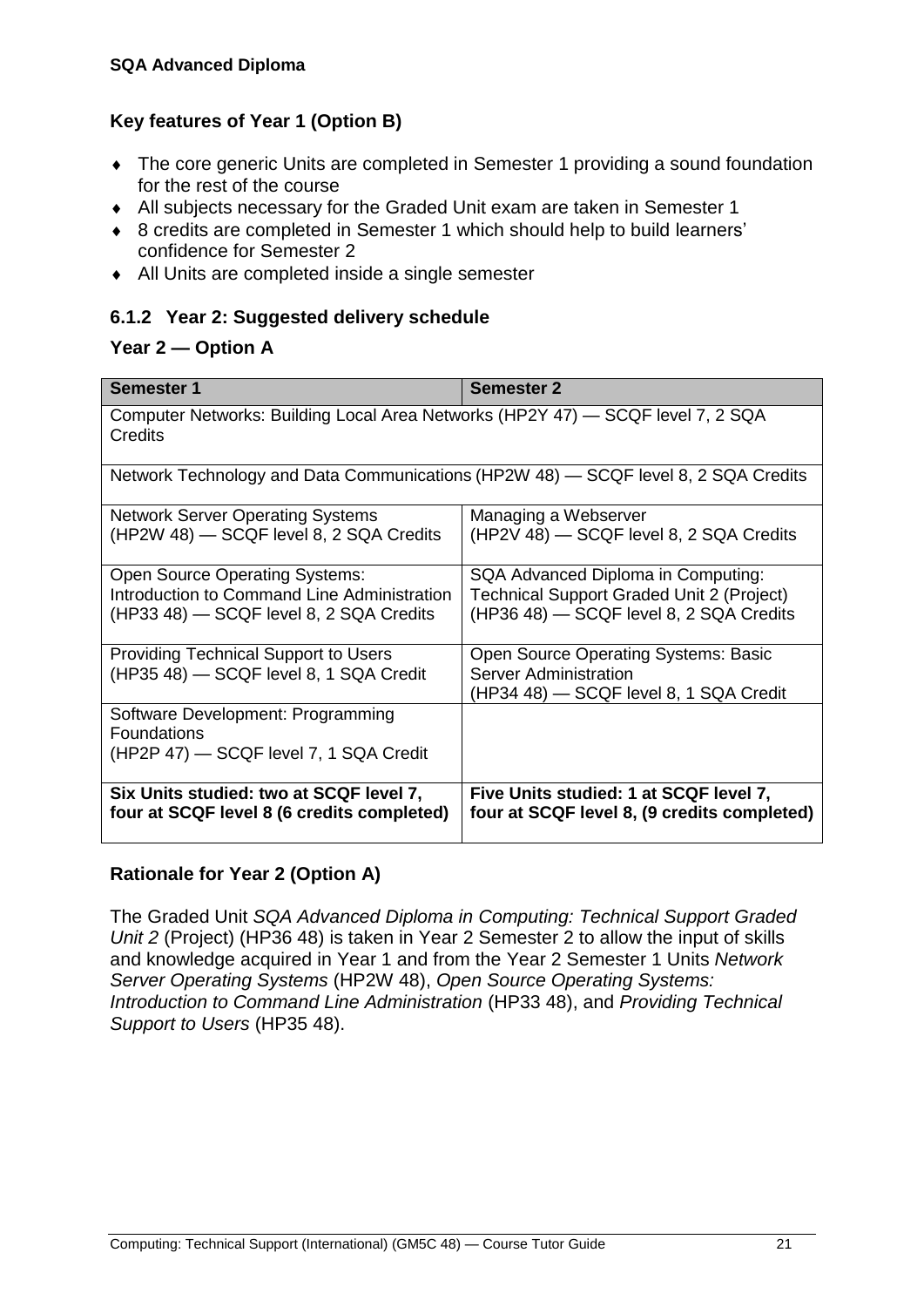**SQA Advanced Diploma**

### Key features of Year 1 (Option B)

- The core generic Units are completed in Semester 1 providing a sound foundation for the rest of the course
- All subjects necessary for the Graded Unit exam are taken in Semester 1
- 8 credits are completed in Semester 1 which should help to build learners' confidence for Semester 2
- All Units are completed inside a single semester

### 6.1.2 Year 2: Suggested delivery schedule

### Year 2 — Option A

| Semester 1 | Semester 2 |
|---|---|
| Computer Networks: Building Local Area Networks (HP2Y 47) — SCQF level 7, 2 SQA Credits | |
| Network Technology and Data Communications (HP2W 48) — SCQF level 8, 2 SQA Credits | |
| Network Server Operating Systems (HP2W 48) — SCQF level 8, 2 SQA Credits | Managing a Webserver (HP2V 48) — SCQF level 8, 2 SQA Credits |
| Open Source Operating Systems: Introduction to Command Line Administration (HP33 48) — SCQF level 8, 2 SQA Credits | SQA Advanced Diploma in Computing: Technical Support Graded Unit 2 (Project) (HP36 48) — SCQF level 8, 2 SQA Credits |
| Providing Technical Support to Users (HP35 48) — SCQF level 8, 1 SQA Credit | Open Source Operating Systems: Basic Server Administration (HP34 48) — SCQF level 8, 1 SQA Credit |
| Software Development: Programming Foundations (HP2P 47) — SCQF level 7, 1 SQA Credit | |
| **Six Units studied: two at SCQF level 7, four at SCQF level 8 (6 credits completed)** | **Five Units studied: 1 at SCQF level 7, four at SCQF level 8, (9 credits completed)** |

### Rationale for Year 2 (Option A)

The Graded Unit *SQA Advanced Diploma in Computing: Technical Support Graded Unit 2* (Project) (HP36 48) is taken in Year 2 Semester 2 to allow the input of skills and knowledge acquired in Year 1 and from the Year 2 Semester 1 Units *Network Server Operating Systems* (HP2W 48), *Open Source Operating Systems: Introduction to Command Line Administration* (HP33 48), and *Providing Technical Support to Users* (HP35 48).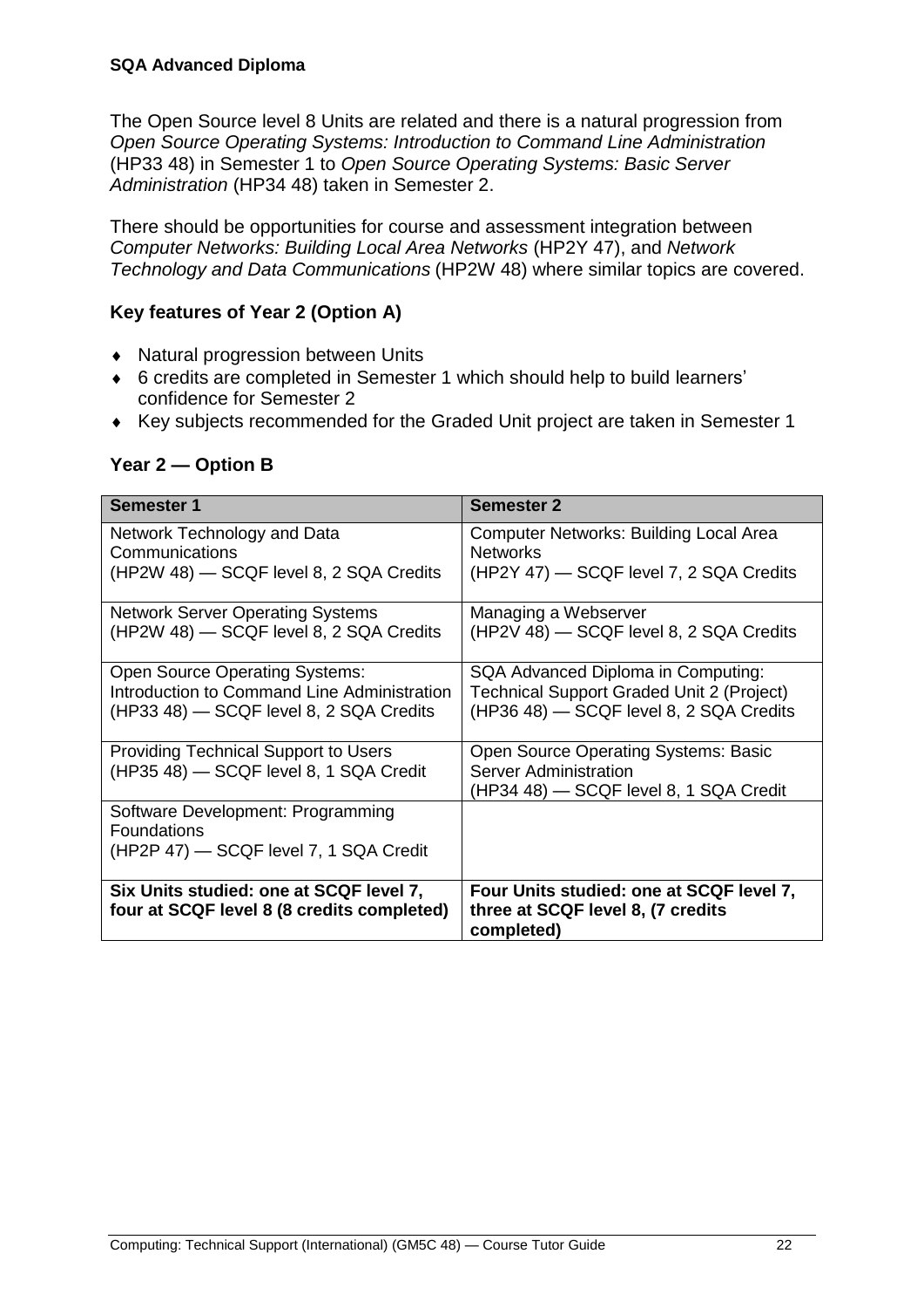The Open Source level 8 Units are related and there is a natural progression from *Open Source Operating Systems: Introduction to Command Line Administration* (HP33 48) in Semester 1 to *Open Source Operating Systems: Basic Server Administration* (HP34 48) taken in Semester 2.

There should be opportunities for course and assessment integration between *Computer Networks: Building Local Area Networks* (HP2Y 47), and *Network Technology and Data Communications* (HP2W 48) where similar topics are covered.

### Key features of Year 2 (Option A)

- Natural progression between Units
- 6 credits are completed in Semester 1 which should help to build learners' confidence for Semester 2
- Key subjects recommended for the Graded Unit project are taken in Semester 1

### Year 2 — Option B

| Semester 1 | Semester 2 |
|---|---|
| Network Technology and Data Communications (HP2W 48) — SCQF level 8, 2 SQA Credits | Computer Networks: Building Local Area Networks (HP2Y 47) — SCQF level 7, 2 SQA Credits |
| Network Server Operating Systems (HP2W 48) — SCQF level 8, 2 SQA Credits | Managing a Webserver (HP2V 48) — SCQF level 8, 2 SQA Credits |
| Open Source Operating Systems: Introduction to Command Line Administration (HP33 48) — SCQF level 8, 2 SQA Credits | SQA Advanced Diploma in Computing: Technical Support Graded Unit 2 (Project) (HP36 48) — SCQF level 8, 2 SQA Credits |
| Providing Technical Support to Users (HP35 48) — SCQF level 8, 1 SQA Credit | Open Source Operating Systems: Basic Server Administration (HP34 48) — SCQF level 8, 1 SQA Credit |
| Software Development: Programming Foundations (HP2P 47) — SCQF level 7, 1 SQA Credit | |
| **Six Units studied: one at SCQF level 7, four at SCQF level 8 (8 credits completed)** | **Four Units studied: one at SCQF level 7, three at SCQF level 8, (7 credits completed)** |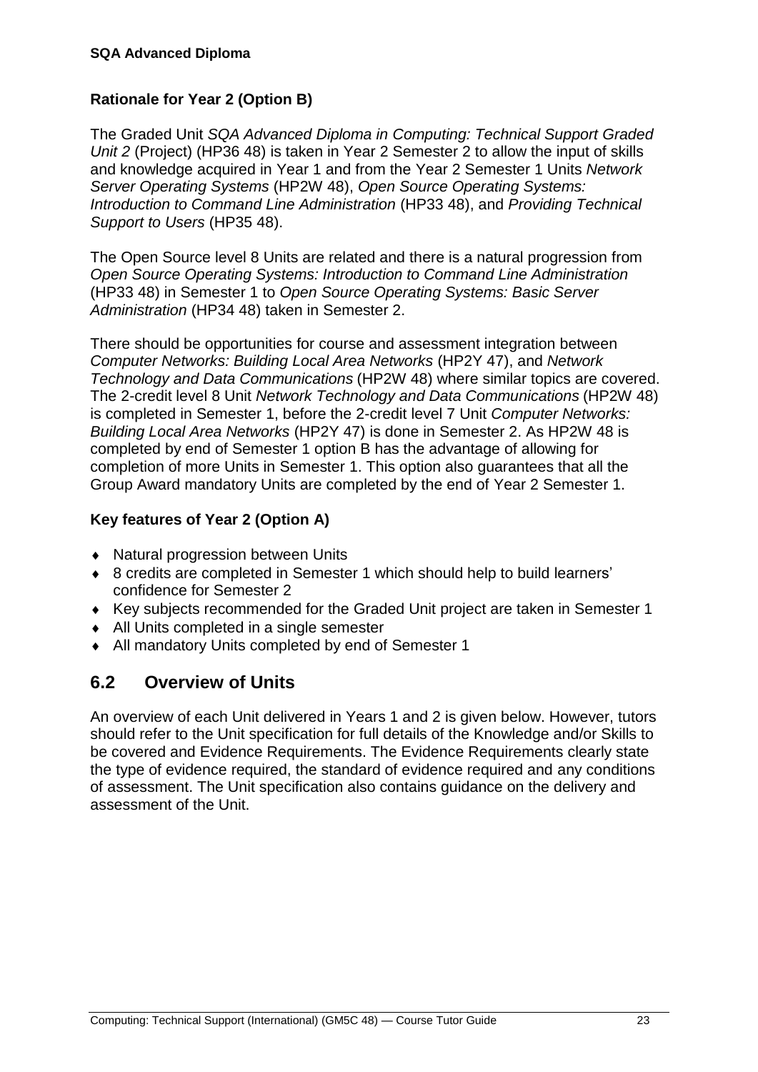**Rationale for Year 2 (Option B)**

The Graded Unit *SQA Advanced Diploma in Computing: Technical Support Graded Unit 2* (Project) (HP36 48) is taken in Year 2 Semester 2 to allow the input of skills and knowledge acquired in Year 1 and from the Year 2 Semester 1 Units *Network Server Operating Systems* (HP2W 48), *Open Source Operating Systems: Introduction to Command Line Administration* (HP33 48), and *Providing Technical Support to Users* (HP35 48).

The Open Source level 8 Units are related and there is a natural progression from *Open Source Operating Systems: Introduction to Command Line Administration* (HP33 48) in Semester 1 to *Open Source Operating Systems: Basic Server Administration* (HP34 48) taken in Semester 2.

There should be opportunities for course and assessment integration between *Computer Networks: Building Local Area Networks* (HP2Y 47), and *Network Technology and Data Communications* (HP2W 48) where similar topics are covered. The 2-credit level 8 Unit *Network Technology and Data Communications* (HP2W 48) is completed in Semester 1, before the 2-credit level 7 Unit *Computer Networks: Building Local Area Networks* (HP2Y 47) is done in Semester 2. As HP2W 48 is completed by end of Semester 1 option B has the advantage of allowing for completion of more Units in Semester 1. This option also guarantees that all the Group Award mandatory Units are completed by the end of Year 2 Semester 1.

**Key features of Year 2 (Option A)**

- Natural progression between Units
- 8 credits are completed in Semester 1 which should help to build learners' confidence for Semester 2
- Key subjects recommended for the Graded Unit project are taken in Semester 1
- All Units completed in a single semester
- All mandatory Units completed by end of Semester 1

## 6.2 Overview of Units

An overview of each Unit delivered in Years 1 and 2 is given below. However, tutors should refer to the Unit specification for full details of the Knowledge and/or Skills to be covered and Evidence Requirements. The Evidence Requirements clearly state the type of evidence required, the standard of evidence required and any conditions of assessment. The Unit specification also contains guidance on the delivery and assessment of the Unit.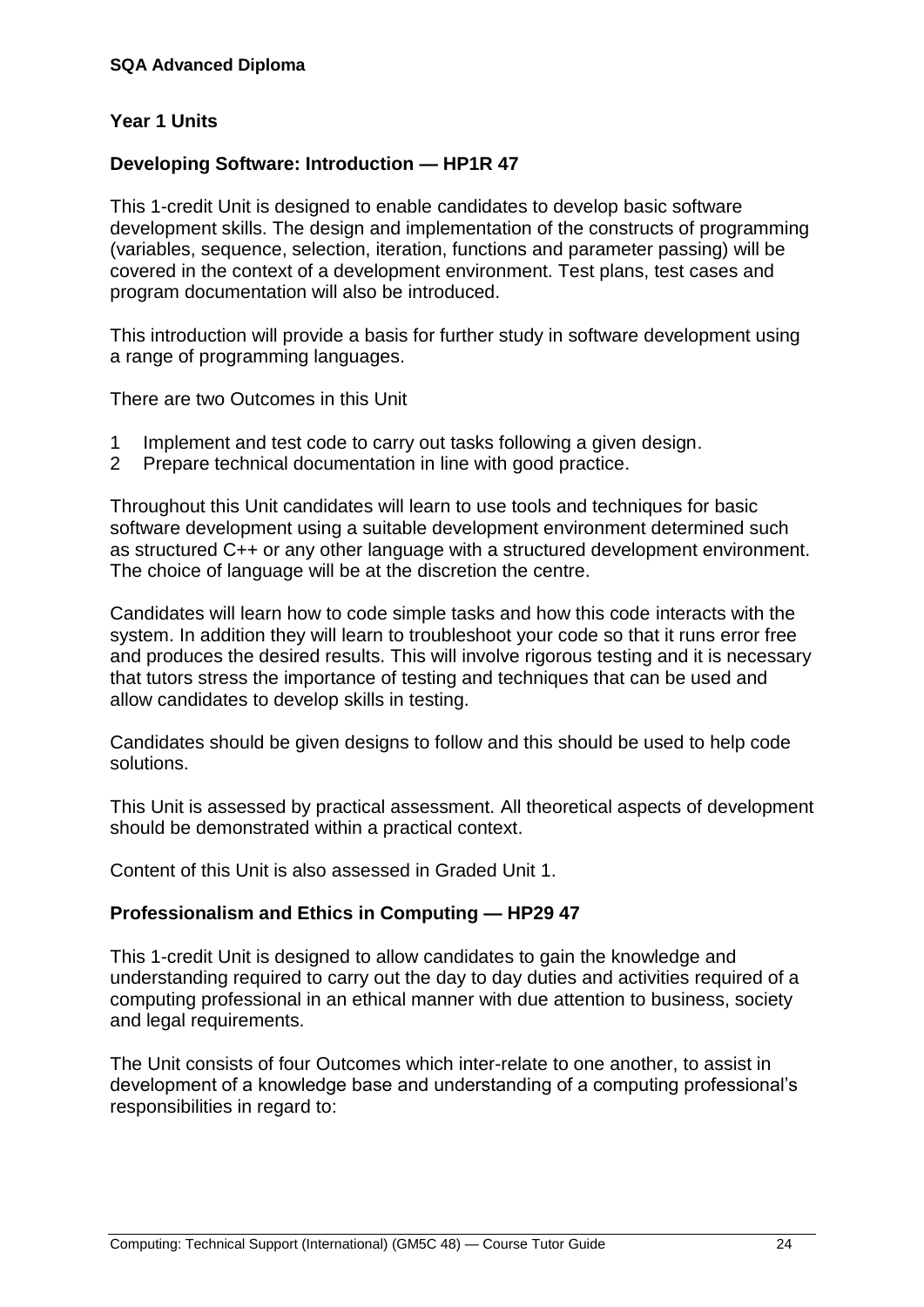**SQA Advanced Diploma**

## Year 1 Units

### Developing Software: Introduction — HP1R 47

This 1-credit Unit is designed to enable candidates to develop basic software development skills. The design and implementation of the constructs of programming (variables, sequence, selection, iteration, functions and parameter passing) will be covered in the context of a development environment. Test plans, test cases and program documentation will also be introduced.

This introduction will provide a basis for further study in software development using a range of programming languages.

There are two Outcomes in this Unit

1. Implement and test code to carry out tasks following a given design.
2. Prepare technical documentation in line with good practice.

Throughout this Unit candidates will learn to use tools and techniques for basic software development using a suitable development environment determined such as structured C++ or any other language with a structured development environment. The choice of language will be at the discretion the centre.

Candidates will learn how to code simple tasks and how this code interacts with the system. In addition they will learn to troubleshoot your code so that it runs error free and produces the desired results. This will involve rigorous testing and it is necessary that tutors stress the importance of testing and techniques that can be used and allow candidates to develop skills in testing.

Candidates should be given designs to follow and this should be used to help code solutions.

This Unit is assessed by practical assessment. All theoretical aspects of development should be demonstrated within a practical context.

Content of this Unit is also assessed in Graded Unit 1.

### Professionalism and Ethics in Computing — HP29 47

This 1-credit Unit is designed to allow candidates to gain the knowledge and understanding required to carry out the day to day duties and activities required of a computing professional in an ethical manner with due attention to business, society and legal requirements.

The Unit consists of four Outcomes which inter-relate to one another, to assist in development of a knowledge base and understanding of a computing professional's responsibilities in regard to: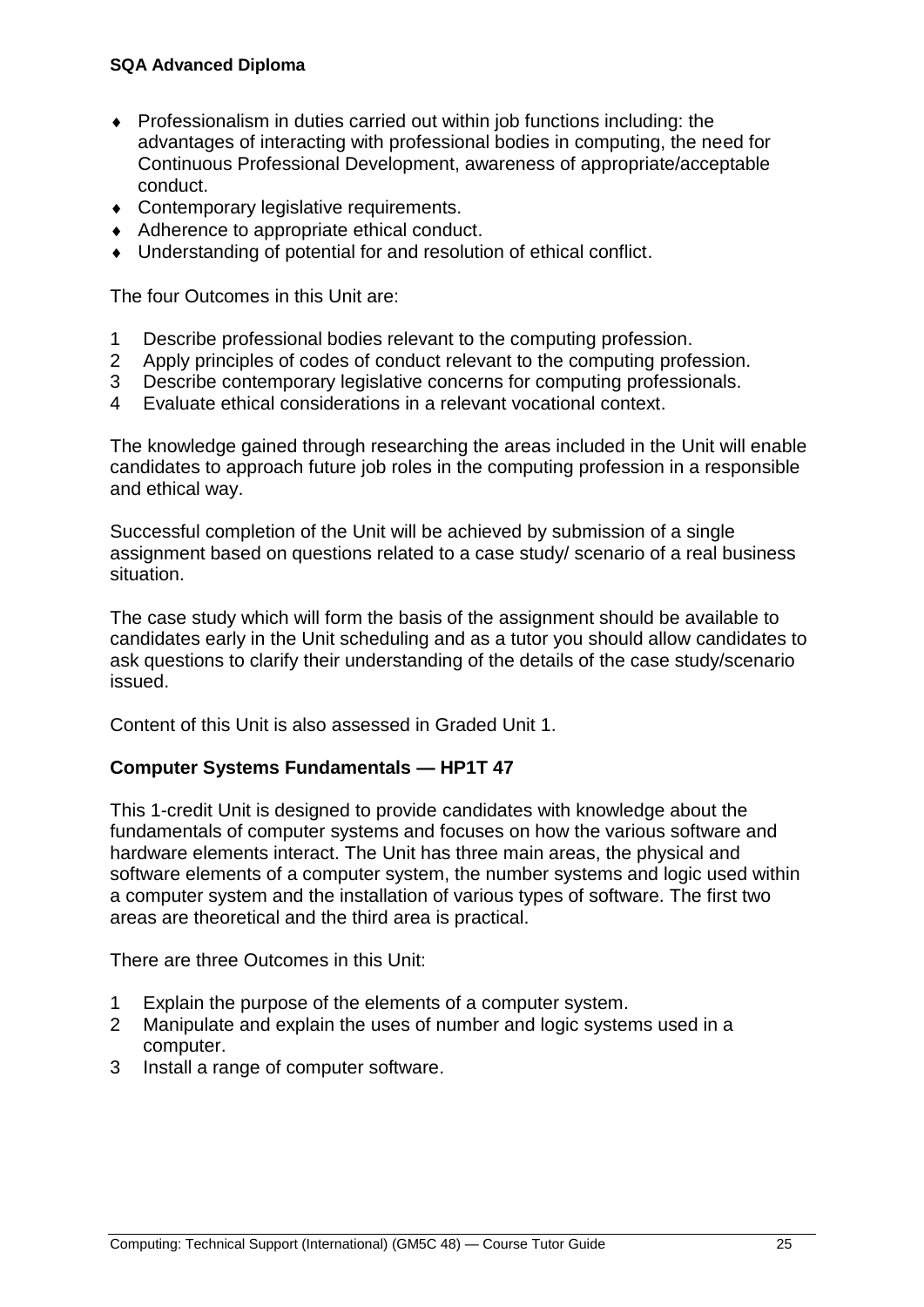- Professionalism in duties carried out within job functions including: the advantages of interacting with professional bodies in computing, the need for Continuous Professional Development, awareness of appropriate/acceptable conduct.
- Contemporary legislative requirements.
- Adherence to appropriate ethical conduct.
- Understanding of potential for and resolution of ethical conflict.

The four Outcomes in this Unit are:

1. Describe professional bodies relevant to the computing profession.
2. Apply principles of codes of conduct relevant to the computing profession.
3. Describe contemporary legislative concerns for computing professionals.
4. Evaluate ethical considerations in a relevant vocational context.

The knowledge gained through researching the areas included in the Unit will enable candidates to approach future job roles in the computing profession in a responsible and ethical way.

Successful completion of the Unit will be achieved by submission of a single assignment based on questions related to a case study/ scenario of a real business situation.

The case study which will form the basis of the assignment should be available to candidates early in the Unit scheduling and as a tutor you should allow candidates to ask questions to clarify their understanding of the details of the case study/scenario issued.

Content of this Unit is also assessed in Graded Unit 1.

**Computer Systems Fundamentals — HP1T 47**

This 1-credit Unit is designed to provide candidates with knowledge about the fundamentals of computer systems and focuses on how the various software and hardware elements interact. The Unit has three main areas, the physical and software elements of a computer system, the number systems and logic used within a computer system and the installation of various types of software. The first two areas are theoretical and the third area is practical.

There are three Outcomes in this Unit:

1. Explain the purpose of the elements of a computer system.
2. Manipulate and explain the uses of number and logic systems used in a computer.
3. Install a range of computer software.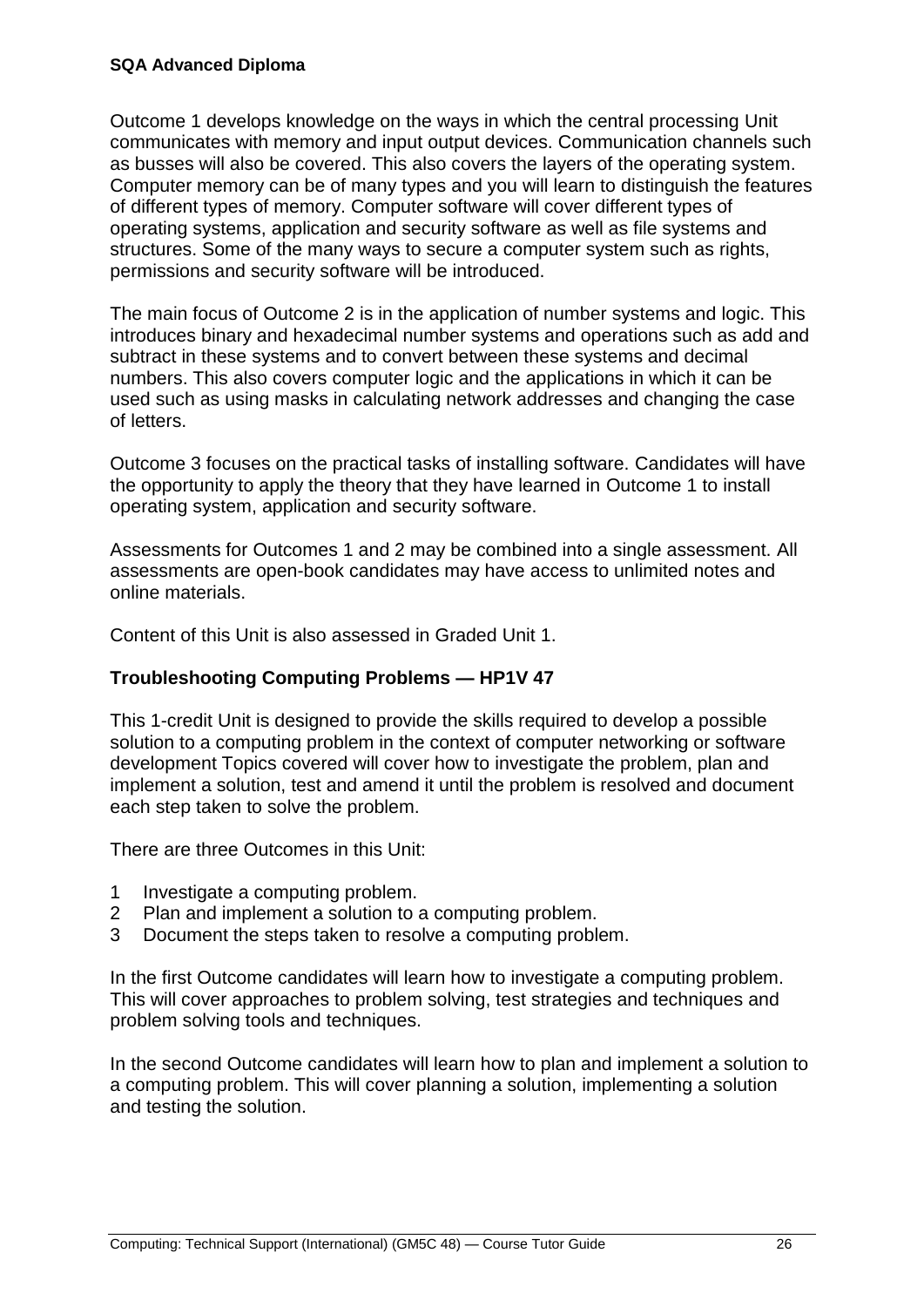Outcome 1 develops knowledge on the ways in which the central processing Unit communicates with memory and input output devices. Communication channels such as busses will also be covered. This also covers the layers of the operating system. Computer memory can be of many types and you will learn to distinguish the features of different types of memory. Computer software will cover different types of operating systems, application and security software as well as file systems and structures. Some of the many ways to secure a computer system such as rights, permissions and security software will be introduced.

The main focus of Outcome 2 is in the application of number systems and logic. This introduces binary and hexadecimal number systems and operations such as add and subtract in these systems and to convert between these systems and decimal numbers. This also covers computer logic and the applications in which it can be used such as using masks in calculating network addresses and changing the case of letters.

Outcome 3 focuses on the practical tasks of installing software. Candidates will have the opportunity to apply the theory that they have learned in Outcome 1 to install operating system, application and security software.

Assessments for Outcomes 1 and 2 may be combined into a single assessment. All assessments are open-book candidates may have access to unlimited notes and online materials.

Content of this Unit is also assessed in Graded Unit 1.

### Troubleshooting Computing Problems — HP1V 47

This 1-credit Unit is designed to provide the skills required to develop a possible solution to a computing problem in the context of computer networking or software development Topics covered will cover how to investigate the problem, plan and implement a solution, test and amend it until the problem is resolved and document each step taken to solve the problem.

There are three Outcomes in this Unit:

1. Investigate a computing problem.
2. Plan and implement a solution to a computing problem.
3. Document the steps taken to resolve a computing problem.

In the first Outcome candidates will learn how to investigate a computing problem. This will cover approaches to problem solving, test strategies and techniques and problem solving tools and techniques.

In the second Outcome candidates will learn how to plan and implement a solution to a computing problem. This will cover planning a solution, implementing a solution and testing the solution.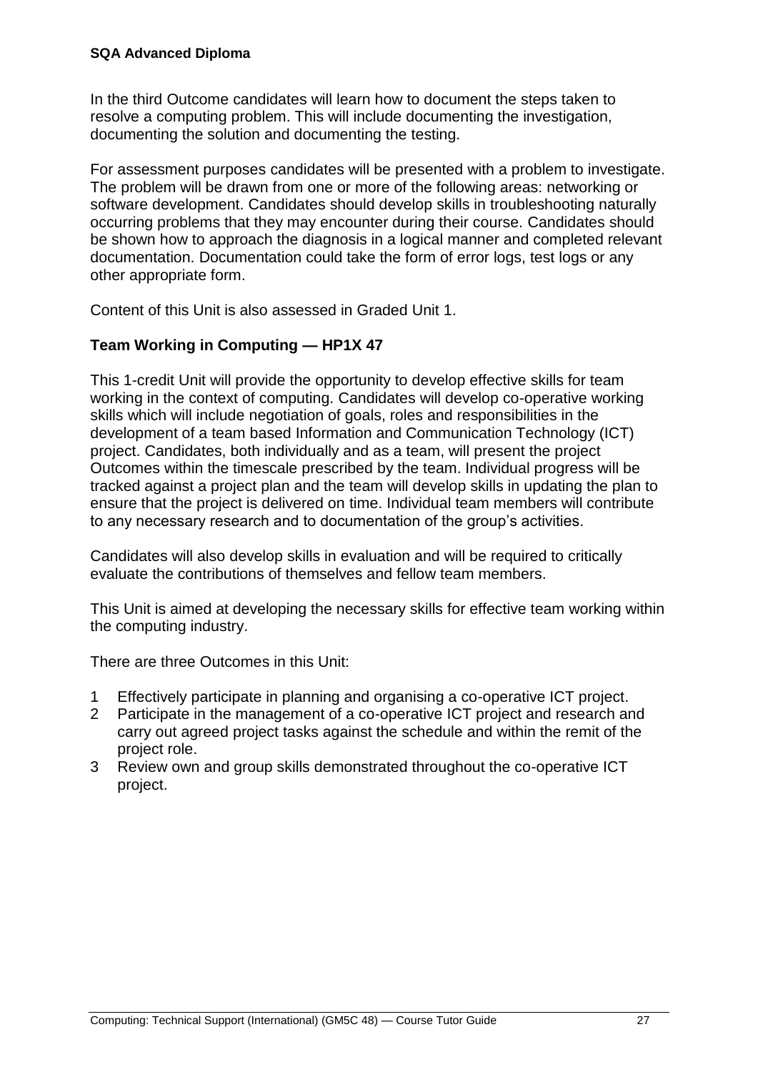In the third Outcome candidates will learn how to document the steps taken to resolve a computing problem. This will include documenting the investigation, documenting the solution and documenting the testing.

For assessment purposes candidates will be presented with a problem to investigate. The problem will be drawn from one or more of the following areas: networking or software development. Candidates should develop skills in troubleshooting naturally occurring problems that they may encounter during their course. Candidates should be shown how to approach the diagnosis in a logical manner and completed relevant documentation. Documentation could take the form of error logs, test logs or any other appropriate form.

Content of this Unit is also assessed in Graded Unit 1.

### Team Working in Computing — HP1X 47

This 1-credit Unit will provide the opportunity to develop effective skills for team working in the context of computing. Candidates will develop co-operative working skills which will include negotiation of goals, roles and responsibilities in the development of a team based Information and Communication Technology (ICT) project. Candidates, both individually and as a team, will present the project Outcomes within the timescale prescribed by the team. Individual progress will be tracked against a project plan and the team will develop skills in updating the plan to ensure that the project is delivered on time. Individual team members will contribute to any necessary research and to documentation of the group's activities.

Candidates will also develop skills in evaluation and will be required to critically evaluate the contributions of themselves and fellow team members.

This Unit is aimed at developing the necessary skills for effective team working within the computing industry.

There are three Outcomes in this Unit:

1. Effectively participate in planning and organising a co-operative ICT project.
2. Participate in the management of a co-operative ICT project and research and carry out agreed project tasks against the schedule and within the remit of the project role.
3. Review own and group skills demonstrated throughout the co-operative ICT project.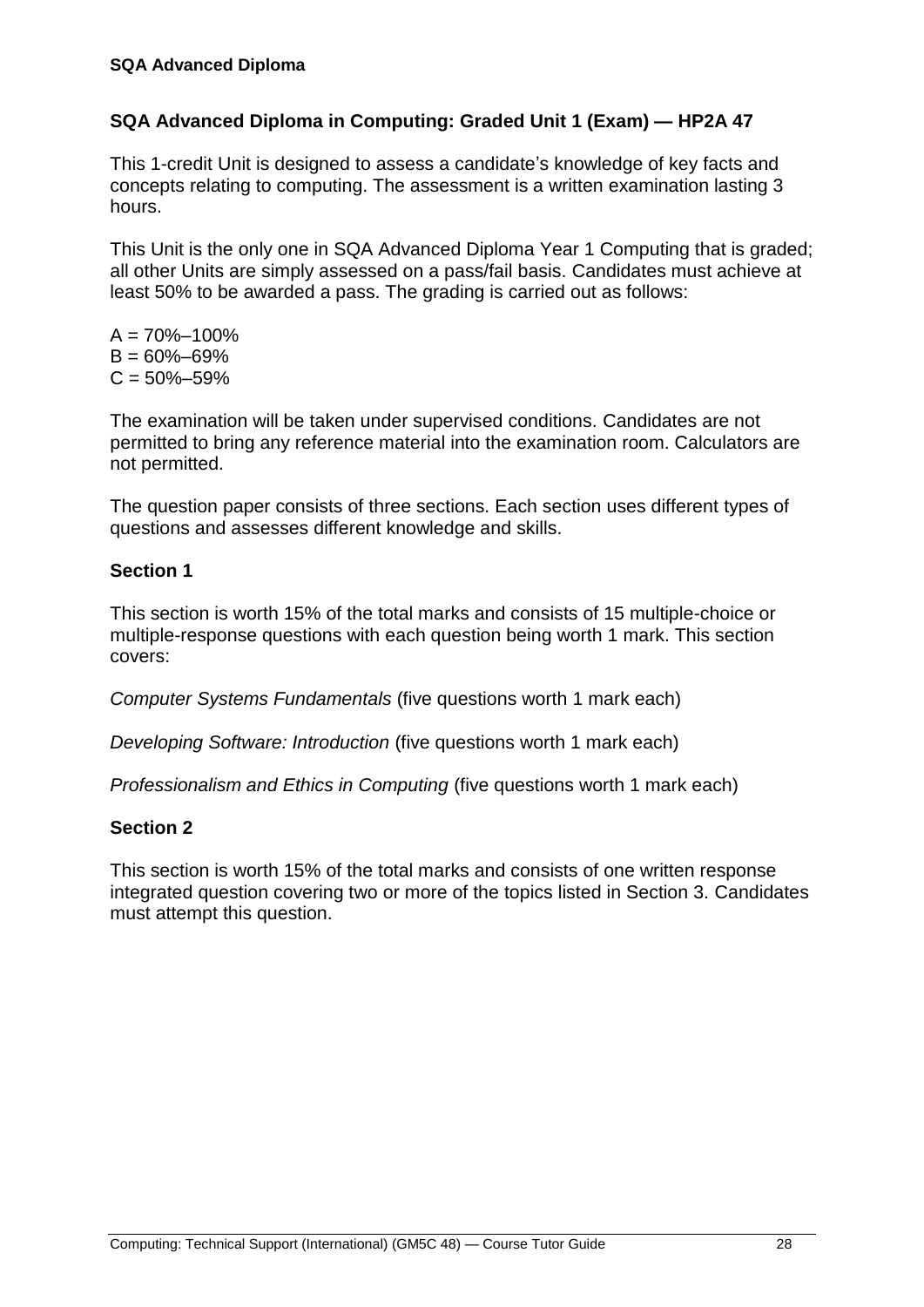## SQA Advanced Diploma in Computing: Graded Unit 1 (Exam) — HP2A 47

This 1-credit Unit is designed to assess a candidate's knowledge of key facts and concepts relating to computing. The assessment is a written examination lasting 3 hours.

This Unit is the only one in SQA Advanced Diploma Year 1 Computing that is graded; all other Units are simply assessed on a pass/fail basis. Candidates must achieve at least 50% to be awarded a pass. The grading is carried out as follows:

A = 70%–100%
B = 60%–69%
C = 50%–59%

The examination will be taken under supervised conditions. Candidates are not permitted to bring any reference material into the examination room. Calculators are not permitted.

The question paper consists of three sections. Each section uses different types of questions and assesses different knowledge and skills.

### Section 1

This section is worth 15% of the total marks and consists of 15 multiple-choice or multiple-response questions with each question being worth 1 mark. This section covers:

*Computer Systems Fundamentals* (five questions worth 1 mark each)

*Developing Software: Introduction* (five questions worth 1 mark each)

*Professionalism and Ethics in Computing* (five questions worth 1 mark each)

### Section 2

This section is worth 15% of the total marks and consists of one written response integrated question covering two or more of the topics listed in Section 3. Candidates must attempt this question.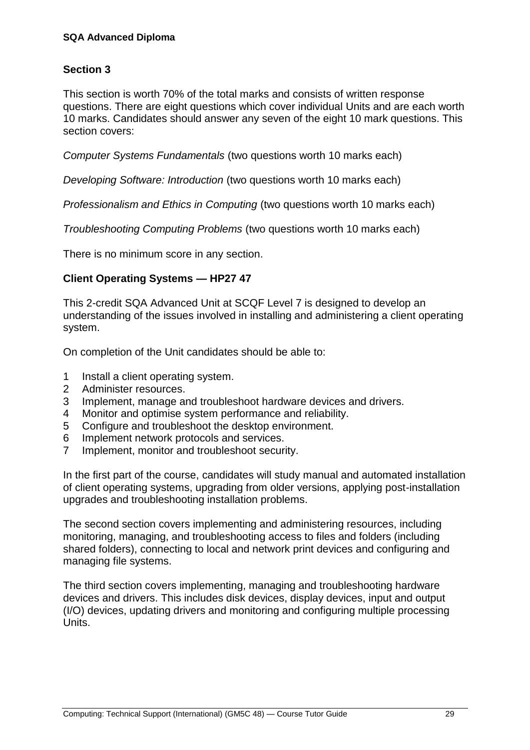### Section 3

This section is worth 70% of the total marks and consists of written response questions. There are eight questions which cover individual Units and are each worth 10 marks. Candidates should answer any seven of the eight 10 mark questions. This section covers:

*Computer Systems Fundamentals* (two questions worth 10 marks each)

*Developing Software: Introduction* (two questions worth 10 marks each)

*Professionalism and Ethics in Computing* (two questions worth 10 marks each)

*Troubleshooting Computing Problems* (two questions worth 10 marks each)

There is no minimum score in any section.

### Client Operating Systems — HP27 47

This 2-credit SQA Advanced Unit at SCQF Level 7 is designed to develop an understanding of the issues involved in installing and administering a client operating system.

On completion of the Unit candidates should be able to:

1. Install a client operating system.
2. Administer resources.
3. Implement, manage and troubleshoot hardware devices and drivers.
4. Monitor and optimise system performance and reliability.
5. Configure and troubleshoot the desktop environment.
6. Implement network protocols and services.
7. Implement, monitor and troubleshoot security.

In the first part of the course, candidates will study manual and automated installation of client operating systems, upgrading from older versions, applying post-installation upgrades and troubleshooting installation problems.

The second section covers implementing and administering resources, including monitoring, managing, and troubleshooting access to files and folders (including shared folders), connecting to local and network print devices and configuring and managing file systems.

The third section covers implementing, managing and troubleshooting hardware devices and drivers. This includes disk devices, display devices, input and output (I/O) devices, updating drivers and monitoring and configuring multiple processing Units.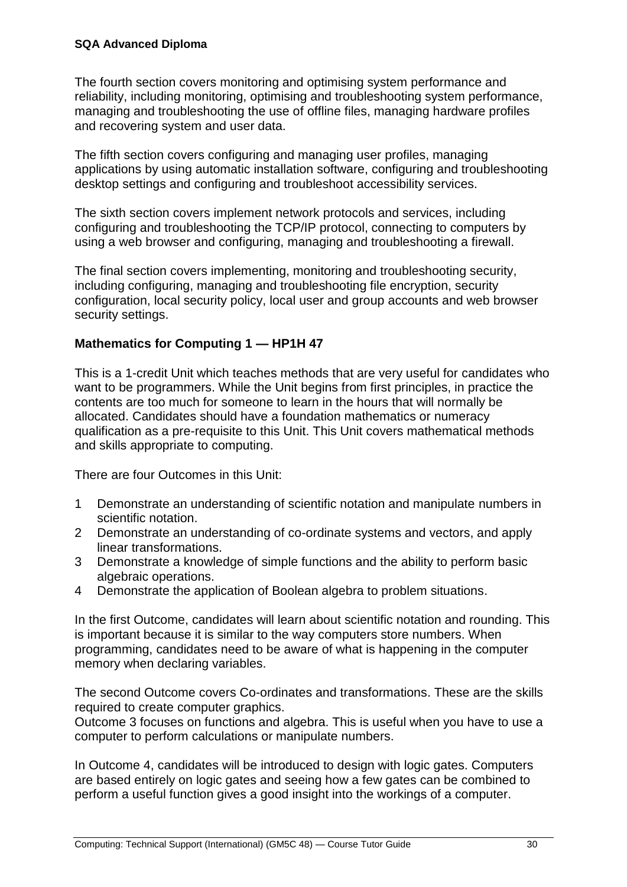The fourth section covers monitoring and optimising system performance and reliability, including monitoring, optimising and troubleshooting system performance, managing and troubleshooting the use of offline files, managing hardware profiles and recovering system and user data.

The fifth section covers configuring and managing user profiles, managing applications by using automatic installation software, configuring and troubleshooting desktop settings and configuring and troubleshoot accessibility services.

The sixth section covers implement network protocols and services, including configuring and troubleshooting the TCP/IP protocol, connecting to computers by using a web browser and configuring, managing and troubleshooting a firewall.

The final section covers implementing, monitoring and troubleshooting security, including configuring, managing and troubleshooting file encryption, security configuration, local security policy, local user and group accounts and web browser security settings.

**Mathematics for Computing 1 — HP1H 47**

This is a 1-credit Unit which teaches methods that are very useful for candidates who want to be programmers. While the Unit begins from first principles, in practice the contents are too much for someone to learn in the hours that will normally be allocated. Candidates should have a foundation mathematics or numeracy qualification as a pre-requisite to this Unit. This Unit covers mathematical methods and skills appropriate to computing.

There are four Outcomes in this Unit:

1. Demonstrate an understanding of scientific notation and manipulate numbers in scientific notation.
2. Demonstrate an understanding of co-ordinate systems and vectors, and apply linear transformations.
3. Demonstrate a knowledge of simple functions and the ability to perform basic algebraic operations.
4. Demonstrate the application of Boolean algebra to problem situations.

In the first Outcome, candidates will learn about scientific notation and rounding. This is important because it is similar to the way computers store numbers. When programming, candidates need to be aware of what is happening in the computer memory when declaring variables.

The second Outcome covers Co-ordinates and transformations. These are the skills required to create computer graphics.
Outcome 3 focuses on functions and algebra. This is useful when you have to use a computer to perform calculations or manipulate numbers.

In Outcome 4, candidates will be introduced to design with logic gates. Computers are based entirely on logic gates and seeing how a few gates can be combined to perform a useful function gives a good insight into the workings of a computer.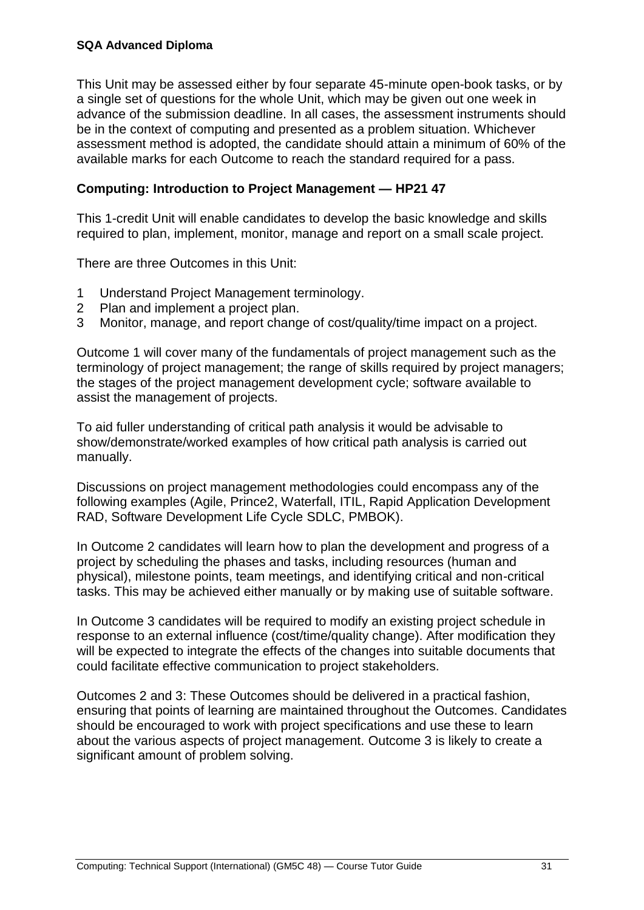This Unit may be assessed either by four separate 45-minute open-book tasks, or by a single set of questions for the whole Unit, which may be given out one week in advance of the submission deadline. In all cases, the assessment instruments should be in the context of computing and presented as a problem situation. Whichever assessment method is adopted, the candidate should attain a minimum of 60% of the available marks for each Outcome to reach the standard required for a pass.

### Computing: Introduction to Project Management — HP21 47

This 1-credit Unit will enable candidates to develop the basic knowledge and skills required to plan, implement, monitor, manage and report on a small scale project.

There are three Outcomes in this Unit:

1. Understand Project Management terminology.
2. Plan and implement a project plan.
3. Monitor, manage, and report change of cost/quality/time impact on a project.

Outcome 1 will cover many of the fundamentals of project management such as the terminology of project management; the range of skills required by project managers; the stages of the project management development cycle; software available to assist the management of projects.

To aid fuller understanding of critical path analysis it would be advisable to show/demonstrate/worked examples of how critical path analysis is carried out manually.

Discussions on project management methodologies could encompass any of the following examples (Agile, Prince2, Waterfall, ITIL, Rapid Application Development RAD, Software Development Life Cycle SDLC, PMBOK).

In Outcome 2 candidates will learn how to plan the development and progress of a project by scheduling the phases and tasks, including resources (human and physical), milestone points, team meetings, and identifying critical and non-critical tasks. This may be achieved either manually or by making use of suitable software.

In Outcome 3 candidates will be required to modify an existing project schedule in response to an external influence (cost/time/quality change). After modification they will be expected to integrate the effects of the changes into suitable documents that could facilitate effective communication to project stakeholders.

Outcomes 2 and 3: These Outcomes should be delivered in a practical fashion, ensuring that points of learning are maintained throughout the Outcomes. Candidates should be encouraged to work with project specifications and use these to learn about the various aspects of project management. Outcome 3 is likely to create a significant amount of problem solving.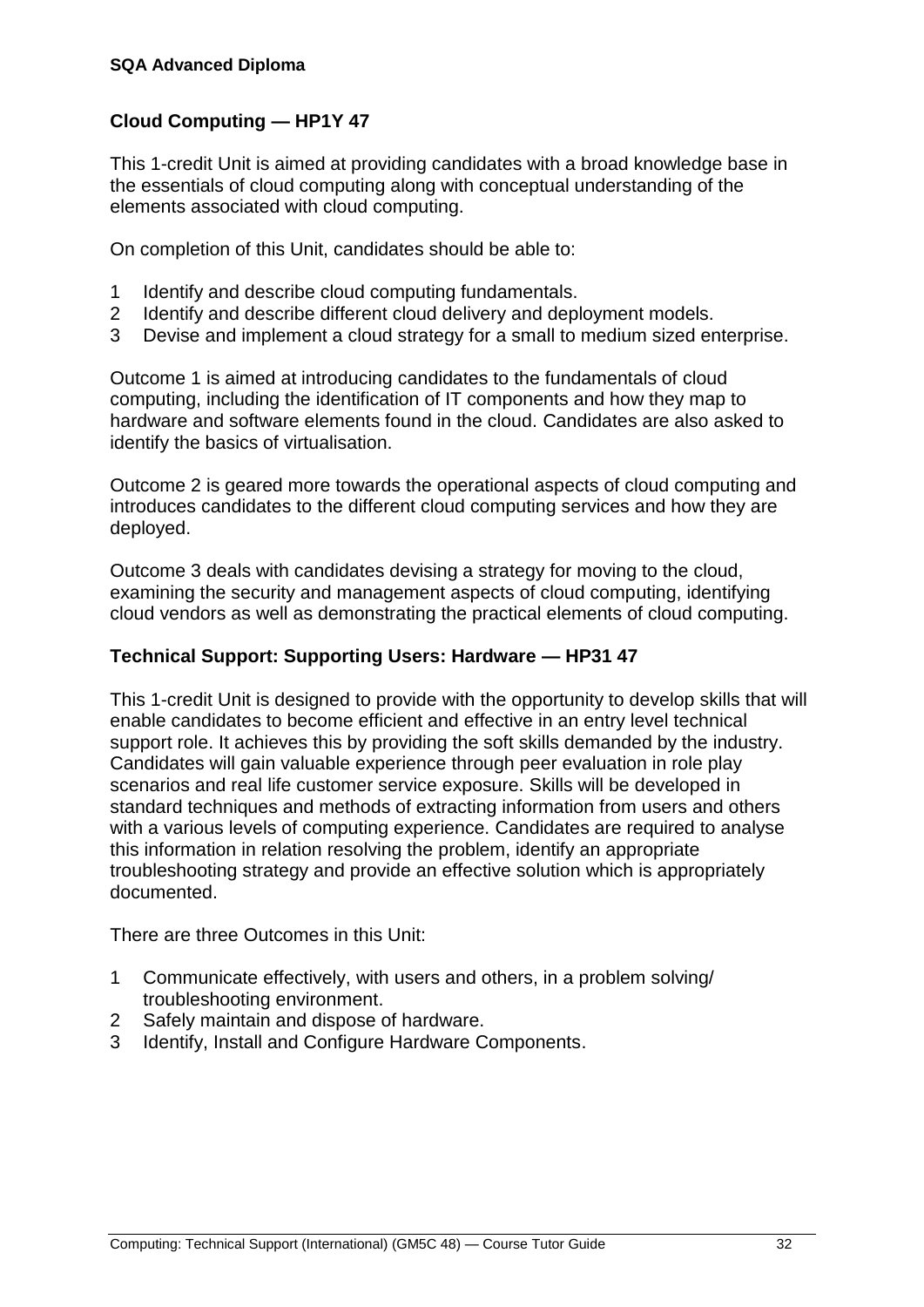## Cloud Computing — HP1Y 47

This 1-credit Unit is aimed at providing candidates with a broad knowledge base in the essentials of cloud computing along with conceptual understanding of the elements associated with cloud computing.

On completion of this Unit, candidates should be able to:

1. Identify and describe cloud computing fundamentals.
2. Identify and describe different cloud delivery and deployment models.
3. Devise and implement a cloud strategy for a small to medium sized enterprise.

Outcome 1 is aimed at introducing candidates to the fundamentals of cloud computing, including the identification of IT components and how they map to hardware and software elements found in the cloud. Candidates are also asked to identify the basics of virtualisation.

Outcome 2 is geared more towards the operational aspects of cloud computing and introduces candidates to the different cloud computing services and how they are deployed.

Outcome 3 deals with candidates devising a strategy for moving to the cloud, examining the security and management aspects of cloud computing, identifying cloud vendors as well as demonstrating the practical elements of cloud computing.

## Technical Support: Supporting Users: Hardware — HP31 47

This 1-credit Unit is designed to provide with the opportunity to develop skills that will enable candidates to become efficient and effective in an entry level technical support role. It achieves this by providing the soft skills demanded by the industry. Candidates will gain valuable experience through peer evaluation in role play scenarios and real life customer service exposure. Skills will be developed in standard techniques and methods of extracting information from users and others with a various levels of computing experience. Candidates are required to analyse this information in relation resolving the problem, identify an appropriate troubleshooting strategy and provide an effective solution which is appropriately documented.

There are three Outcomes in this Unit:

1. Communicate effectively, with users and others, in a problem solving/ troubleshooting environment.
2. Safely maintain and dispose of hardware.
3. Identify, Install and Configure Hardware Components.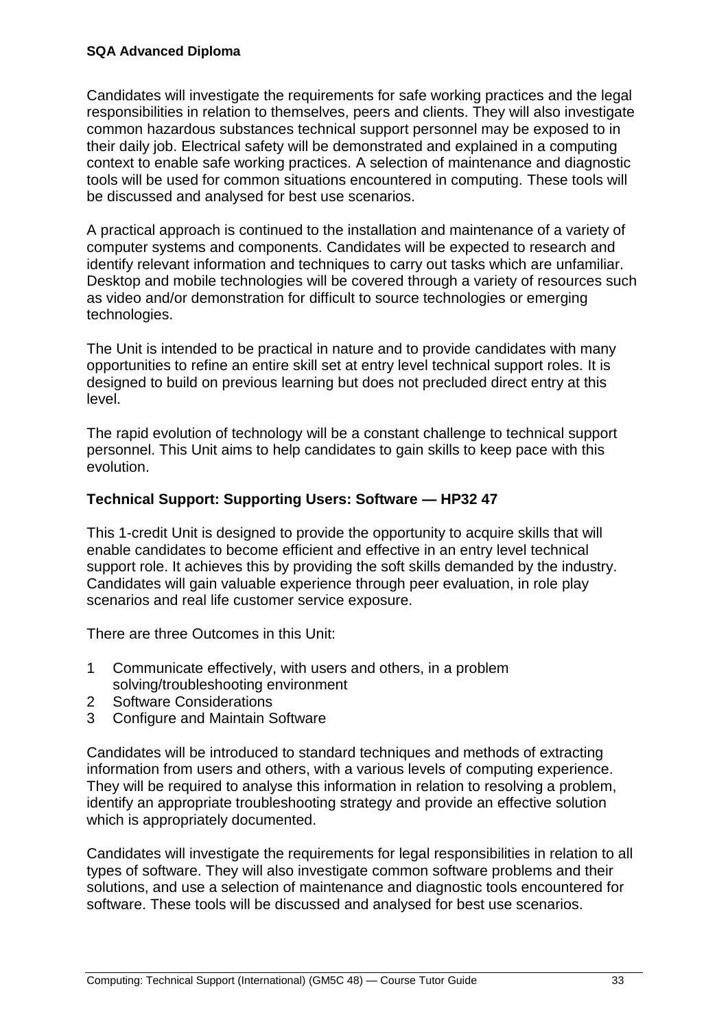Candidates will investigate the requirements for safe working practices and the legal responsibilities in relation to themselves, peers and clients. They will also investigate common hazardous substances technical support personnel may be exposed to in their daily job. Electrical safety will be demonstrated and explained in a computing context to enable safe working practices. A selection of maintenance and diagnostic tools will be used for common situations encountered in computing. These tools will be discussed and analysed for best use scenarios.

A practical approach is continued to the installation and maintenance of a variety of computer systems and components. Candidates will be expected to research and identify relevant information and techniques to carry out tasks which are unfamiliar. Desktop and mobile technologies will be covered through a variety of resources such as video and/or demonstration for difficult to source technologies or emerging technologies.

The Unit is intended to be practical in nature and to provide candidates with many opportunities to refine an entire skill set at entry level technical support roles. It is designed to build on previous learning but does not precluded direct entry at this level.

The rapid evolution of technology will be a constant challenge to technical support personnel. This Unit aims to help candidates to gain skills to keep pace with this evolution.

### Technical Support: Supporting Users: Software — HP32 47

This 1-credit Unit is designed to provide the opportunity to acquire skills that will enable candidates to become efficient and effective in an entry level technical support role. It achieves this by providing the soft skills demanded by the industry. Candidates will gain valuable experience through peer evaluation, in role play scenarios and real life customer service exposure.

There are three Outcomes in this Unit:

1. Communicate effectively, with users and others, in a problem solving/troubleshooting environment
2. Software Considerations
3. Configure and Maintain Software

Candidates will be introduced to standard techniques and methods of extracting information from users and others, with a various levels of computing experience. They will be required to analyse this information in relation to resolving a problem, identify an appropriate troubleshooting strategy and provide an effective solution which is appropriately documented.

Candidates will investigate the requirements for legal responsibilities in relation to all types of software. They will also investigate common software problems and their solutions, and use a selection of maintenance and diagnostic tools encountered for software. These tools will be discussed and analysed for best use scenarios.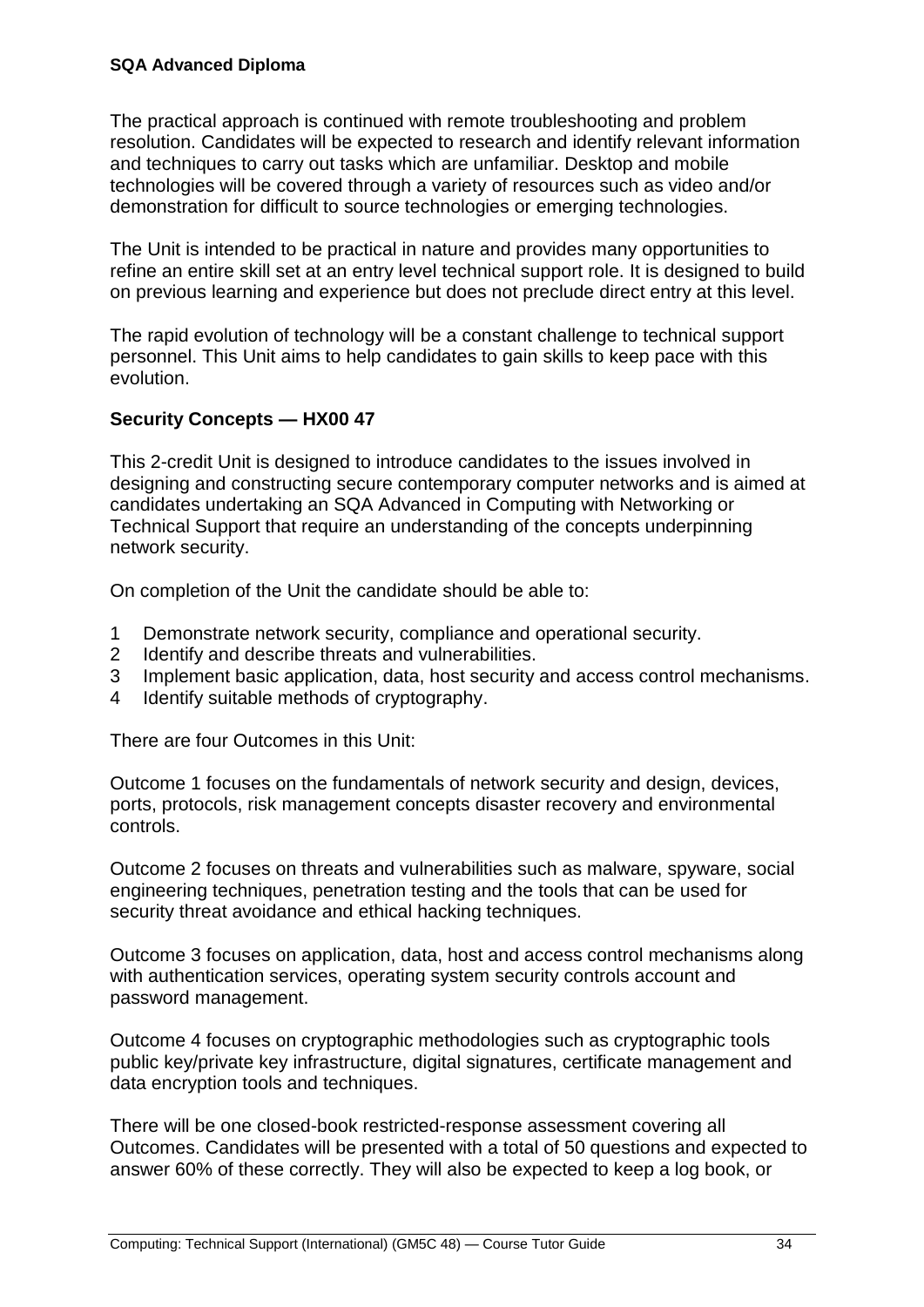The practical approach is continued with remote troubleshooting and problem resolution. Candidates will be expected to research and identify relevant information and techniques to carry out tasks which are unfamiliar. Desktop and mobile technologies will be covered through a variety of resources such as video and/or demonstration for difficult to source technologies or emerging technologies.

The Unit is intended to be practical in nature and provides many opportunities to refine an entire skill set at an entry level technical support role. It is designed to build on previous learning and experience but does not preclude direct entry at this level.

The rapid evolution of technology will be a constant challenge to technical support personnel. This Unit aims to help candidates to gain skills to keep pace with this evolution.

**Security Concepts — HX00 47**

This 2-credit Unit is designed to introduce candidates to the issues involved in designing and constructing secure contemporary computer networks and is aimed at candidates undertaking an SQA Advanced in Computing with Networking or Technical Support that require an understanding of the concepts underpinning network security.

On completion of the Unit the candidate should be able to:

1. Demonstrate network security, compliance and operational security.
2. Identify and describe threats and vulnerabilities.
3. Implement basic application, data, host security and access control mechanisms.
4. Identify suitable methods of cryptography.

There are four Outcomes in this Unit:

Outcome 1 focuses on the fundamentals of network security and design, devices, ports, protocols, risk management concepts disaster recovery and environmental controls.

Outcome 2 focuses on threats and vulnerabilities such as malware, spyware, social engineering techniques, penetration testing and the tools that can be used for security threat avoidance and ethical hacking techniques.

Outcome 3 focuses on application, data, host and access control mechanisms along with authentication services, operating system security controls account and password management.

Outcome 4 focuses on cryptographic methodologies such as cryptographic tools public key/private key infrastructure, digital signatures, certificate management and data encryption tools and techniques.

There will be one closed-book restricted-response assessment covering all Outcomes. Candidates will be presented with a total of 50 questions and expected to answer 60% of these correctly. They will also be expected to keep a log book, or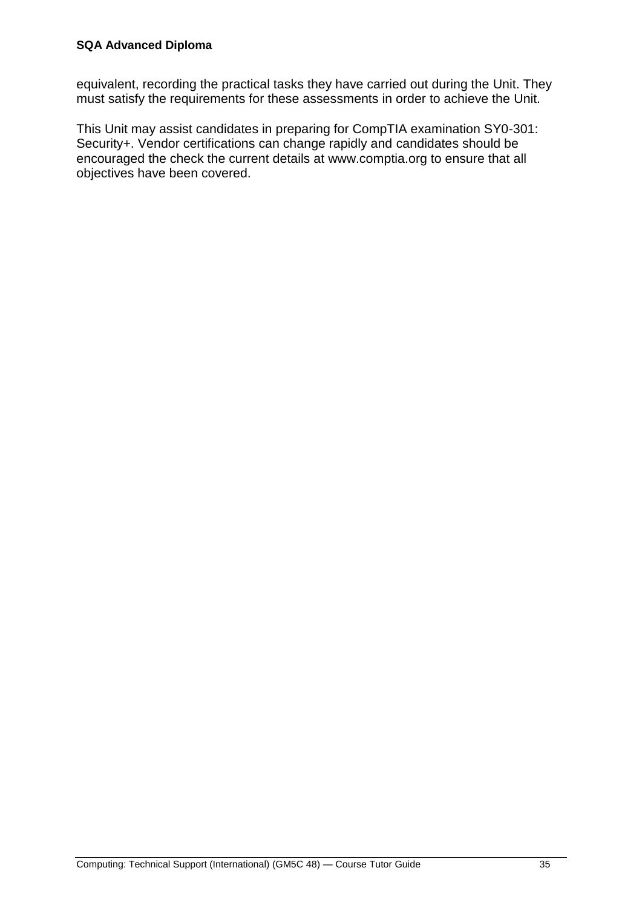equivalent, recording the practical tasks they have carried out during the Unit. They must satisfy the requirements for these assessments in order to achieve the Unit.

This Unit may assist candidates in preparing for CompTIA examination SY0-301: Security+. Vendor certifications can change rapidly and candidates should be encouraged the check the current details at www.comptia.org to ensure that all objectives have been covered.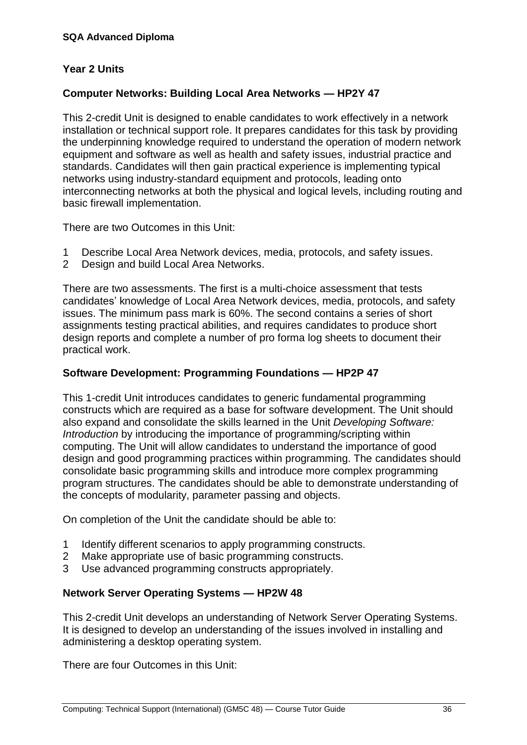**SQA Advanced Diploma**

## Year 2 Units

### Computer Networks: Building Local Area Networks — HP2Y 47

This 2-credit Unit is designed to enable candidates to work effectively in a network installation or technical support role. It prepares candidates for this task by providing the underpinning knowledge required to understand the operation of modern network equipment and software as well as health and safety issues, industrial practice and standards. Candidates will then gain practical experience is implementing typical networks using industry-standard equipment and protocols, leading onto interconnecting networks at both the physical and logical levels, including routing and basic firewall implementation.

There are two Outcomes in this Unit:

1. Describe Local Area Network devices, media, protocols, and safety issues.
2. Design and build Local Area Networks.

There are two assessments. The first is a multi-choice assessment that tests candidates' knowledge of Local Area Network devices, media, protocols, and safety issues. The minimum pass mark is 60%. The second contains a series of short assignments testing practical abilities, and requires candidates to produce short design reports and complete a number of pro forma log sheets to document their practical work.

### Software Development: Programming Foundations — HP2P 47

This 1-credit Unit introduces candidates to generic fundamental programming constructs which are required as a base for software development. The Unit should also expand and consolidate the skills learned in the Unit *Developing Software: Introduction* by introducing the importance of programming/scripting within computing. The Unit will allow candidates to understand the importance of good design and good programming practices within programming. The candidates should consolidate basic programming skills and introduce more complex programming program structures. The candidates should be able to demonstrate understanding of the concepts of modularity, parameter passing and objects.

On completion of the Unit the candidate should be able to:

1. Identify different scenarios to apply programming constructs.
2. Make appropriate use of basic programming constructs.
3. Use advanced programming constructs appropriately.

### Network Server Operating Systems — HP2W 48

This 2-credit Unit develops an understanding of Network Server Operating Systems. It is designed to develop an understanding of the issues involved in installing and administering a desktop operating system.

There are four Outcomes in this Unit: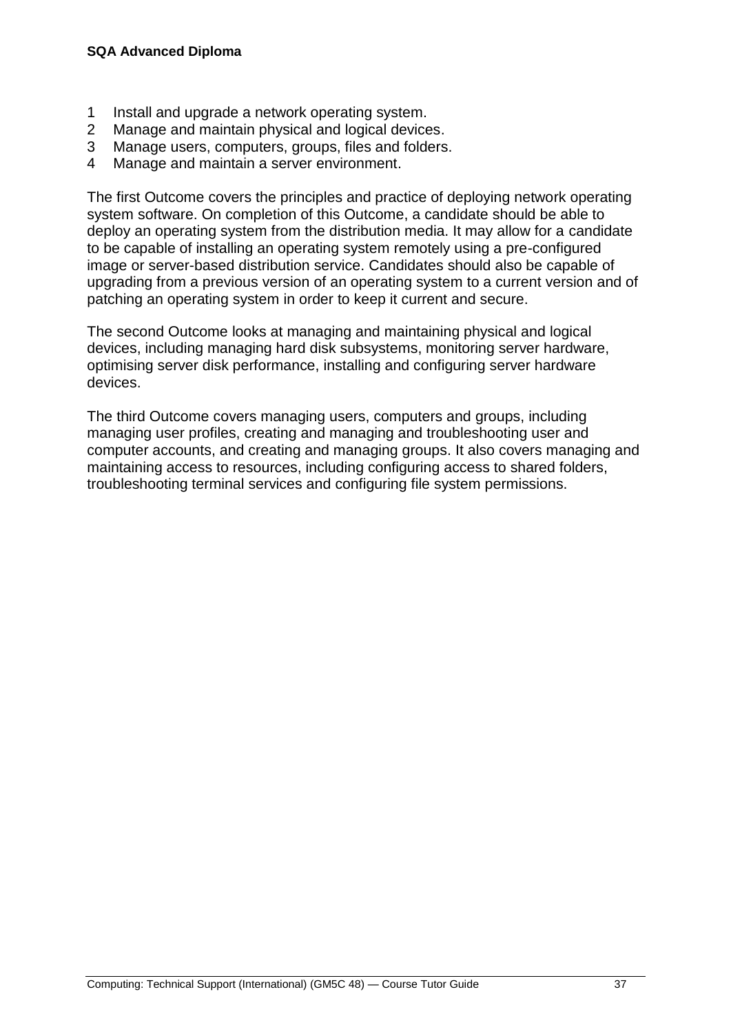1. Install and upgrade a network operating system.
2. Manage and maintain physical and logical devices.
3. Manage users, computers, groups, files and folders.
4. Manage and maintain a server environment.

The first Outcome covers the principles and practice of deploying network operating system software. On completion of this Outcome, a candidate should be able to deploy an operating system from the distribution media. It may allow for a candidate to be capable of installing an operating system remotely using a pre-configured image or server-based distribution service. Candidates should also be capable of upgrading from a previous version of an operating system to a current version and of patching an operating system in order to keep it current and secure.

The second Outcome looks at managing and maintaining physical and logical devices, including managing hard disk subsystems, monitoring server hardware, optimising server disk performance, installing and configuring server hardware devices.

The third Outcome covers managing users, computers and groups, including managing user profiles, creating and managing and troubleshooting user and computer accounts, and creating and managing groups. It also covers managing and maintaining access to resources, including configuring access to shared folders, troubleshooting terminal services and configuring file system permissions.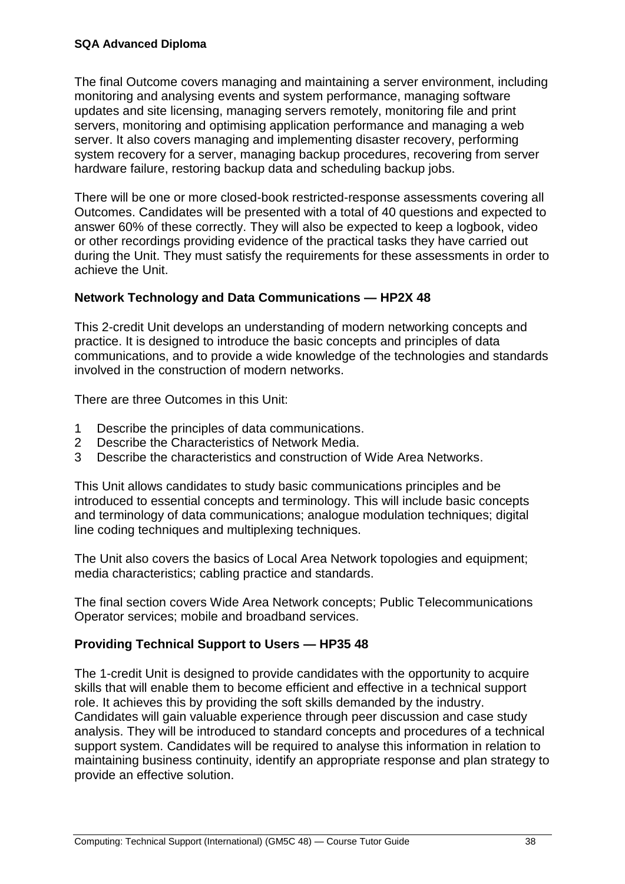The final Outcome covers managing and maintaining a server environment, including monitoring and analysing events and system performance, managing software updates and site licensing, managing servers remotely, monitoring file and print servers, monitoring and optimising application performance and managing a web server. It also covers managing and implementing disaster recovery, performing system recovery for a server, managing backup procedures, recovering from server hardware failure, restoring backup data and scheduling backup jobs.

There will be one or more closed-book restricted-response assessments covering all Outcomes. Candidates will be presented with a total of 40 questions and expected to answer 60% of these correctly. They will also be expected to keep a logbook, video or other recordings providing evidence of the practical tasks they have carried out during the Unit. They must satisfy the requirements for these assessments in order to achieve the Unit.

### Network Technology and Data Communications — HP2X 48

This 2-credit Unit develops an understanding of modern networking concepts and practice. It is designed to introduce the basic concepts and principles of data communications, and to provide a wide knowledge of the technologies and standards involved in the construction of modern networks.

There are three Outcomes in this Unit:

1. Describe the principles of data communications.
2. Describe the Characteristics of Network Media.
3. Describe the characteristics and construction of Wide Area Networks.

This Unit allows candidates to study basic communications principles and be introduced to essential concepts and terminology. This will include basic concepts and terminology of data communications; analogue modulation techniques; digital line coding techniques and multiplexing techniques.

The Unit also covers the basics of Local Area Network topologies and equipment; media characteristics; cabling practice and standards.

The final section covers Wide Area Network concepts; Public Telecommunications Operator services; mobile and broadband services.

### Providing Technical Support to Users — HP35 48

The 1-credit Unit is designed to provide candidates with the opportunity to acquire skills that will enable them to become efficient and effective in a technical support role. It achieves this by providing the soft skills demanded by the industry. Candidates will gain valuable experience through peer discussion and case study analysis. They will be introduced to standard concepts and procedures of a technical support system. Candidates will be required to analyse this information in relation to maintaining business continuity, identify an appropriate response and plan strategy to provide an effective solution.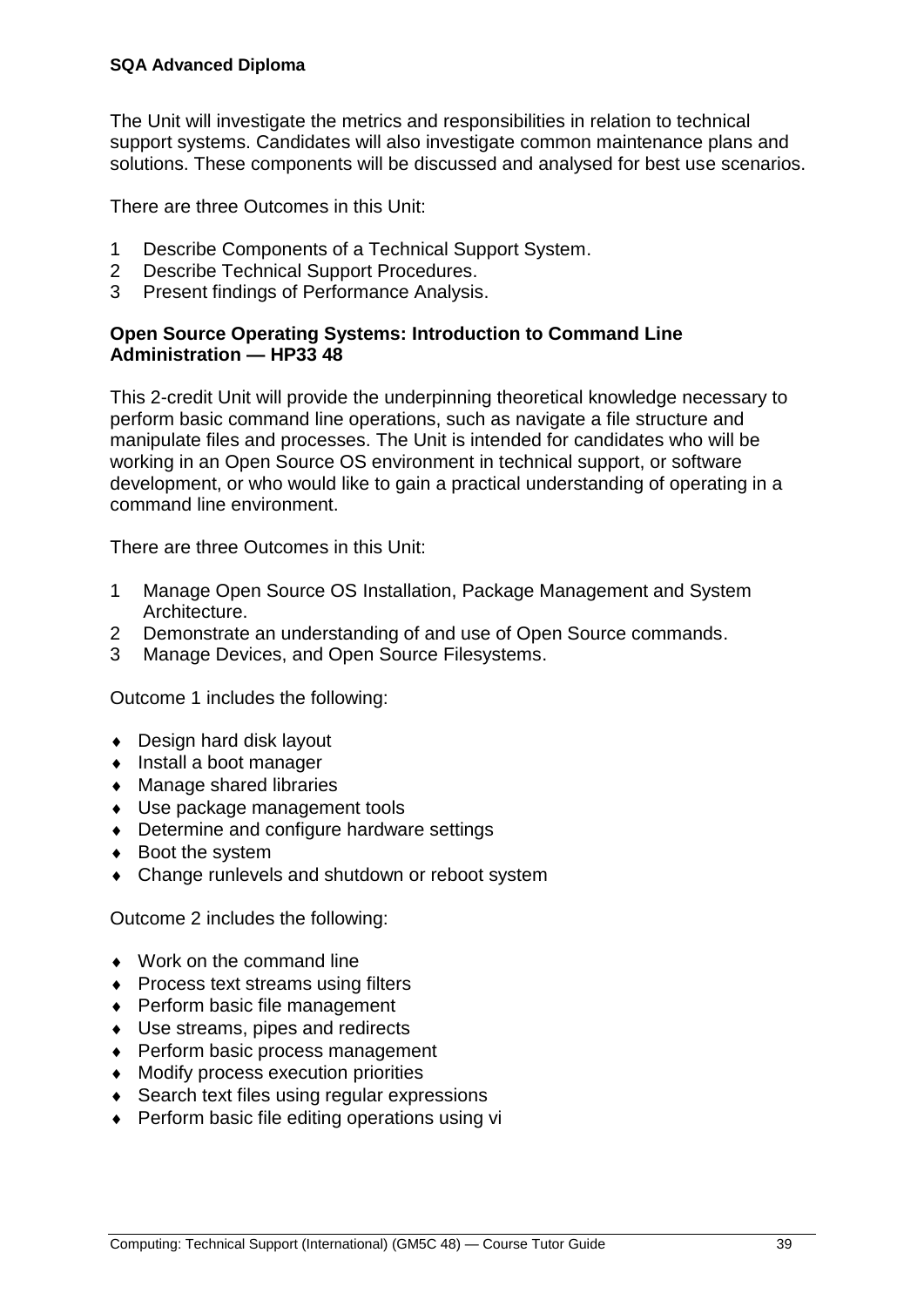The Unit will investigate the metrics and responsibilities in relation to technical support systems. Candidates will also investigate common maintenance plans and solutions. These components will be discussed and analysed for best use scenarios.

There are three Outcomes in this Unit:

1. Describe Components of a Technical Support System.
2. Describe Technical Support Procedures.
3. Present findings of Performance Analysis.

**Open Source Operating Systems: Introduction to Command Line Administration — HP33 48**

This 2-credit Unit will provide the underpinning theoretical knowledge necessary to perform basic command line operations, such as navigate a file structure and manipulate files and processes. The Unit is intended for candidates who will be working in an Open Source OS environment in technical support, or software development, or who would like to gain a practical understanding of operating in a command line environment.

There are three Outcomes in this Unit:

1. Manage Open Source OS Installation, Package Management and System Architecture.
2. Demonstrate an understanding of and use of Open Source commands.
3. Manage Devices, and Open Source Filesystems.

Outcome 1 includes the following:

- Design hard disk layout
- Install a boot manager
- Manage shared libraries
- Use package management tools
- Determine and configure hardware settings
- Boot the system
- Change runlevels and shutdown or reboot system

Outcome 2 includes the following:

- Work on the command line
- Process text streams using filters
- Perform basic file management
- Use streams, pipes and redirects
- Perform basic process management
- Modify process execution priorities
- Search text files using regular expressions
- Perform basic file editing operations using vi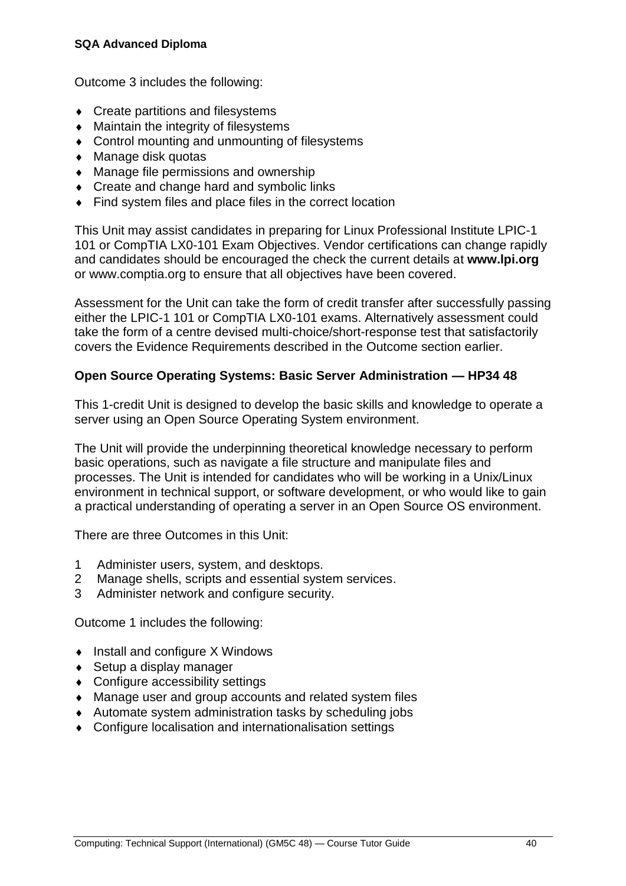Outcome 3 includes the following:

- Create partitions and filesystems
- Maintain the integrity of filesystems
- Control mounting and unmounting of filesystems
- Manage disk quotas
- Manage file permissions and ownership
- Create and change hard and symbolic links
- Find system files and place files in the correct location

This Unit may assist candidates in preparing for Linux Professional Institute LPIC-1 101 or CompTIA LX0-101 Exam Objectives. Vendor certifications can change rapidly and candidates should be encouraged the check the current details at **www.lpi.org** or www.comptia.org to ensure that all objectives have been covered.

Assessment for the Unit can take the form of credit transfer after successfully passing either the LPIC-1 101 or CompTIA LX0-101 exams. Alternatively assessment could take the form of a centre devised multi-choice/short-response test that satisfactorily covers the Evidence Requirements described in the Outcome section earlier.

**Open Source Operating Systems: Basic Server Administration — HP34 48**

This 1-credit Unit is designed to develop the basic skills and knowledge to operate a server using an Open Source Operating System environment.

The Unit will provide the underpinning theoretical knowledge necessary to perform basic operations, such as navigate a file structure and manipulate files and processes. The Unit is intended for candidates who will be working in a Unix/Linux environment in technical support, or software development, or who would like to gain a practical understanding of operating a server in an Open Source OS environment.

There are three Outcomes in this Unit:

1. Administer users, system, and desktops.
2. Manage shells, scripts and essential system services.
3. Administer network and configure security.

Outcome 1 includes the following:

- Install and configure X Windows
- Setup a display manager
- Configure accessibility settings
- Manage user and group accounts and related system files
- Automate system administration tasks by scheduling jobs
- Configure localisation and internationalisation settings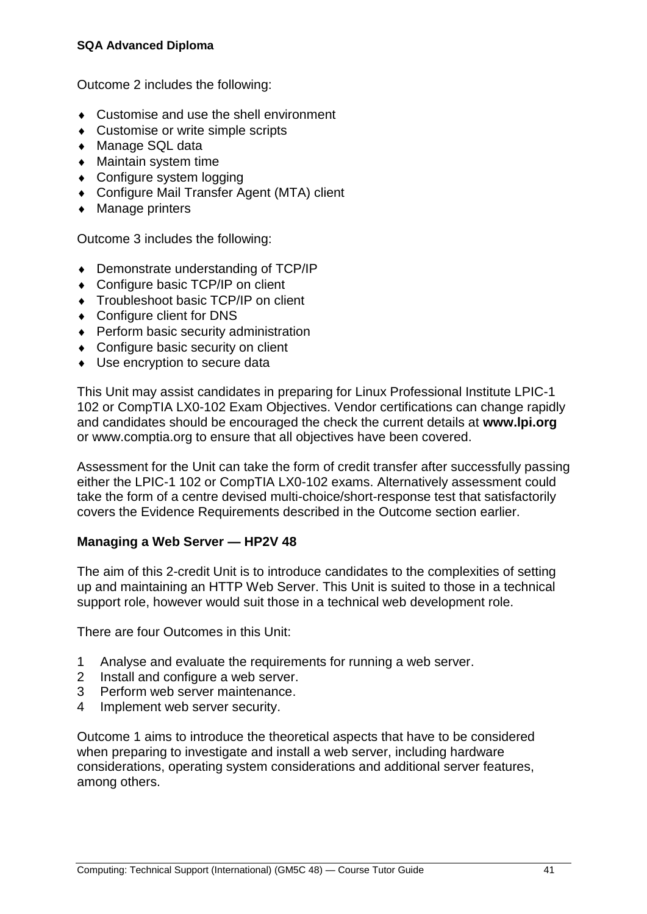Outcome 2 includes the following:

- Customise and use the shell environment
- Customise or write simple scripts
- Manage SQL data
- Maintain system time
- Configure system logging
- Configure Mail Transfer Agent (MTA) client
- Manage printers

Outcome 3 includes the following:

- Demonstrate understanding of TCP/IP
- Configure basic TCP/IP on client
- Troubleshoot basic TCP/IP on client
- Configure client for DNS
- Perform basic security administration
- Configure basic security on client
- Use encryption to secure data

This Unit may assist candidates in preparing for Linux Professional Institute LPIC-1 102 or CompTIA LX0-102 Exam Objectives. Vendor certifications can change rapidly and candidates should be encouraged the check the current details at **www.lpi.org** or www.comptia.org to ensure that all objectives have been covered.

Assessment for the Unit can take the form of credit transfer after successfully passing either the LPIC-1 102 or CompTIA LX0-102 exams. Alternatively assessment could take the form of a centre devised multi-choice/short-response test that satisfactorily covers the Evidence Requirements described in the Outcome section earlier.

**Managing a Web Server — HP2V 48**

The aim of this 2-credit Unit is to introduce candidates to the complexities of setting up and maintaining an HTTP Web Server. This Unit is suited to those in a technical support role, however would suit those in a technical web development role.

There are four Outcomes in this Unit:

1. Analyse and evaluate the requirements for running a web server.
2. Install and configure a web server.
3. Perform web server maintenance.
4. Implement web server security.

Outcome 1 aims to introduce the theoretical aspects that have to be considered when preparing to investigate and install a web server, including hardware considerations, operating system considerations and additional server features, among others.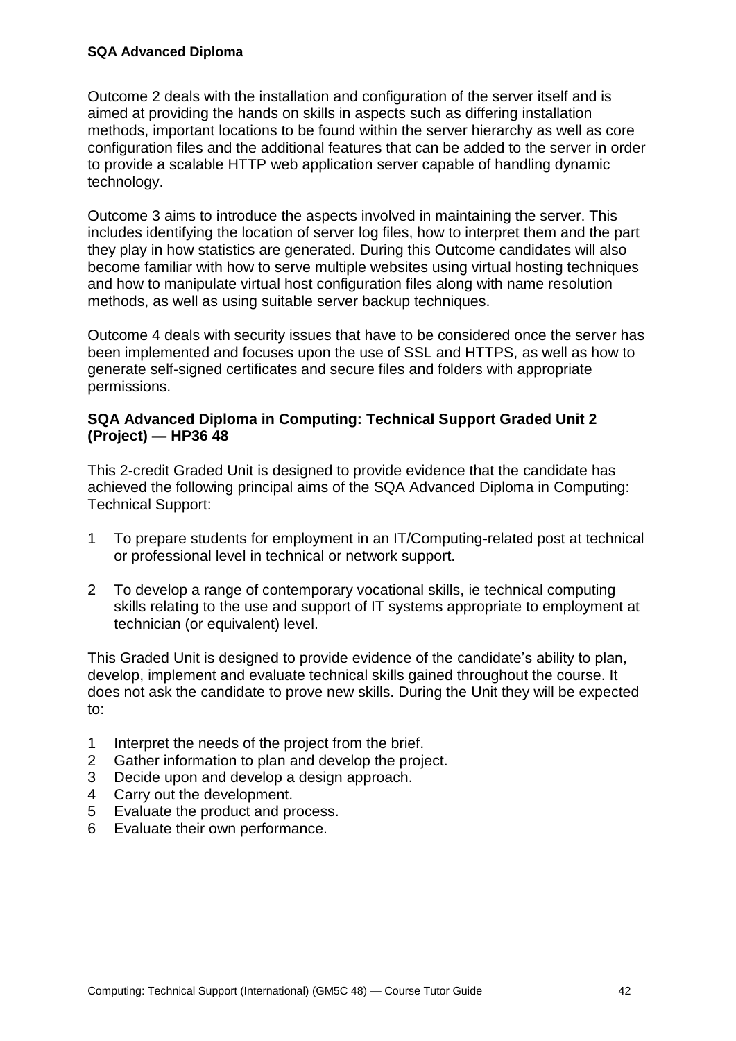Outcome 2 deals with the installation and configuration of the server itself and is aimed at providing the hands on skills in aspects such as differing installation methods, important locations to be found within the server hierarchy as well as core configuration files and the additional features that can be added to the server in order to provide a scalable HTTP web application server capable of handling dynamic technology.

Outcome 3 aims to introduce the aspects involved in maintaining the server. This includes identifying the location of server log files, how to interpret them and the part they play in how statistics are generated. During this Outcome candidates will also become familiar with how to serve multiple websites using virtual hosting techniques and how to manipulate virtual host configuration files along with name resolution methods, as well as using suitable server backup techniques.

Outcome 4 deals with security issues that have to be considered once the server has been implemented and focuses upon the use of SSL and HTTPS, as well as how to generate self-signed certificates and secure files and folders with appropriate permissions.

### SQA Advanced Diploma in Computing: Technical Support Graded Unit 2 (Project) — HP36 48

This 2-credit Graded Unit is designed to provide evidence that the candidate has achieved the following principal aims of the SQA Advanced Diploma in Computing: Technical Support:

1. To prepare students for employment in an IT/Computing-related post at technical or professional level in technical or network support.
2. To develop a range of contemporary vocational skills, ie technical computing skills relating to the use and support of IT systems appropriate to employment at technician (or equivalent) level.

This Graded Unit is designed to provide evidence of the candidate's ability to plan, develop, implement and evaluate technical skills gained throughout the course. It does not ask the candidate to prove new skills. During the Unit they will be expected to:

1. Interpret the needs of the project from the brief.
2. Gather information to plan and develop the project.
3. Decide upon and develop a design approach.
4. Carry out the development.
5. Evaluate the product and process.
6. Evaluate their own performance.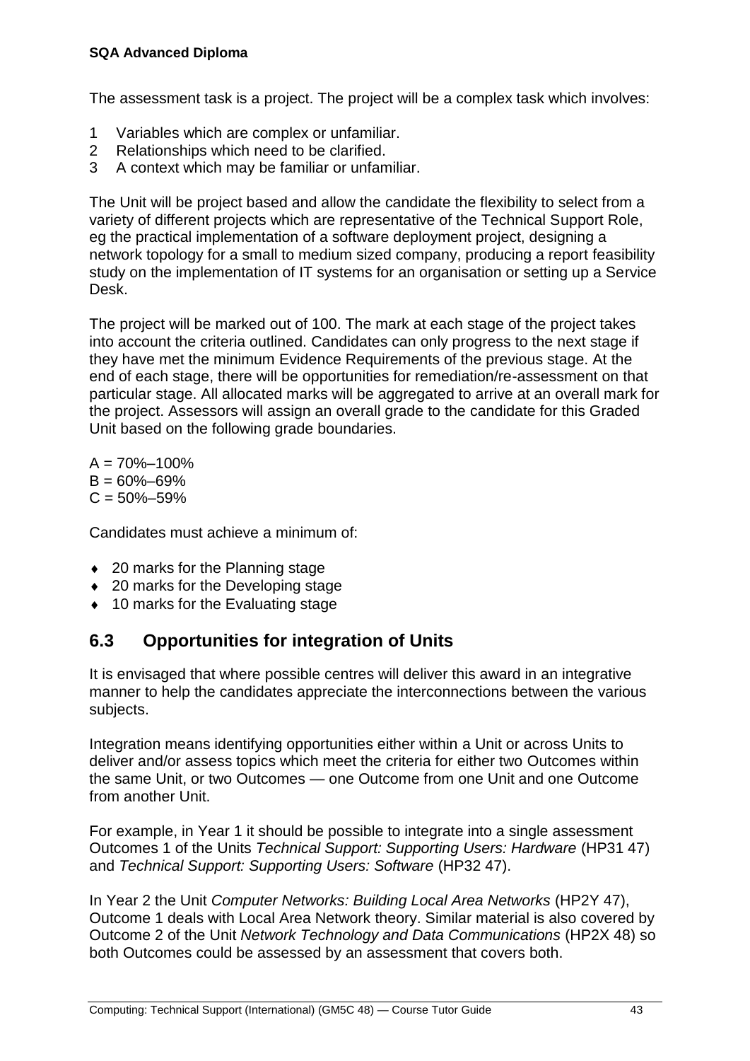The assessment task is a project. The project will be a complex task which involves:

1. Variables which are complex or unfamiliar.
2. Relationships which need to be clarified.
3. A context which may be familiar or unfamiliar.

The Unit will be project based and allow the candidate the flexibility to select from a variety of different projects which are representative of the Technical Support Role, eg the practical implementation of a software deployment project, designing a network topology for a small to medium sized company, producing a report feasibility study on the implementation of IT systems for an organisation or setting up a Service Desk.

The project will be marked out of 100. The mark at each stage of the project takes into account the criteria outlined. Candidates can only progress to the next stage if they have met the minimum Evidence Requirements of the previous stage. At the end of each stage, there will be opportunities for remediation/re-assessment on that particular stage. All allocated marks will be aggregated to arrive at an overall mark for the project. Assessors will assign an overall grade to the candidate for this Graded Unit based on the following grade boundaries.

A = 70%–100%
B = 60%–69%
C = 50%–59%

Candidates must achieve a minimum of:

- 20 marks for the Planning stage
- 20 marks for the Developing stage
- 10 marks for the Evaluating stage

## 6.3 Opportunities for integration of Units

It is envisaged that where possible centres will deliver this award in an integrative manner to help the candidates appreciate the interconnections between the various subjects.

Integration means identifying opportunities either within a Unit or across Units to deliver and/or assess topics which meet the criteria for either two Outcomes within the same Unit, or two Outcomes — one Outcome from one Unit and one Outcome from another Unit.

For example, in Year 1 it should be possible to integrate into a single assessment Outcomes 1 of the Units *Technical Support: Supporting Users: Hardware* (HP31 47) and *Technical Support: Supporting Users: Software* (HP32 47).

In Year 2 the Unit *Computer Networks: Building Local Area Networks* (HP2Y 47), Outcome 1 deals with Local Area Network theory. Similar material is also covered by Outcome 2 of the Unit *Network Technology and Data Communications* (HP2X 48) so both Outcomes could be assessed by an assessment that covers both.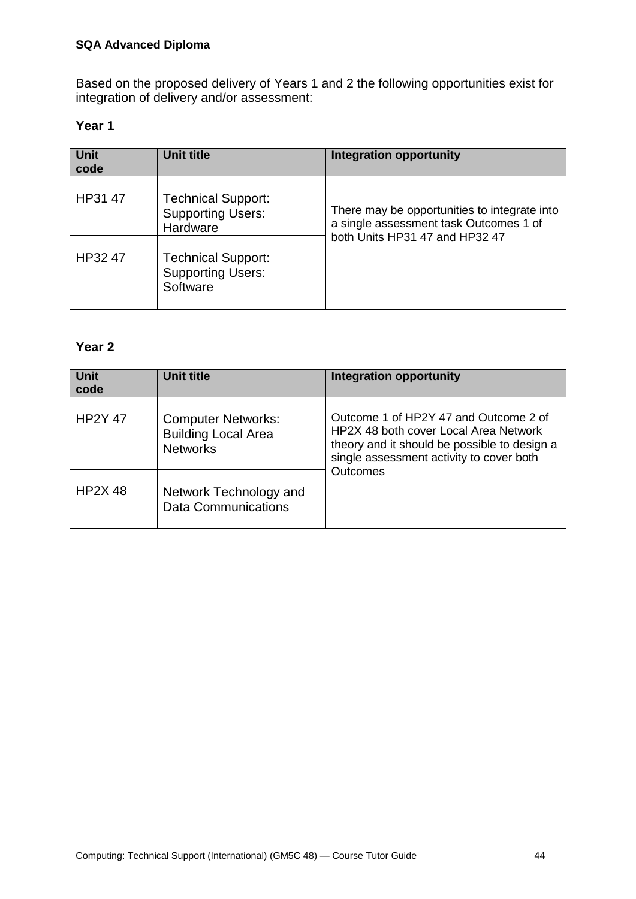Based on the proposed delivery of Years 1 and 2 the following opportunities exist for integration of delivery and/or assessment:

**Year 1**

| Unit code | Unit title | Integration opportunity |
| --- | --- | --- |
| HP31 47 | Technical Support: Supporting Users: Hardware | There may be opportunities to integrate into a single assessment task Outcomes 1 of both Units HP31 47 and HP32 47 |
| HP32 47 | Technical Support: Supporting Users: Software | |

**Year 2**

| Unit code | Unit title | Integration opportunity |
| --- | --- | --- |
| HP2Y 47 | Computer Networks: Building Local Area Networks | Outcome 1 of HP2Y 47 and Outcome 2 of HP2X 48 both cover Local Area Network theory and it should be possible to design a single assessment activity to cover both Outcomes |
| HP2X 48 | Network Technology and Data Communications | |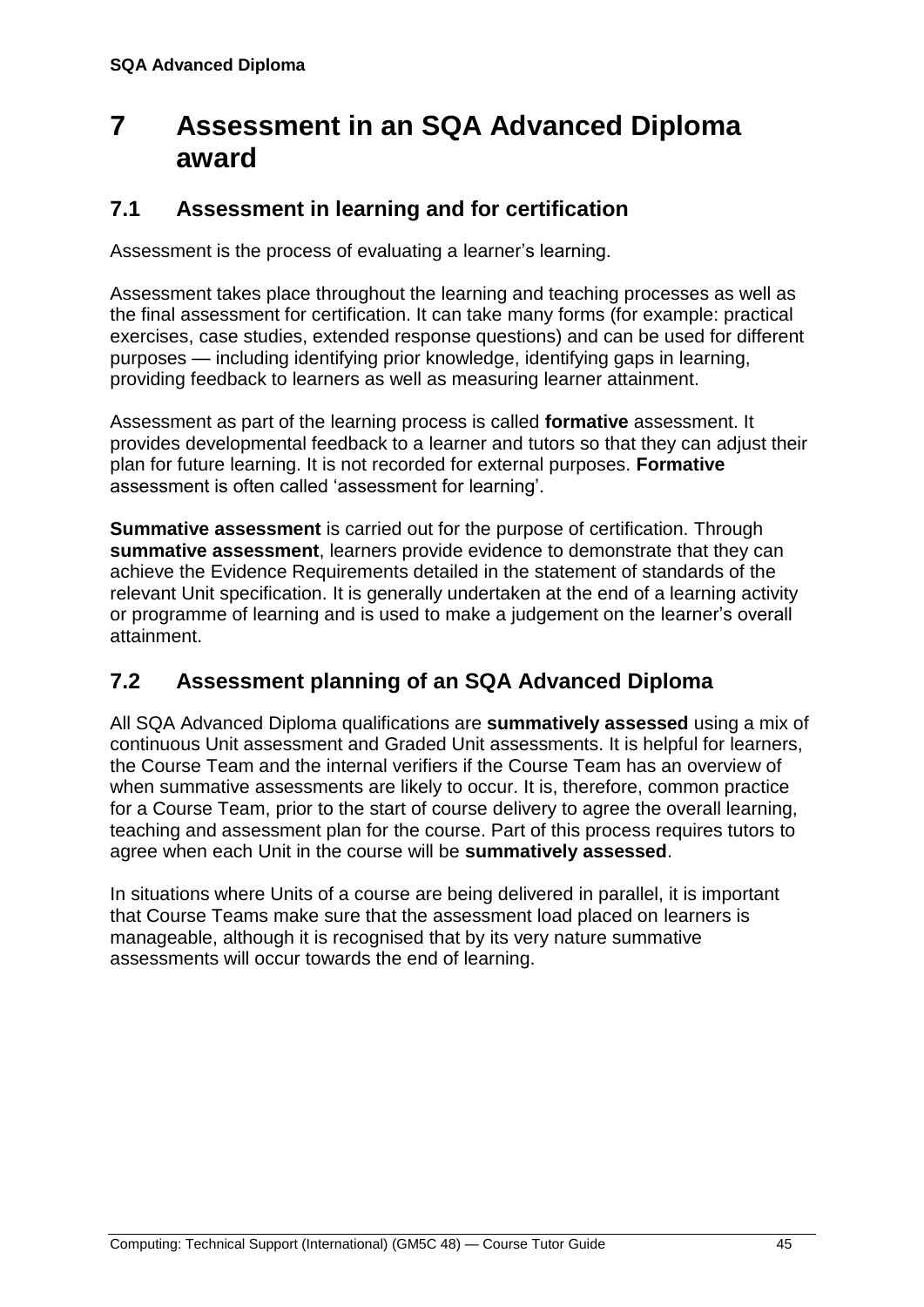# 7 Assessment in an SQA Advanced Diploma award

## 7.1 Assessment in learning and for certification

Assessment is the process of evaluating a learner's learning.

Assessment takes place throughout the learning and teaching processes as well as the final assessment for certification. It can take many forms (for example: practical exercises, case studies, extended response questions) and can be used for different purposes — including identifying prior knowledge, identifying gaps in learning, providing feedback to learners as well as measuring learner attainment.

Assessment as part of the learning process is called **formative** assessment. It provides developmental feedback to a learner and tutors so that they can adjust their plan for future learning. It is not recorded for external purposes. **Formative** assessment is often called 'assessment for learning'.

**Summative assessment** is carried out for the purpose of certification. Through **summative assessment**, learners provide evidence to demonstrate that they can achieve the Evidence Requirements detailed in the statement of standards of the relevant Unit specification. It is generally undertaken at the end of a learning activity or programme of learning and is used to make a judgement on the learner's overall attainment.

## 7.2 Assessment planning of an SQA Advanced Diploma

All SQA Advanced Diploma qualifications are **summatively assessed** using a mix of continuous Unit assessment and Graded Unit assessments. It is helpful for learners, the Course Team and the internal verifiers if the Course Team has an overview of when summative assessments are likely to occur. It is, therefore, common practice for a Course Team, prior to the start of course delivery to agree the overall learning, teaching and assessment plan for the course. Part of this process requires tutors to agree when each Unit in the course will be **summatively assessed**.

In situations where Units of a course are being delivered in parallel, it is important that Course Teams make sure that the assessment load placed on learners is manageable, although it is recognised that by its very nature summative assessments will occur towards the end of learning.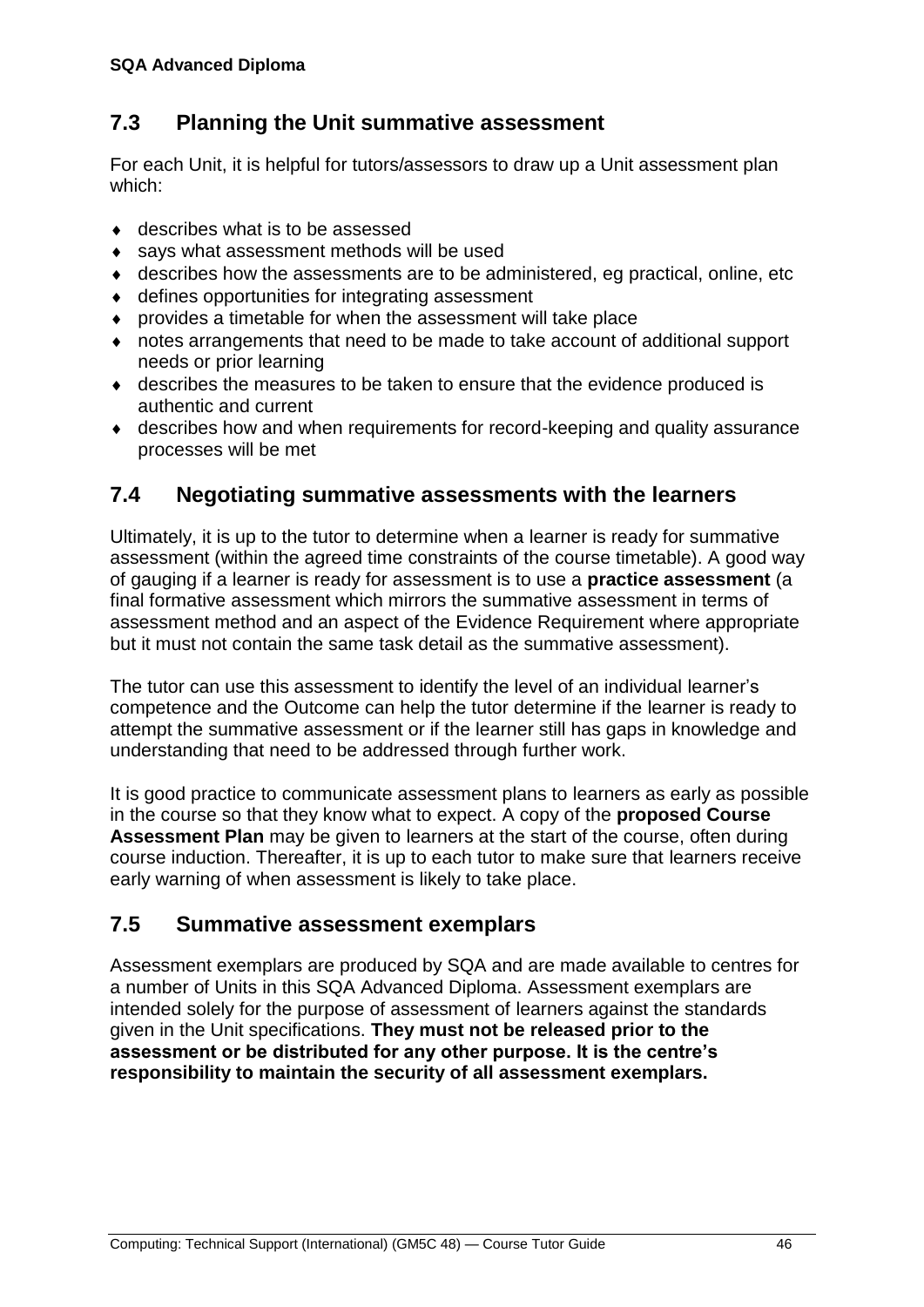## 7.3 Planning the Unit summative assessment

For each Unit, it is helpful for tutors/assessors to draw up a Unit assessment plan which:

- describes what is to be assessed
- says what assessment methods will be used
- describes how the assessments are to be administered, eg practical, online, etc
- defines opportunities for integrating assessment
- provides a timetable for when the assessment will take place
- notes arrangements that need to be made to take account of additional support needs or prior learning
- describes the measures to be taken to ensure that the evidence produced is authentic and current
- describes how and when requirements for record-keeping and quality assurance processes will be met

## 7.4 Negotiating summative assessments with the learners

Ultimately, it is up to the tutor to determine when a learner is ready for summative assessment (within the agreed time constraints of the course timetable). A good way of gauging if a learner is ready for assessment is to use a **practice assessment** (a final formative assessment which mirrors the summative assessment in terms of assessment method and an aspect of the Evidence Requirement where appropriate but it must not contain the same task detail as the summative assessment).

The tutor can use this assessment to identify the level of an individual learner's competence and the Outcome can help the tutor determine if the learner is ready to attempt the summative assessment or if the learner still has gaps in knowledge and understanding that need to be addressed through further work.

It is good practice to communicate assessment plans to learners as early as possible in the course so that they know what to expect. A copy of the **proposed Course Assessment Plan** may be given to learners at the start of the course, often during course induction. Thereafter, it is up to each tutor to make sure that learners receive early warning of when assessment is likely to take place.

## 7.5 Summative assessment exemplars

Assessment exemplars are produced by SQA and are made available to centres for a number of Units in this SQA Advanced Diploma. Assessment exemplars are intended solely for the purpose of assessment of learners against the standards given in the Unit specifications. **They must not be released prior to the assessment or be distributed for any other purpose. It is the centre's responsibility to maintain the security of all assessment exemplars.**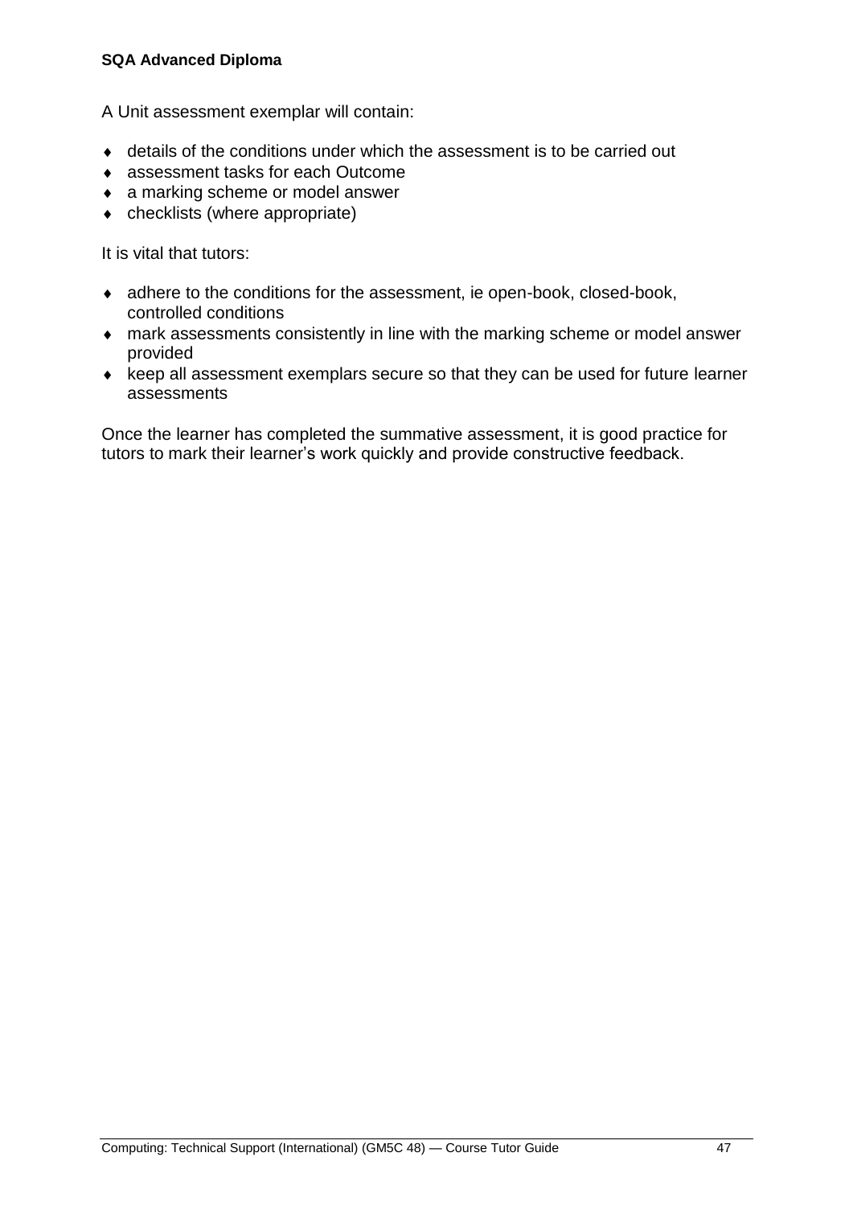A Unit assessment exemplar will contain:

- details of the conditions under which the assessment is to be carried out
- assessment tasks for each Outcome
- a marking scheme or model answer
- checklists (where appropriate)

It is vital that tutors:

- adhere to the conditions for the assessment, ie open-book, closed-book, controlled conditions
- mark assessments consistently in line with the marking scheme or model answer provided
- keep all assessment exemplars secure so that they can be used for future learner assessments

Once the learner has completed the summative assessment, it is good practice for tutors to mark their learner's work quickly and provide constructive feedback.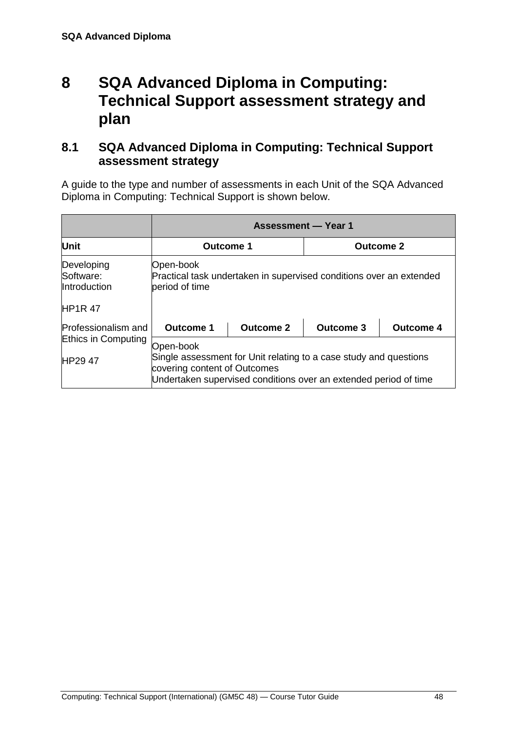# 8 SQA Advanced Diploma in Computing: Technical Support assessment strategy and plan

## 8.1 SQA Advanced Diploma in Computing: Technical Support assessment strategy

A guide to the type and number of assessments in each Unit of the SQA Advanced Diploma in Computing: Technical Support is shown below.

| | Assessment — Year 1 | | | |
|---|---|---|---|---|
| **Unit** | **Outcome 1** | | **Outcome 2** | |
| Developing Software: Introduction<br><br>HP1R 47 | Open-book<br>Practical task undertaken in supervised conditions over an extended period of time | | | |
| Professionalism and Ethics in Computing<br><br>HP29 47 | **Outcome 1** | **Outcome 2** | **Outcome 3** | **Outcome 4** |
| | Open-book<br>Single assessment for Unit relating to a case study and questions covering content of Outcomes<br>Undertaken supervised conditions over an extended period of time | | | |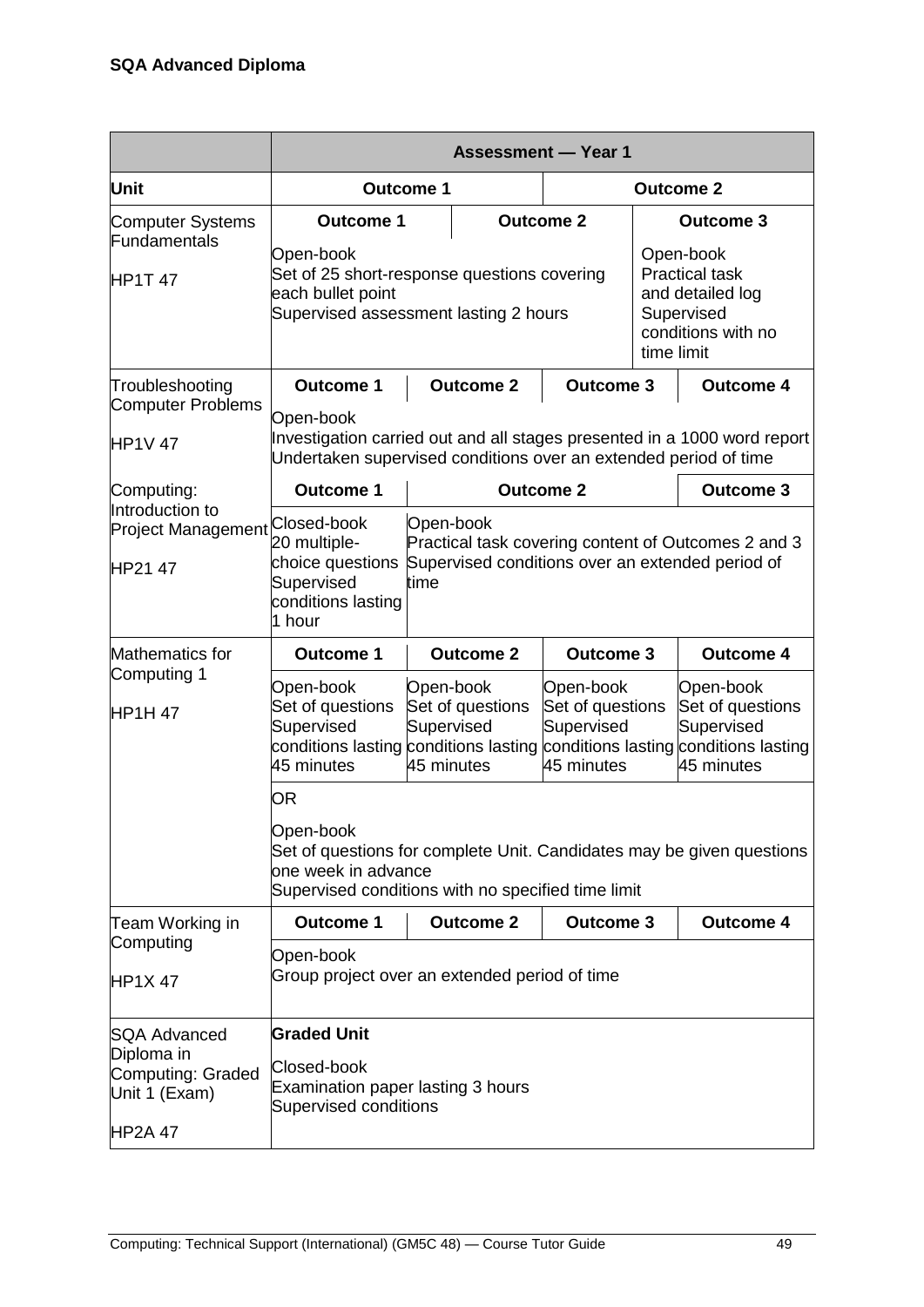**SQA Advanced Diploma**

| | **Assessment — Year 1** | | | |
|---|---|---|---|---|
| **Unit** | **Outcome 1** | | **Outcome 2** | |
| Computer Systems Fundamentals<br><br>HP1T 47 | **Outcome 1** | **Outcome 2** | | **Outcome 3** |
| | Open-book<br>Set of 25 short-response questions covering each bullet point<br>Supervised assessment lasting 2 hours | | | Open-book<br>Practical task and detailed log<br>Supervised conditions with no time limit |
| Troubleshooting Computer Problems<br><br>HP1V 47 | **Outcome 1** | **Outcome 2** | **Outcome 3** | **Outcome 4** |
| | Open-book<br>Investigation carried out and all stages presented in a 1000 word report<br>Undertaken supervised conditions over an extended period of time | | | |
| Computing: Introduction to Project Management<br><br>HP21 47 | **Outcome 1** | **Outcome 2** | | **Outcome 3** |
| | Closed-book<br>20 multiple-choice questions<br>Supervised conditions lasting 1 hour | Open-book<br>Practical task covering content of Outcomes 2 and 3<br>Supervised conditions over an extended period of time | | |
| Mathematics for Computing 1<br><br>HP1H 47 | **Outcome 1** | **Outcome 2** | **Outcome 3** | **Outcome 4** |
| | Open-book<br>Set of questions<br>Supervised conditions lasting 45 minutes | Open-book<br>Set of questions<br>Supervised conditions lasting 45 minutes | Open-book<br>Set of questions<br>Supervised conditions lasting 45 minutes | Open-book<br>Set of questions<br>Supervised conditions lasting 45 minutes |
| | OR<br><br>Open-book<br>Set of questions for complete Unit. Candidates may be given questions one week in advance<br>Supervised conditions with no specified time limit | | | |
| Team Working in Computing<br><br>HP1X 47 | **Outcome 1** | **Outcome 2** | **Outcome 3** | **Outcome 4** |
| | Open-book<br>Group project over an extended period of time | | | |
| SQA Advanced Diploma in Computing: Graded Unit 1 (Exam)<br><br>HP2A 47 | **Graded Unit**<br><br>Closed-book<br>Examination paper lasting 3 hours<br>Supervised conditions | | | |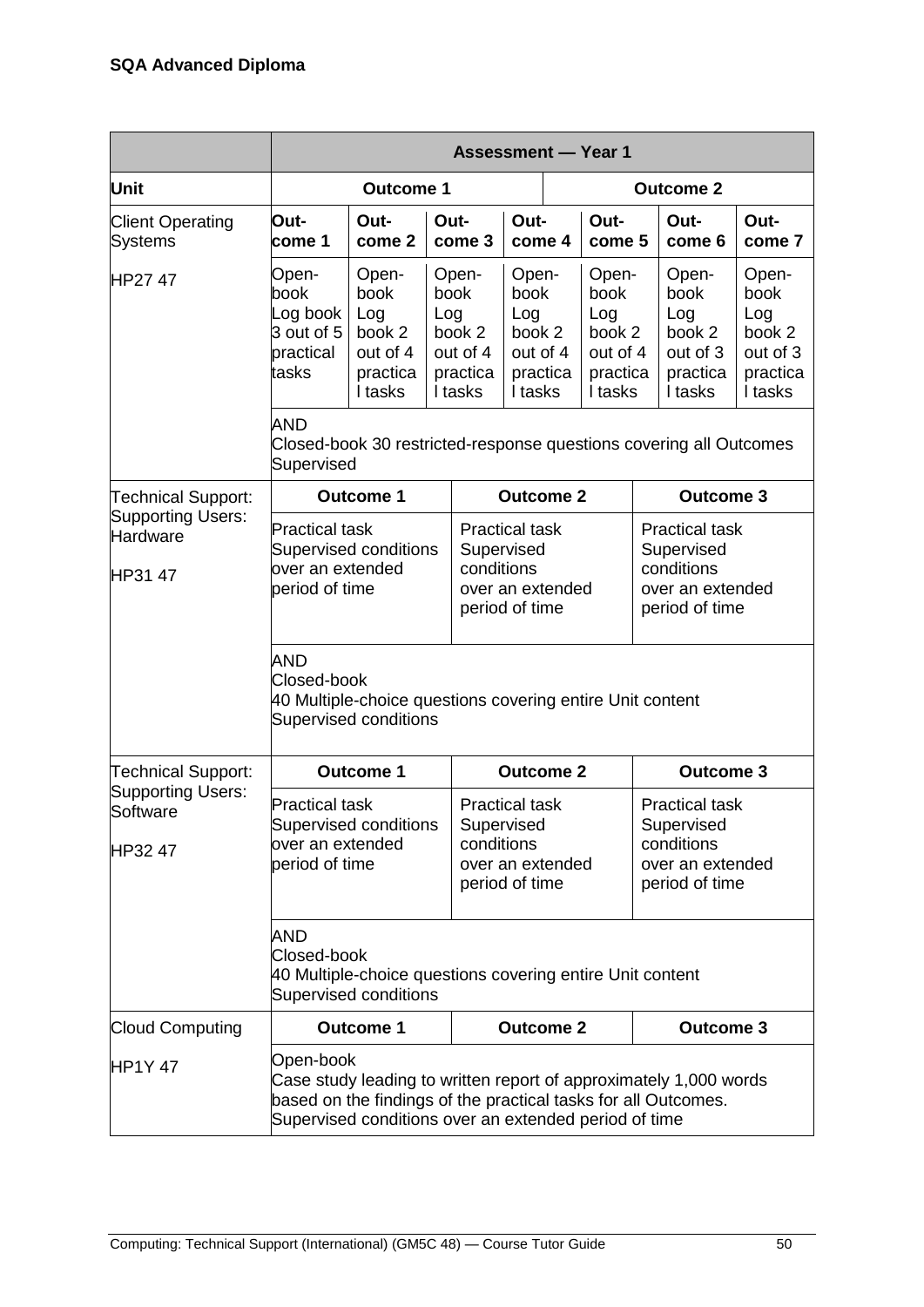**SQA Advanced Diploma**

| Unit | Assessment — Year 1 | | | | | | |
|---|---|---|---|---|---|---|---|
| | **Outcome 1** | | | | **Outcome 2** | | |
| Client Operating Systems<br><br>HP27 47 | **Out-come 1** | **Out-come 2** | **Out-come 3** | **Out-come 4** | **Out-come 5** | **Out-come 6** | **Out-come 7** |
| | Open-book Log book 3 out of 5 practical tasks | Open-book Log book 2 out of 4 practical tasks | Open-book Log book 2 out of 4 practical tasks | Open-book Log book 2 out of 4 practical tasks | Open-book Log book 2 out of 4 practical tasks | Open-book Log book 2 out of 3 practical tasks | Open-book Log book 2 out of 3 practical tasks |
| | AND<br>Closed-book 30 restricted-response questions covering all Outcomes<br>Supervised | | | | | | |
| Technical Support: Supporting Users: Hardware<br><br>HP31 47 | **Outcome 1** | | **Outcome 2** | | | **Outcome 3** | |
| | Practical task<br>Supervised conditions over an extended period of time | | Practical task<br>Supervised conditions over an extended period of time | | | Practical task<br>Supervised conditions over an extended period of time | |
| | AND<br>Closed-book<br>40 Multiple-choice questions covering entire Unit content<br>Supervised conditions | | | | | | |
| Technical Support: Supporting Users: Software<br><br>HP32 47 | **Outcome 1** | | **Outcome 2** | | | **Outcome 3** | |
| | Practical task<br>Supervised conditions over an extended period of time | | Practical task<br>Supervised conditions over an extended period of time | | | Practical task<br>Supervised conditions over an extended period of time | |
| | AND<br>Closed-book<br>40 Multiple-choice questions covering entire Unit content<br>Supervised conditions | | | | | | |
| Cloud Computing<br><br>HP1Y 47 | **Outcome 1** | | **Outcome 2** | | | **Outcome 3** | |
| | Open-book<br>Case study leading to written report of approximately 1,000 words based on the findings of the practical tasks for all Outcomes.<br>Supervised conditions over an extended period of time | | | | | | |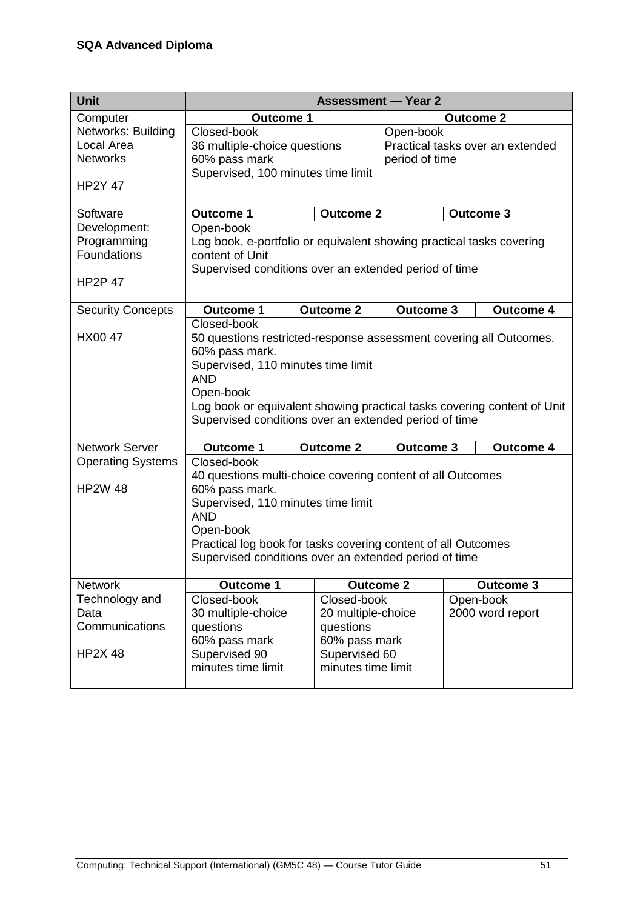**SQA Advanced Diploma**

<table>
<tr><th>Unit</th><th colspan="4">Assessment — Year 2</th></tr>
<tr><td rowspan="2">Computer Networks: Building Local Area Networks<br><br>HP2Y 47</td><td colspan="2"><b>Outcome 1</b></td><td colspan="2"><b>Outcome 2</b></td></tr>
<tr><td colspan="2">Closed-book<br>36 multiple-choice questions<br>60% pass mark<br>Supervised, 100 minutes time limit</td><td colspan="2">Open-book<br>Practical tasks over an extended period of time</td></tr>
<tr><td rowspan="2">Software Development: Programming Foundations<br><br>HP2P 47</td><td><b>Outcome 1</b></td><td><b>Outcome 2</b></td><td colspan="2"><b>Outcome 3</b></td></tr>
<tr><td colspan="4">Open-book<br>Log book, e-portfolio or equivalent showing practical tasks covering content of Unit<br>Supervised conditions over an extended period of time</td></tr>
<tr><td rowspan="2">Security Concepts<br><br>HX00 47</td><td><b>Outcome 1</b></td><td><b>Outcome 2</b></td><td><b>Outcome 3</b></td><td><b>Outcome 4</b></td></tr>
<tr><td colspan="4">Closed-book<br>50 questions restricted-response assessment covering all Outcomes.<br>60% pass mark.<br>Supervised, 110 minutes time limit<br>AND<br>Open-book<br>Log book or equivalent showing practical tasks covering content of Unit<br>Supervised conditions over an extended period of time</td></tr>
<tr><td rowspan="2">Network Server Operating Systems<br><br>HP2W 48</td><td><b>Outcome 1</b></td><td><b>Outcome 2</b></td><td><b>Outcome 3</b></td><td><b>Outcome 4</b></td></tr>
<tr><td colspan="4">Closed-book<br>40 questions multi-choice covering content of all Outcomes<br>60% pass mark.<br>Supervised, 110 minutes time limit<br>AND<br>Open-book<br>Practical log book for tasks covering content of all Outcomes<br>Supervised conditions over an extended period of time</td></tr>
<tr><td rowspan="2">Network Technology and Data Communications<br><br>HP2X 48</td><td><b>Outcome 1</b></td><td colspan="2"><b>Outcome 2</b></td><td><b>Outcome 3</b></td></tr>
<tr><td>Closed-book<br>30 multiple-choice questions<br>60% pass mark<br>Supervised 90 minutes time limit</td><td colspan="2">Closed-book<br>20 multiple-choice questions<br>60% pass mark<br>Supervised 60 minutes time limit</td><td>Open-book<br>2000 word report</td></tr>
</table>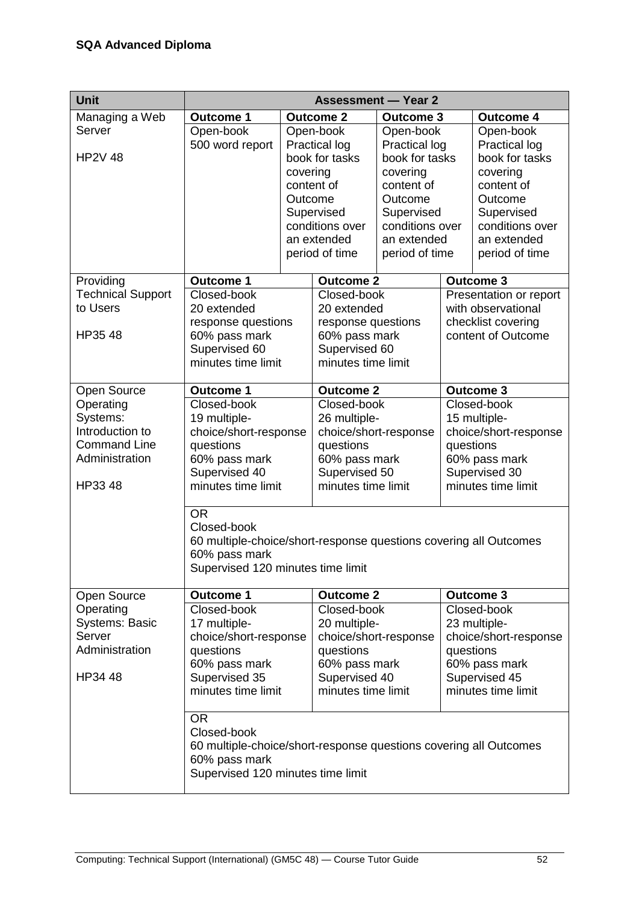| Unit | Assessment — Year 2 | | | |
|---|---|---|---|---|
| Managing a Web Server<br><br>HP2V 48 | **Outcome 1**<br>Open-book<br>500 word report | **Outcome 2**<br>Open-book<br>Practical log book for tasks covering content of Outcome<br>Supervised conditions over an extended period of time | **Outcome 3**<br>Open-book<br>Practical log book for tasks covering content of Outcome<br>Supervised conditions over an extended period of time | **Outcome 4**<br>Open-book<br>Practical log book for tasks covering content of Outcome<br>Supervised conditions over an extended period of time |
| Providing Technical Support to Users<br><br>HP35 48 | **Outcome 1**<br>Closed-book<br>20 extended response questions<br>60% pass mark<br>Supervised 60 minutes time limit | **Outcome 2**<br>Closed-book<br>20 extended response questions<br>60% pass mark<br>Supervised 60 minutes time limit | **Outcome 3**<br>Presentation or report with observational checklist covering content of Outcome | |
| Open Source Operating Systems: Introduction to Command Line Administration<br><br>HP33 48 | **Outcome 1**<br>Closed-book<br>19 multiple-choice/short-response questions<br>60% pass mark<br>Supervised 40 minutes time limit | **Outcome 2**<br>Closed-book<br>26 multiple-choice/short-response questions<br>60% pass mark<br>Supervised 50 minutes time limit | **Outcome 3**<br>Closed-book<br>15 multiple-choice/short-response questions<br>60% pass mark<br>Supervised 30 minutes time limit | |
| | OR<br>Closed-book<br>60 multiple-choice/short-response questions covering all Outcomes<br>60% pass mark<br>Supervised 120 minutes time limit | | | |
| Open Source Operating Systems: Basic Server Administration<br><br>HP34 48 | **Outcome 1**<br>Closed-book<br>17 multiple-choice/short-response questions<br>60% pass mark<br>Supervised 35 minutes time limit | **Outcome 2**<br>Closed-book<br>20 multiple-choice/short-response questions<br>60% pass mark<br>Supervised 40 minutes time limit | **Outcome 3**<br>Closed-book<br>23 multiple-choice/short-response questions<br>60% pass mark<br>Supervised 45 minutes time limit | |
| | OR<br>Closed-book<br>60 multiple-choice/short-response questions covering all Outcomes<br>60% pass mark<br>Supervised 120 minutes time limit | | | |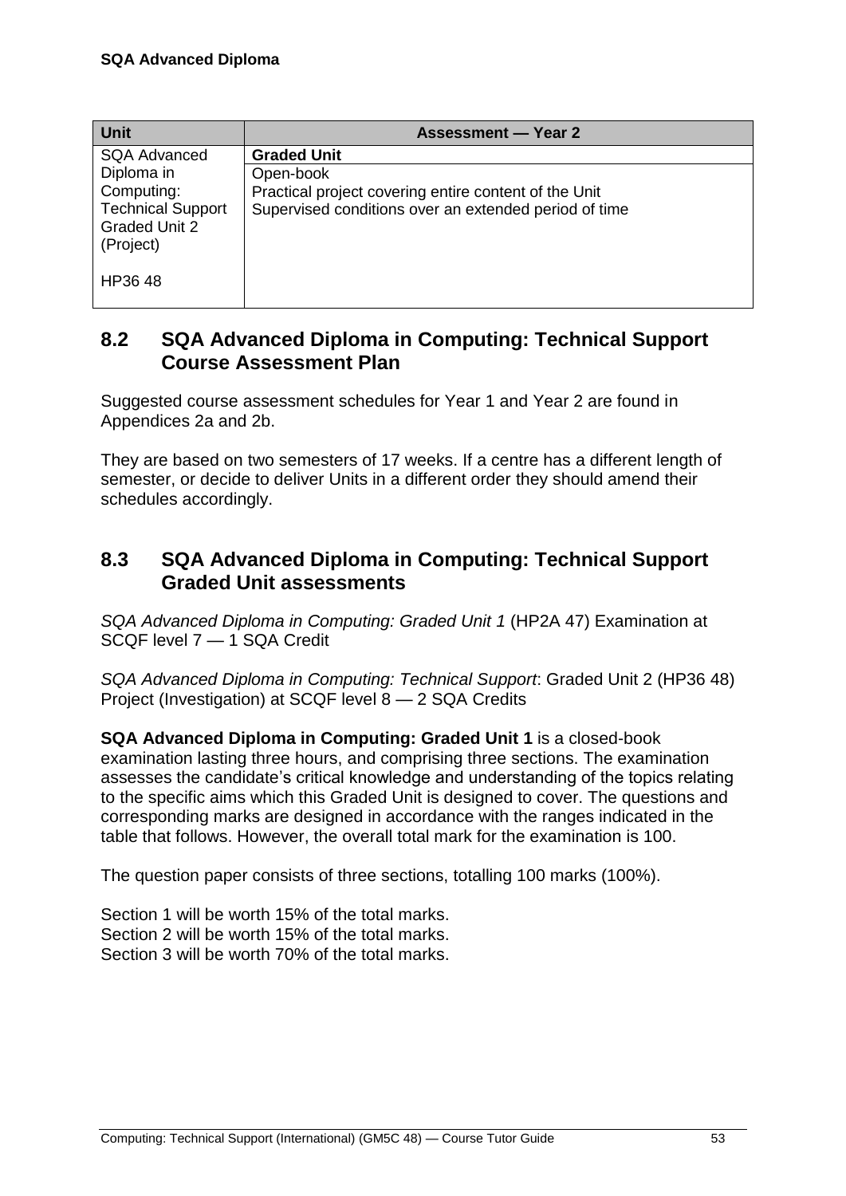| Unit | Assessment — Year 2 |
|---|---|
| SQA Advanced Diploma in Computing: Technical Support Graded Unit 2 (Project)<br><br>HP36 48 | **Graded Unit**<br>Open-book<br>Practical project covering entire content of the Unit<br>Supervised conditions over an extended period of time |

## 8.2 SQA Advanced Diploma in Computing: Technical Support Course Assessment Plan

Suggested course assessment schedules for Year 1 and Year 2 are found in Appendices 2a and 2b.

They are based on two semesters of 17 weeks. If a centre has a different length of semester, or decide to deliver Units in a different order they should amend their schedules accordingly.

## 8.3 SQA Advanced Diploma in Computing: Technical Support Graded Unit assessments

*SQA Advanced Diploma in Computing: Graded Unit 1* (HP2A 47) Examination at SCQF level 7 — 1 SQA Credit

*SQA Advanced Diploma in Computing: Technical Support*: Graded Unit 2 (HP36 48) Project (Investigation) at SCQF level 8 — 2 SQA Credits

**SQA Advanced Diploma in Computing: Graded Unit 1** is a closed-book examination lasting three hours, and comprising three sections. The examination assesses the candidate's critical knowledge and understanding of the topics relating to the specific aims which this Graded Unit is designed to cover. The questions and corresponding marks are designed in accordance with the ranges indicated in the table that follows. However, the overall total mark for the examination is 100.

The question paper consists of three sections, totalling 100 marks (100%).

Section 1 will be worth 15% of the total marks.
Section 2 will be worth 15% of the total marks.
Section 3 will be worth 70% of the total marks.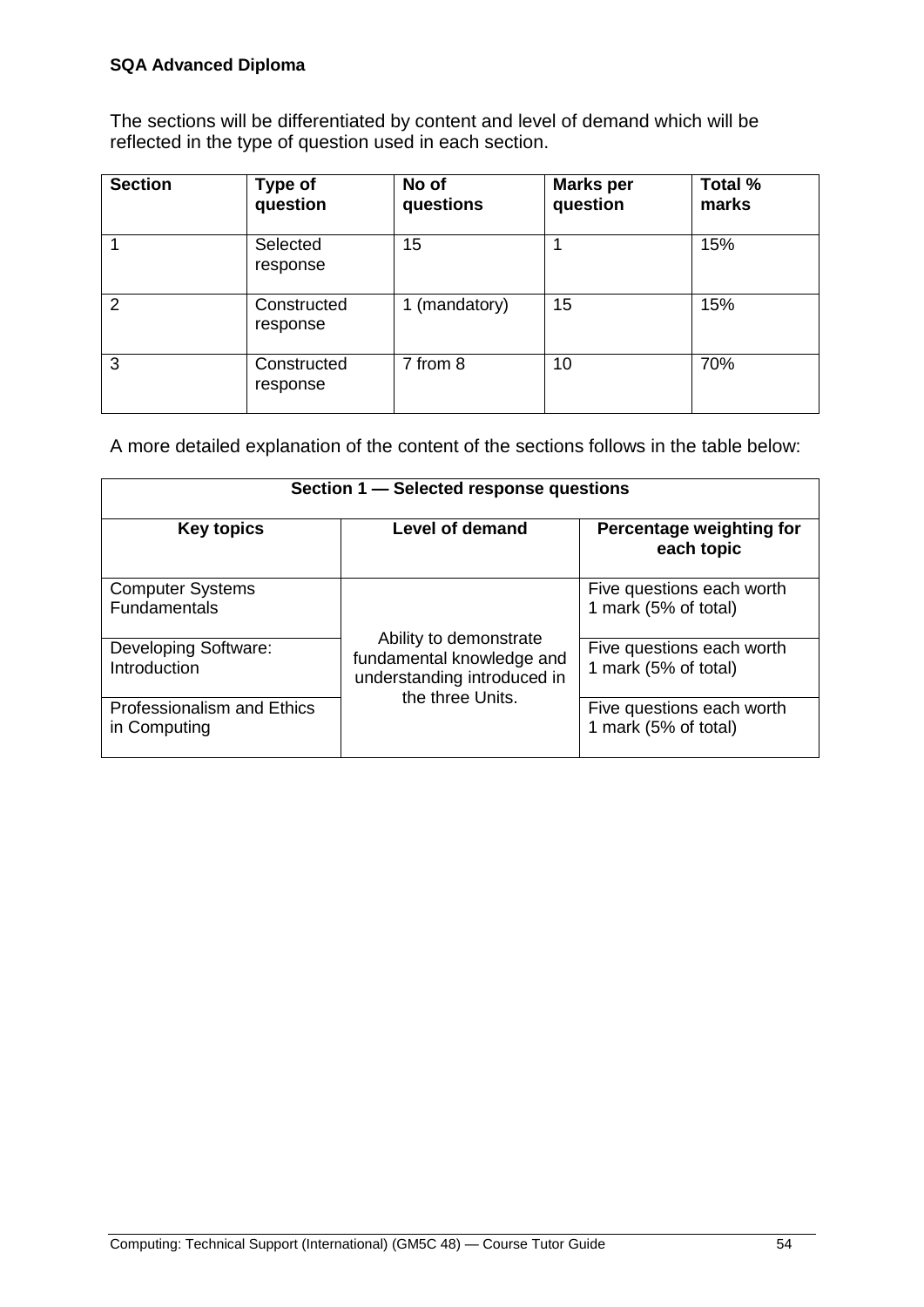The sections will be differentiated by content and level of demand which will be reflected in the type of question used in each section.

| Section | Type of question | No of questions | Marks per question | Total % marks |
|---|---|---|---|---|
| 1 | Selected response | 15 | 1 | 15% |
| 2 | Constructed response | 1 (mandatory) | 15 | 15% |
| 3 | Constructed response | 7 from 8 | 10 | 70% |

A more detailed explanation of the content of the sections follows in the table below:

| Section 1 — Selected response questions | | |
|---|---|---|
| **Key topics** | **Level of demand** | **Percentage weighting for each topic** |
| Computer Systems Fundamentals | Ability to demonstrate fundamental knowledge and understanding introduced in the three Units. | Five questions each worth 1 mark (5% of total) |
| Developing Software: Introduction | | Five questions each worth 1 mark (5% of total) |
| Professionalism and Ethics in Computing | | Five questions each worth 1 mark (5% of total) |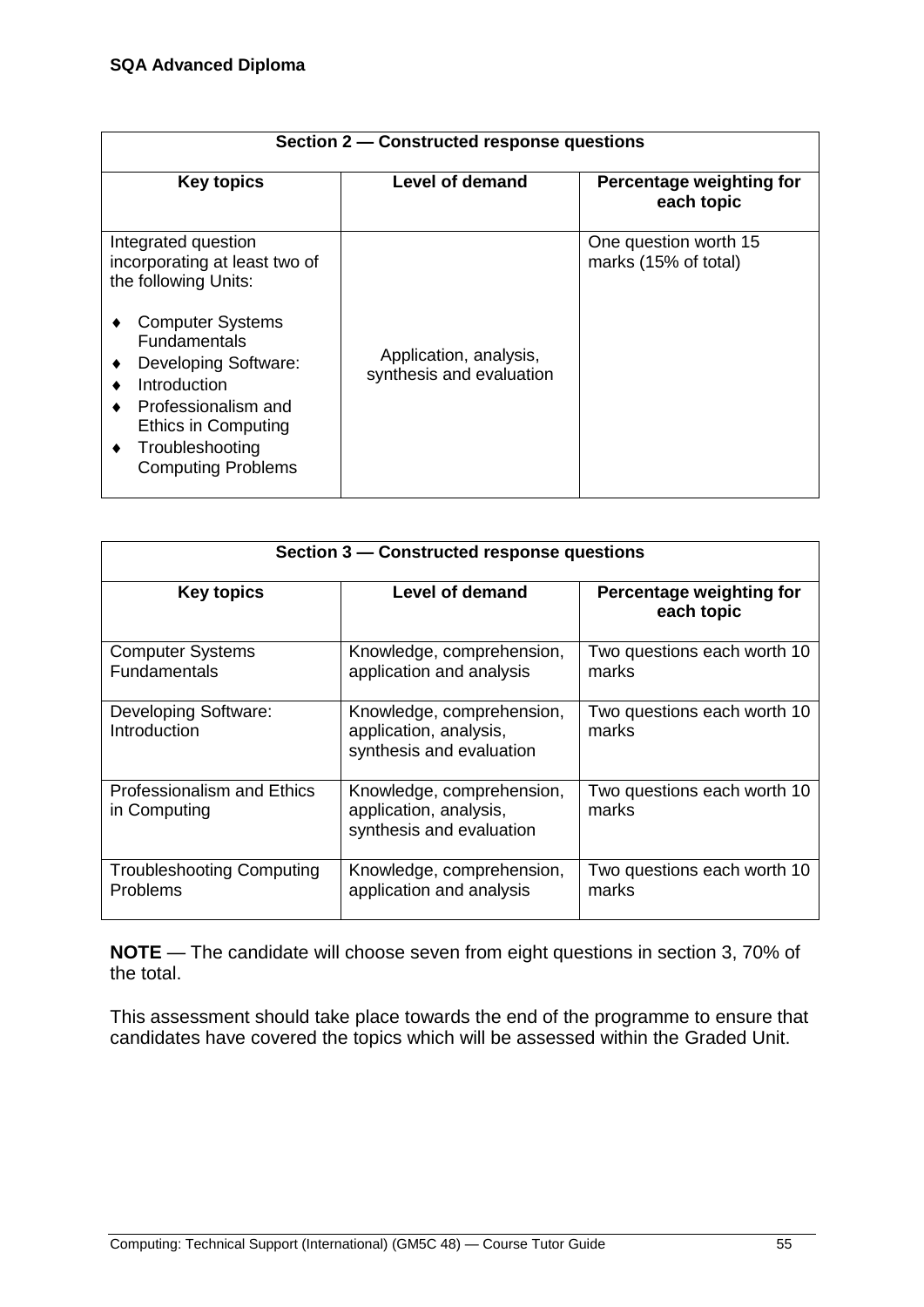| Section 2 — Constructed response questions | | |
|---|---|---|
| **Key topics** | **Level of demand** | **Percentage weighting for each topic** |
| Integrated question incorporating at least two of the following Units:<br>♦ Computer Systems Fundamentals<br>♦ Developing Software: Introduction<br>♦ Professionalism and Ethics in Computing<br>♦ Troubleshooting Computing Problems | Application, analysis, synthesis and evaluation | One question worth 15 marks (15% of total) |

| Section 3 — Constructed response questions | | |
|---|---|---|
| **Key topics** | **Level of demand** | **Percentage weighting for each topic** |
| Computer Systems Fundamentals | Knowledge, comprehension, application and analysis | Two questions each worth 10 marks |
| Developing Software: Introduction | Knowledge, comprehension, application, analysis, synthesis and evaluation | Two questions each worth 10 marks |
| Professionalism and Ethics in Computing | Knowledge, comprehension, application, analysis, synthesis and evaluation | Two questions each worth 10 marks |
| Troubleshooting Computing Problems | Knowledge, comprehension, application and analysis | Two questions each worth 10 marks |

**NOTE** — The candidate will choose seven from eight questions in section 3, 70% of the total.

This assessment should take place towards the end of the programme to ensure that candidates have covered the topics which will be assessed within the Graded Unit.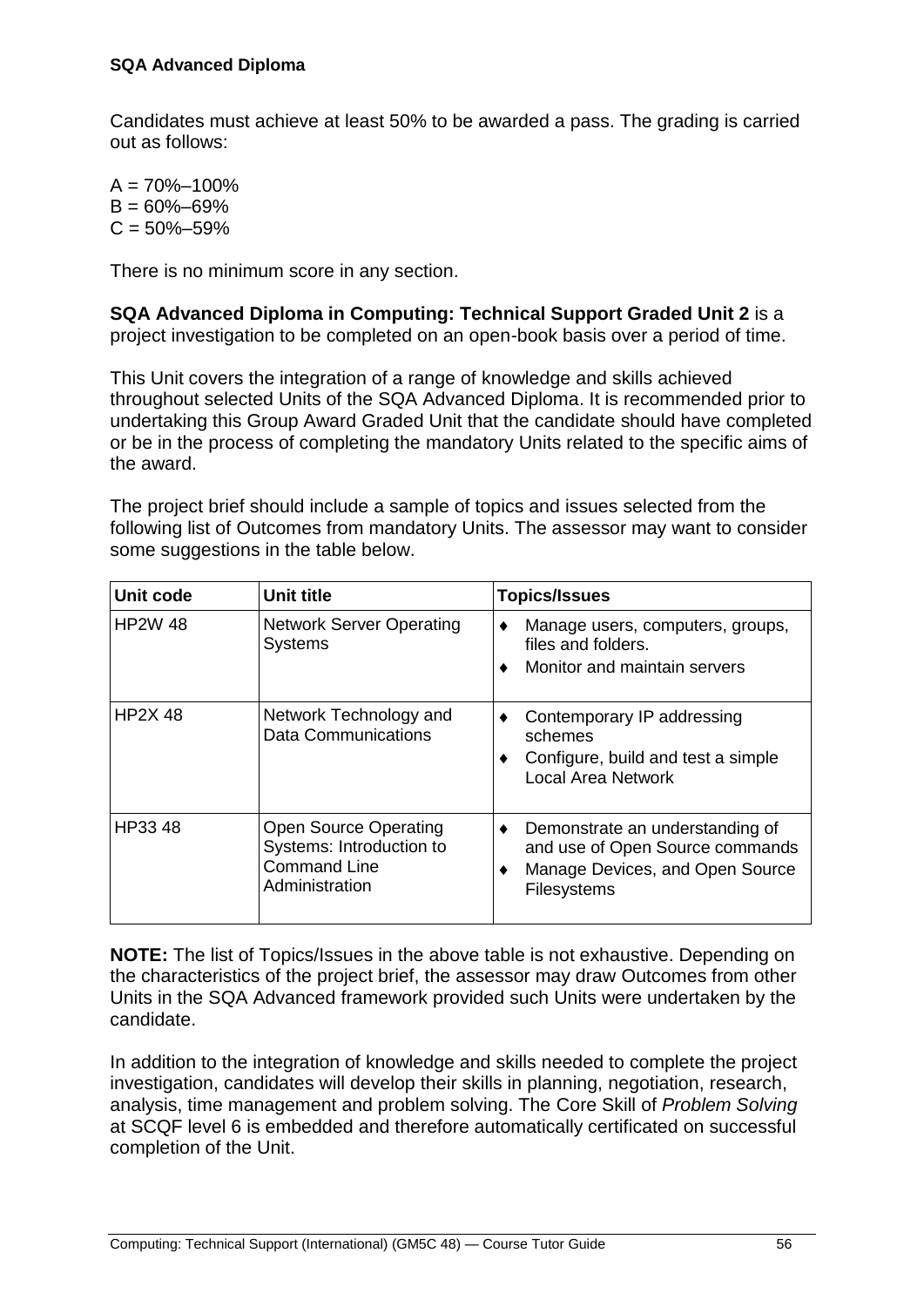Candidates must achieve at least 50% to be awarded a pass. The grading is carried out as follows:

A = 70%–100%
B = 60%–69%
C = 50%–59%

There is no minimum score in any section.

**SQA Advanced Diploma in Computing: Technical Support Graded Unit 2** is a project investigation to be completed on an open-book basis over a period of time.

This Unit covers the integration of a range of knowledge and skills achieved throughout selected Units of the SQA Advanced Diploma. It is recommended prior to undertaking this Group Award Graded Unit that the candidate should have completed or be in the process of completing the mandatory Units related to the specific aims of the award.

The project brief should include a sample of topics and issues selected from the following list of Outcomes from mandatory Units. The assessor may want to consider some suggestions in the table below.

| Unit code | Unit title | Topics/Issues |
|---|---|---|
| HP2W 48 | Network Server Operating Systems | ♦ Manage users, computers, groups, files and folders.<br>♦ Monitor and maintain servers |
| HP2X 48 | Network Technology and Data Communications | ♦ Contemporary IP addressing schemes<br>♦ Configure, build and test a simple Local Area Network |
| HP33 48 | Open Source Operating Systems: Introduction to Command Line Administration | ♦ Demonstrate an understanding of and use of Open Source commands<br>♦ Manage Devices, and Open Source Filesystems |

**NOTE:** The list of Topics/Issues in the above table is not exhaustive. Depending on the characteristics of the project brief, the assessor may draw Outcomes from other Units in the SQA Advanced framework provided such Units were undertaken by the candidate.

In addition to the integration of knowledge and skills needed to complete the project investigation, candidates will develop their skills in planning, negotiation, research, analysis, time management and problem solving. The Core Skill of *Problem Solving* at SCQF level 6 is embedded and therefore automatically certificated on successful completion of the Unit.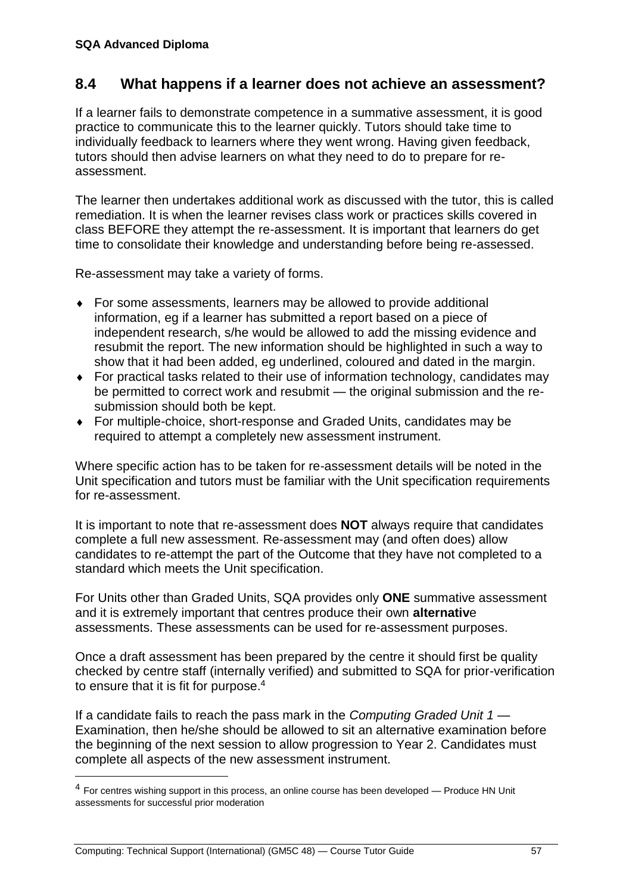## 8.4 What happens if a learner does not achieve an assessment?

If a learner fails to demonstrate competence in a summative assessment, it is good practice to communicate this to the learner quickly. Tutors should take time to individually feedback to learners where they went wrong. Having given feedback, tutors should then advise learners on what they need to do to prepare for re-assessment.

The learner then undertakes additional work as discussed with the tutor, this is called remediation. It is when the learner revises class work or practices skills covered in class BEFORE they attempt the re-assessment. It is important that learners do get time to consolidate their knowledge and understanding before being re-assessed.

Re-assessment may take a variety of forms.

- For some assessments, learners may be allowed to provide additional information, eg if a learner has submitted a report based on a piece of independent research, s/he would be allowed to add the missing evidence and resubmit the report. The new information should be highlighted in such a way to show that it had been added, eg underlined, coloured and dated in the margin.
- For practical tasks related to their use of information technology, candidates may be permitted to correct work and resubmit — the original submission and the re-submission should both be kept.
- For multiple-choice, short-response and Graded Units, candidates may be required to attempt a completely new assessment instrument.

Where specific action has to be taken for re-assessment details will be noted in the Unit specification and tutors must be familiar with the Unit specification requirements for re-assessment.

It is important to note that re-assessment does **NOT** always require that candidates complete a full new assessment. Re-assessment may (and often does) allow candidates to re-attempt the part of the Outcome that they have not completed to a standard which meets the Unit specification.

For Units other than Graded Units, SQA provides only **ONE** summative assessment and it is extremely important that centres produce their own **alternativ**e assessments. These assessments can be used for re-assessment purposes.

Once a draft assessment has been prepared by the centre it should first be quality checked by centre staff (internally verified) and submitted to SQA for prior-verification to ensure that it is fit for purpose.[4]

If a candidate fails to reach the pass mark in the *Computing Graded Unit 1* — Examination, then he/she should be allowed to sit an alternative examination before the beginning of the next session to allow progression to Year 2. Candidates must complete all aspects of the new assessment instrument.

[4] For centres wishing support in this process, an online course has been developed — Produce HN Unit assessments for successful prior moderation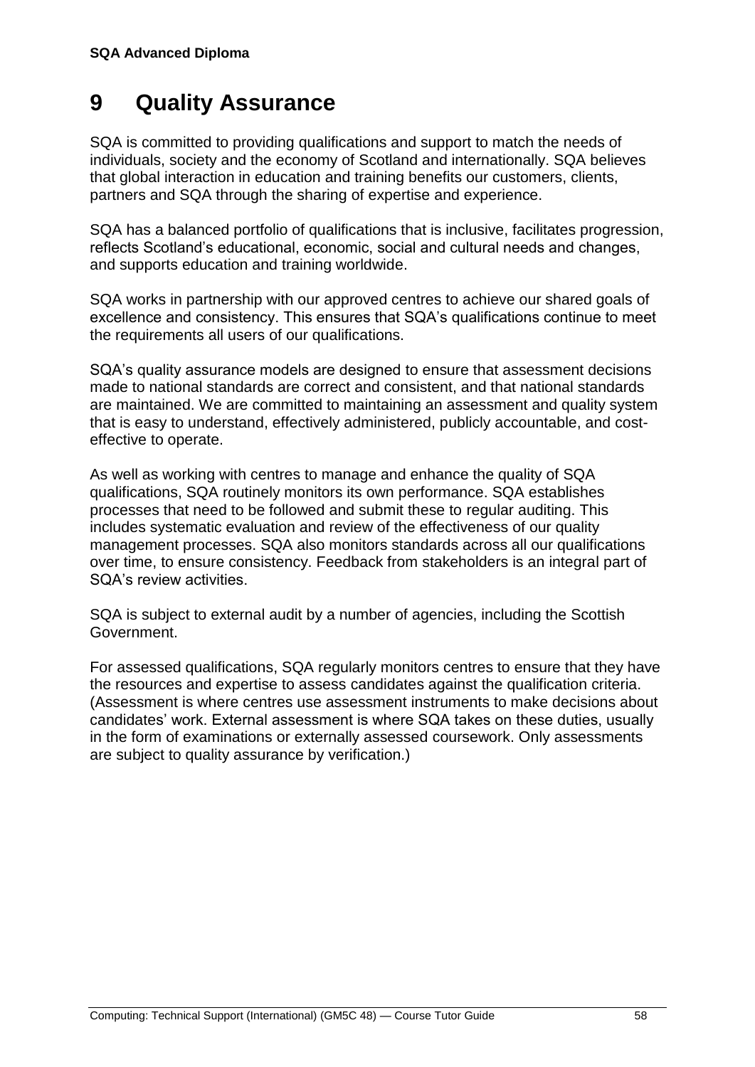# 9 Quality Assurance

SQA is committed to providing qualifications and support to match the needs of individuals, society and the economy of Scotland and internationally. SQA believes that global interaction in education and training benefits our customers, clients, partners and SQA through the sharing of expertise and experience.

SQA has a balanced portfolio of qualifications that is inclusive, facilitates progression, reflects Scotland's educational, economic, social and cultural needs and changes, and supports education and training worldwide.

SQA works in partnership with our approved centres to achieve our shared goals of excellence and consistency. This ensures that SQA's qualifications continue to meet the requirements all users of our qualifications.

SQA's quality assurance models are designed to ensure that assessment decisions made to national standards are correct and consistent, and that national standards are maintained. We are committed to maintaining an assessment and quality system that is easy to understand, effectively administered, publicly accountable, and cost-effective to operate.

As well as working with centres to manage and enhance the quality of SQA qualifications, SQA routinely monitors its own performance. SQA establishes processes that need to be followed and submit these to regular auditing. This includes systematic evaluation and review of the effectiveness of our quality management processes. SQA also monitors standards across all our qualifications over time, to ensure consistency. Feedback from stakeholders is an integral part of SQA's review activities.

SQA is subject to external audit by a number of agencies, including the Scottish Government.

For assessed qualifications, SQA regularly monitors centres to ensure that they have the resources and expertise to assess candidates against the qualification criteria. (Assessment is where centres use assessment instruments to make decisions about candidates' work. External assessment is where SQA takes on these duties, usually in the form of examinations or externally assessed coursework. Only assessments are subject to quality assurance by verification.)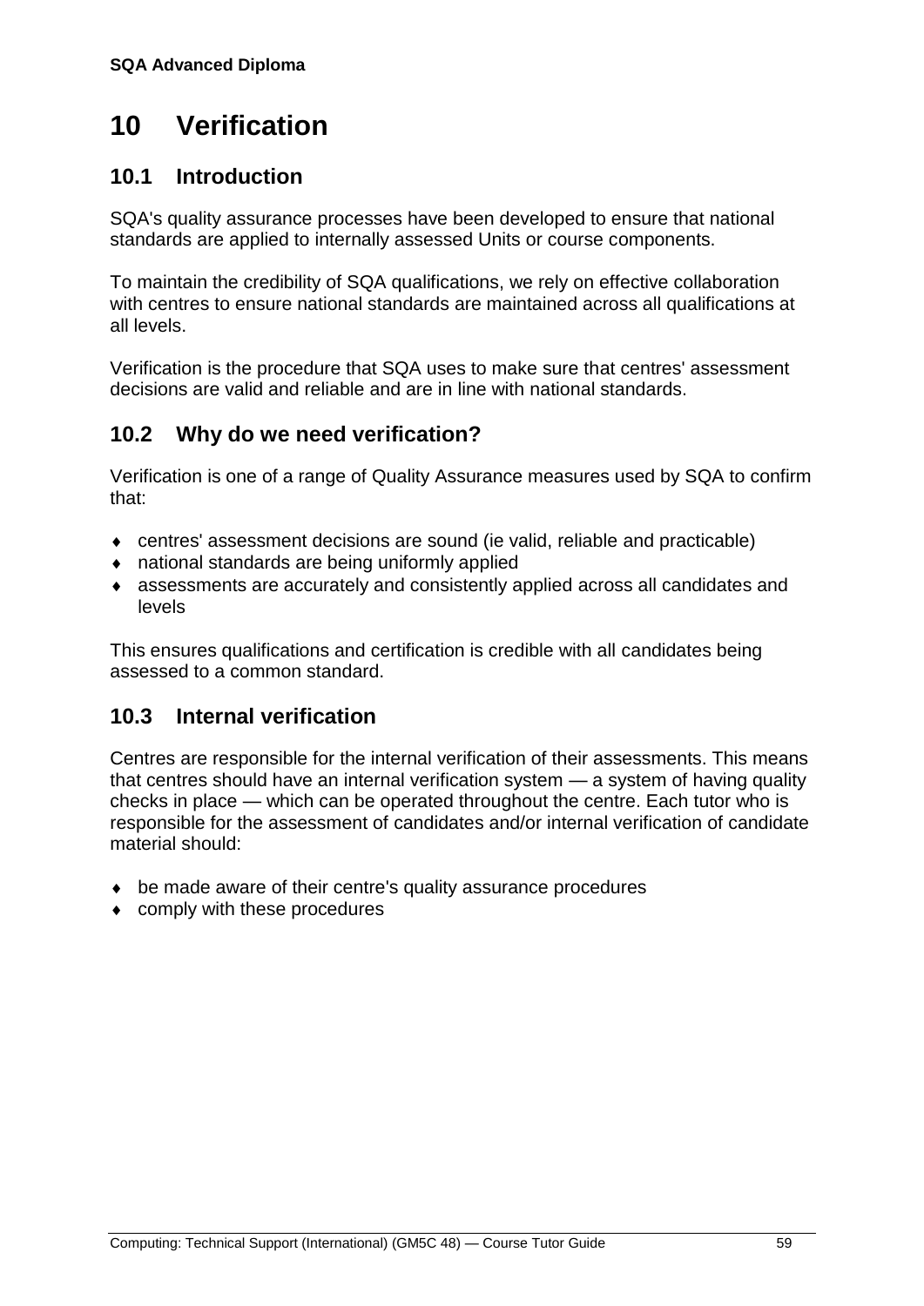# 10 Verification

## 10.1 Introduction

SQA's quality assurance processes have been developed to ensure that national standards are applied to internally assessed Units or course components.

To maintain the credibility of SQA qualifications, we rely on effective collaboration with centres to ensure national standards are maintained across all qualifications at all levels.

Verification is the procedure that SQA uses to make sure that centres' assessment decisions are valid and reliable and are in line with national standards.

## 10.2 Why do we need verification?

Verification is one of a range of Quality Assurance measures used by SQA to confirm that:

- centres' assessment decisions are sound (ie valid, reliable and practicable)
- national standards are being uniformly applied
- assessments are accurately and consistently applied across all candidates and levels

This ensures qualifications and certification is credible with all candidates being assessed to a common standard.

## 10.3 Internal verification

Centres are responsible for the internal verification of their assessments. This means that centres should have an internal verification system — a system of having quality checks in place — which can be operated throughout the centre. Each tutor who is responsible for the assessment of candidates and/or internal verification of candidate material should:

- be made aware of their centre's quality assurance procedures
- comply with these procedures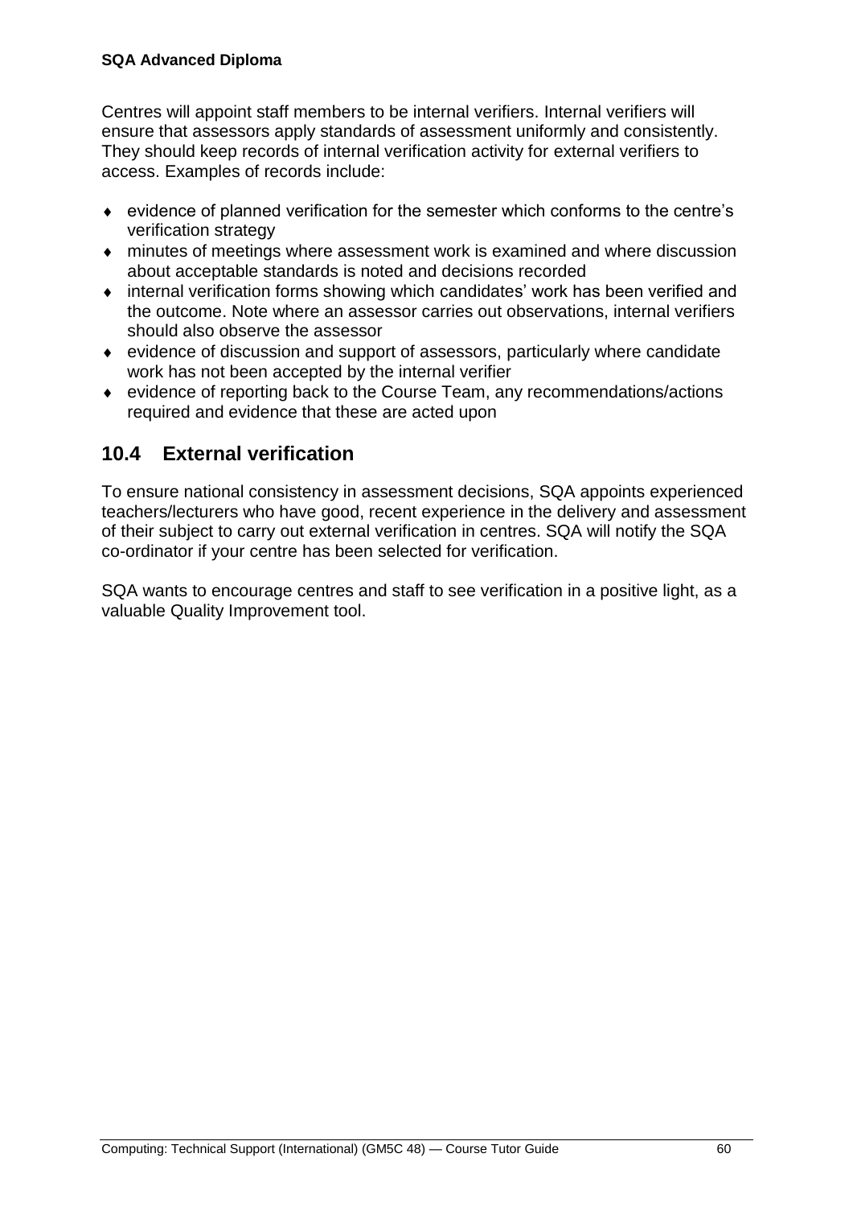Centres will appoint staff members to be internal verifiers. Internal verifiers will ensure that assessors apply standards of assessment uniformly and consistently. They should keep records of internal verification activity for external verifiers to access. Examples of records include:

- evidence of planned verification for the semester which conforms to the centre's verification strategy
- minutes of meetings where assessment work is examined and where discussion about acceptable standards is noted and decisions recorded
- internal verification forms showing which candidates' work has been verified and the outcome. Note where an assessor carries out observations, internal verifiers should also observe the assessor
- evidence of discussion and support of assessors, particularly where candidate work has not been accepted by the internal verifier
- evidence of reporting back to the Course Team, any recommendations/actions required and evidence that these are acted upon

## 10.4 External verification

To ensure national consistency in assessment decisions, SQA appoints experienced teachers/lecturers who have good, recent experience in the delivery and assessment of their subject to carry out external verification in centres. SQA will notify the SQA co-ordinator if your centre has been selected for verification.

SQA wants to encourage centres and staff to see verification in a positive light, as a valuable Quality Improvement tool.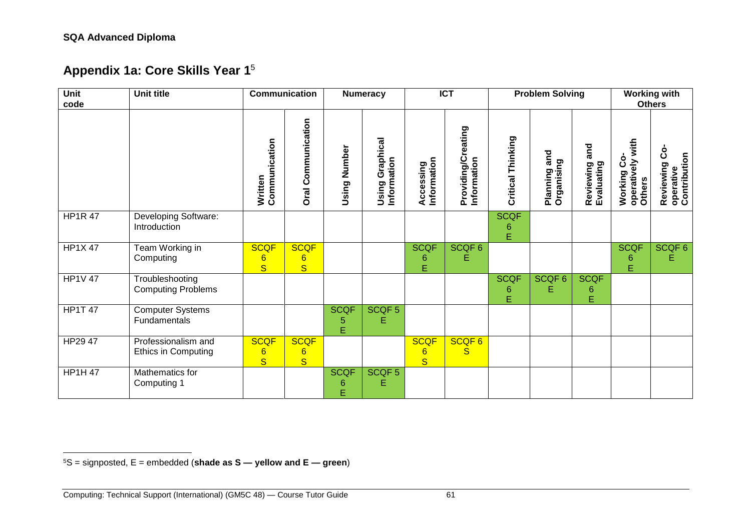**SQA Advanced Diploma**

## Appendix 1a: Core Skills Year 1[5]

| Unit code | Unit title | Communication | | Numeracy | | ICT | | Problem Solving | | | Working with Others | |
|---|---|---|---|---|---|---|---|---|---|---|---|---|
| | | Written Communication | Oral Communication | Using Number | Using Graphical Information | Accessing Information | Providing/Creating Information | Critical Thinking | Planning and Organising | Reviewing and Evaluating | Working Co-operatively with Others | Reviewing Co-operative Contribution |
| HP1R 47 | Developing Software: Introduction | | | | | | | SCQF 6 E | | | | |
| HP1X 47 | Team Working in Computing | SCQF 6 S | SCQF 6 S | | | SCQF 6 E | SCQF 6 E | | | | SCQF 6 E | SCQF 6 E |
| HP1V 47 | Troubleshooting Computing Problems | | | | | | | SCQF 6 E | SCQF 6 E | SCQF 6 E | | |
| HP1T 47 | Computer Systems Fundamentals | | | SCQF 5 E | SCQF 5 E | | | | | | | |
| HP29 47 | Professionalism and Ethics in Computing | SCQF 6 S | SCQF 6 S | | | SCQF 6 S | SCQF 6 S | | | | | |
| HP1H 47 | Mathematics for Computing 1 | | | SCQF 6 E | SCQF 5 E | | | | | | | |

[5] S = signposted, E = embedded (**shade as S — yellow and E — green**)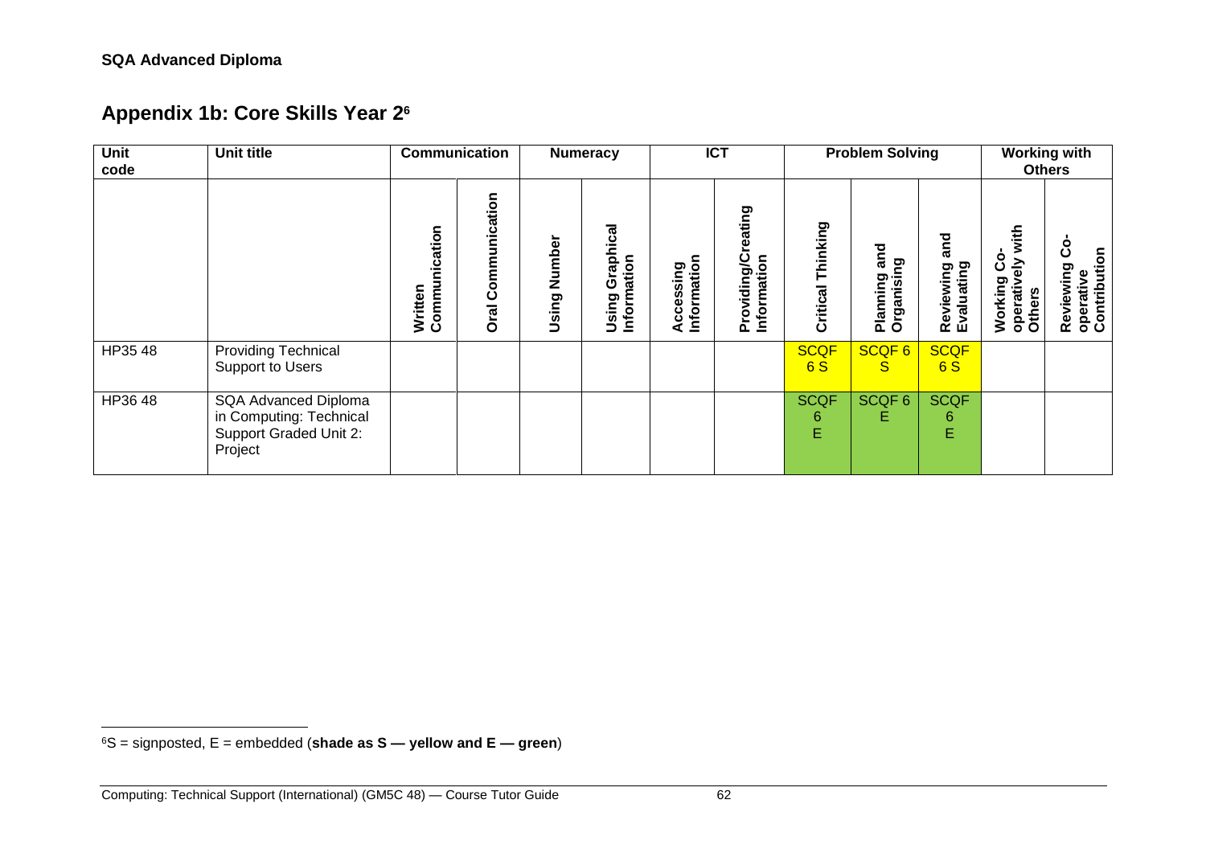## Appendix 1b: Core Skills Year 2[6]

| Unit code | Unit title | Communication | | Numeracy | | ICT | | Problem Solving | | | Working with Others | |
|---|---|---|---|---|---|---|---|---|---|---|---|---|
| | | Written Communication | Oral Communication | Using Number | Using Graphical Information | Accessing Information | Providing/Creating Information | Critical Thinking | Planning and Organising | Reviewing and Evaluating | Working Co-operatively with Others | Reviewing Co-operative Contribution |
| HP35 48 | Providing Technical Support to Users | | | | | | | SCQF 6 S | SCQF 6 S | SCQF 6 S | | |
| HP36 48 | SQA Advanced Diploma in Computing: Technical Support Graded Unit 2: Project | | | | | | | SCQF 6 E | SCQF 6 E | SCQF 6 E | | |

[6] S = signposted, E = embedded (**shade as S — yellow and E — green**)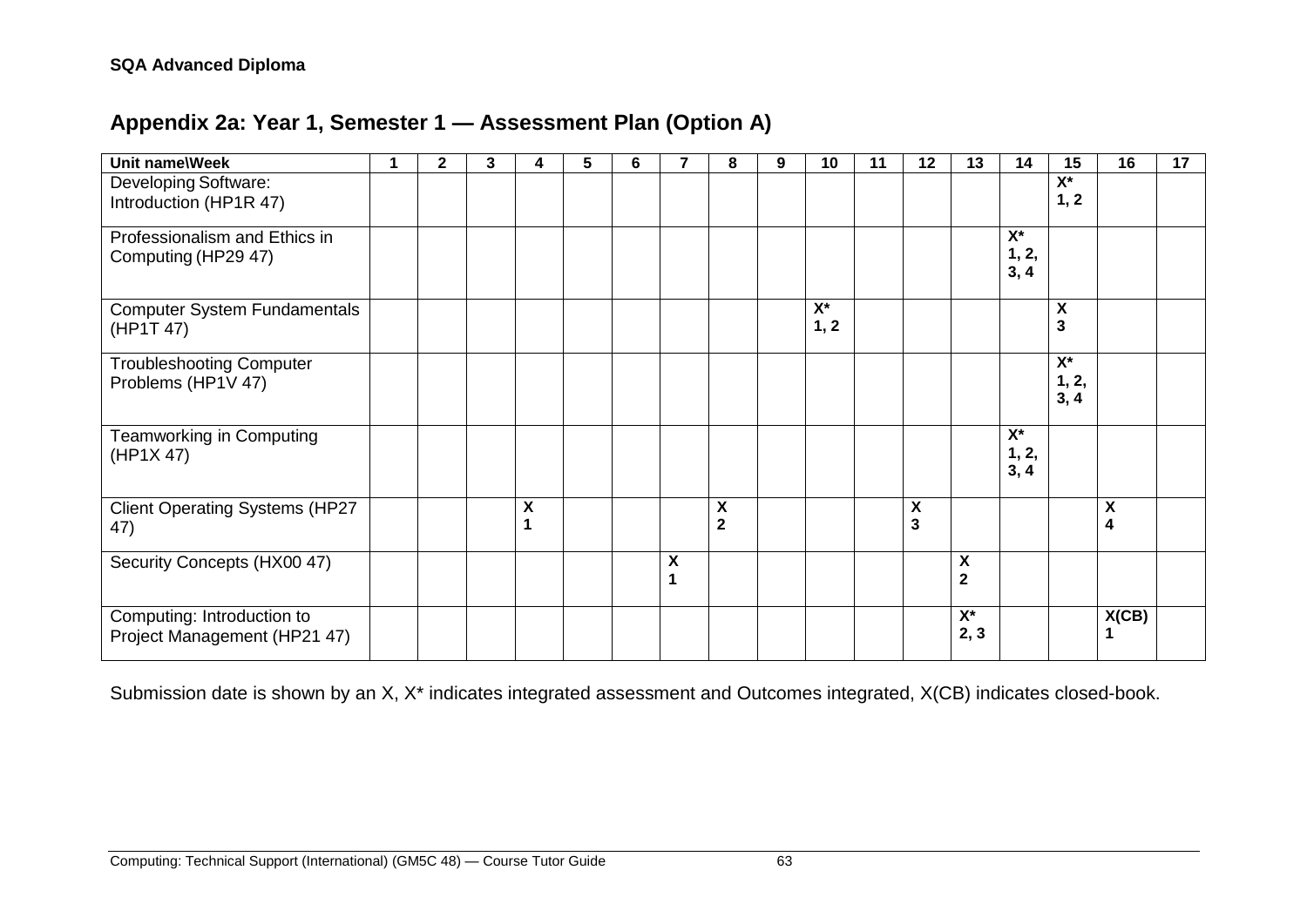## Appendix 2a: Year 1, Semester 1 — Assessment Plan (Option A)

| Unit name\Week | 1 | 2 | 3 | 4 | 5 | 6 | 7 | 8 | 9 | 10 | 11 | 12 | 13 | 14 | 15 | 16 | 17 |
|---|---|---|---|---|---|---|---|---|---|---|---|---|---|---|---|---|---|
| Developing Software: Introduction (HP1R 47) | | | | | | | | | | | | | | | X* 1, 2 | | |
| Professionalism and Ethics in Computing (HP29 47) | | | | | | | | | | | | | | X* 1, 2, 3, 4 | | | |
| Computer System Fundamentals (HP1T 47) | | | | | | | | | | X* 1, 2 | | | | | X 3 | | |
| Troubleshooting Computer Problems (HP1V 47) | | | | | | | | | | | | | | | X* 1, 2, 3, 4 | | |
| Teamworking in Computing (HP1X 47) | | | | | | | | | | | | | | X* 1, 2, 3, 4 | | | |
| Client Operating Systems (HP27 47) | | | | X 1 | | | | X 2 | | | | X 3 | | | | X 4 | |
| Security Concepts (HX00 47) | | | | | | | X 1 | | | | | | X 2 | | | | |
| Computing: Introduction to Project Management (HP21 47) | | | | | | | | | | | | | X* 2, 3 | | | X(CB) 1 | |

Submission date is shown by an X, X* indicates integrated assessment and Outcomes integrated, X(CB) indicates closed-book.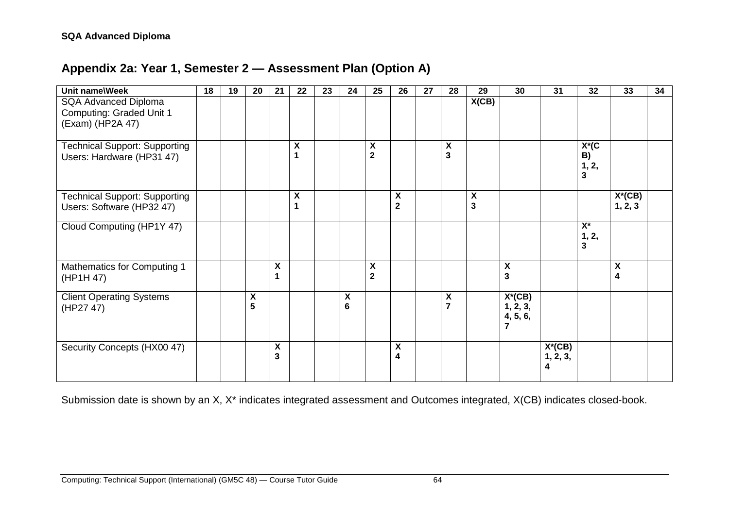## Appendix 2a: Year 1, Semester 2 — Assessment Plan (Option A)

| Unit name\Week | 18 | 19 | 20 | 21 | 22 | 23 | 24 | 25 | 26 | 27 | 28 | 29 | 30 | 31 | 32 | 33 | 34 |
|---|---|---|---|---|---|---|---|---|---|---|---|---|---|---|---|---|---|
| SQA Advanced Diploma Computing: Graded Unit 1 (Exam) (HP2A 47) | | | | | | | | | | | | X(CB) | | | | | |
| Technical Support: Supporting Users: Hardware (HP31 47) | | | | | X 1 | | | X 2 | | | X 3 | | | | X*(CB) 1, 2, 3 | | |
| Technical Support: Supporting Users: Software (HP32 47) | | | | | X 1 | | | | X 2 | | | X 3 | | | | X*(CB) 1, 2, 3 | |
| Cloud Computing (HP1Y 47) | | | | | | | | | | | | | | | X* 1, 2, 3 | | |
| Mathematics for Computing 1 (HP1H 47) | | | | X 1 | | | | X 2 | | | | | X 3 | | | X 4 | |
| Client Operating Systems (HP27 47) | | | X 5 | | | | X 6 | | | | X 7 | | X*(CB) 1, 2, 3, 4, 5, 6, 7 | | | | |
| Security Concepts (HX00 47) | | | | X 3 | | | | | X 4 | | | | | X*(CB) 1, 2, 3, 4 | | | |

Submission date is shown by an X, X* indicates integrated assessment and Outcomes integrated, X(CB) indicates closed-book.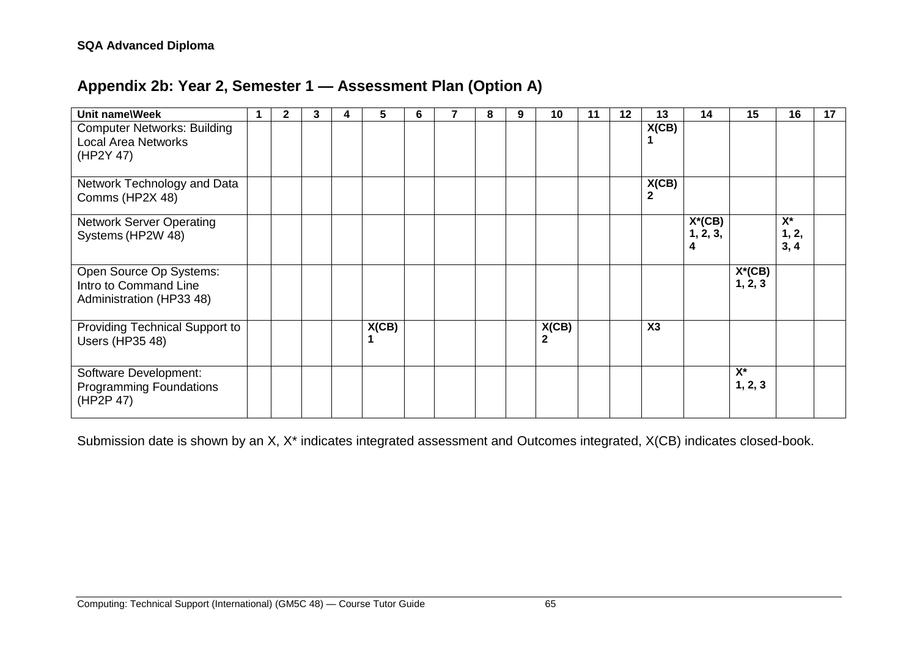## Appendix 2b: Year 2, Semester 1 — Assessment Plan (Option A)

| Unit name\Week | 1 | 2 | 3 | 4 | 5 | 6 | 7 | 8 | 9 | 10 | 11 | 12 | 13 | 14 | 15 | 16 | 17 |
|---|---|---|---|---|---|---|---|---|---|---|---|---|---|---|---|---|---|
| Computer Networks: Building Local Area Networks (HP2Y 47) | | | | | | | | | | | | | **X(CB) 1** | | | | |
| Network Technology and Data Comms (HP2X 48) | | | | | | | | | | | | | **X(CB) 2** | | | | |
| Network Server Operating Systems (HP2W 48) | | | | | | | | | | | | | | **X*(CB) 1, 2, 3, 4** | | **X* 1, 2, 3, 4** | |
| Open Source Op Systems: Intro to Command Line Administration (HP33 48) | | | | | | | | | | | | | | | **X*(CB) 1, 2, 3** | | |
| Providing Technical Support to Users (HP35 48) | | | | | **X(CB) 1** | | | | | **X(CB) 2** | | | **X3** | | | | |
| Software Development: Programming Foundations (HP2P 47) | | | | | | | | | | | | | | | **X* 1, 2, 3** | | |

Submission date is shown by an X, X* indicates integrated assessment and Outcomes integrated, X(CB) indicates closed-book.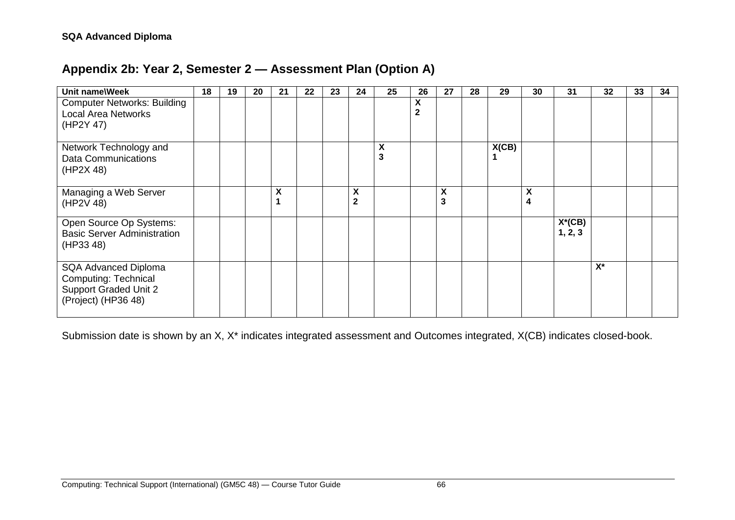**SQA Advanced Diploma**

## Appendix 2b: Year 2, Semester 2 — Assessment Plan (Option A)

| Unit name\Week | 18 | 19 | 20 | 21 | 22 | 23 | 24 | 25 | 26 | 27 | 28 | 29 | 30 | 31 | 32 | 33 | 34 |
|---|---|---|---|---|---|---|---|---|---|---|---|---|---|---|---|---|---|
| Computer Networks: Building Local Area Networks (HP2Y 47) | | | | | | | | | X 2 | | | | | | | | |
| Network Technology and Data Communications (HP2X 48) | | | | | | | | X 3 | | | | X(CB) 1 | | | | | |
| Managing a Web Server (HP2V 48) | | | | X 1 | | | X 2 | | | X 3 | | | X 4 | | | | |
| Open Source Op Systems: Basic Server Administration (HP33 48) | | | | | | | | | | | | | | X*(CB) 1, 2, 3 | | | |
| SQA Advanced Diploma Computing: Technical Support Graded Unit 2 (Project) (HP36 48) | | | | | | | | | | | | | | | X* | | |

Submission date is shown by an X, X* indicates integrated assessment and Outcomes integrated, X(CB) indicates closed-book.